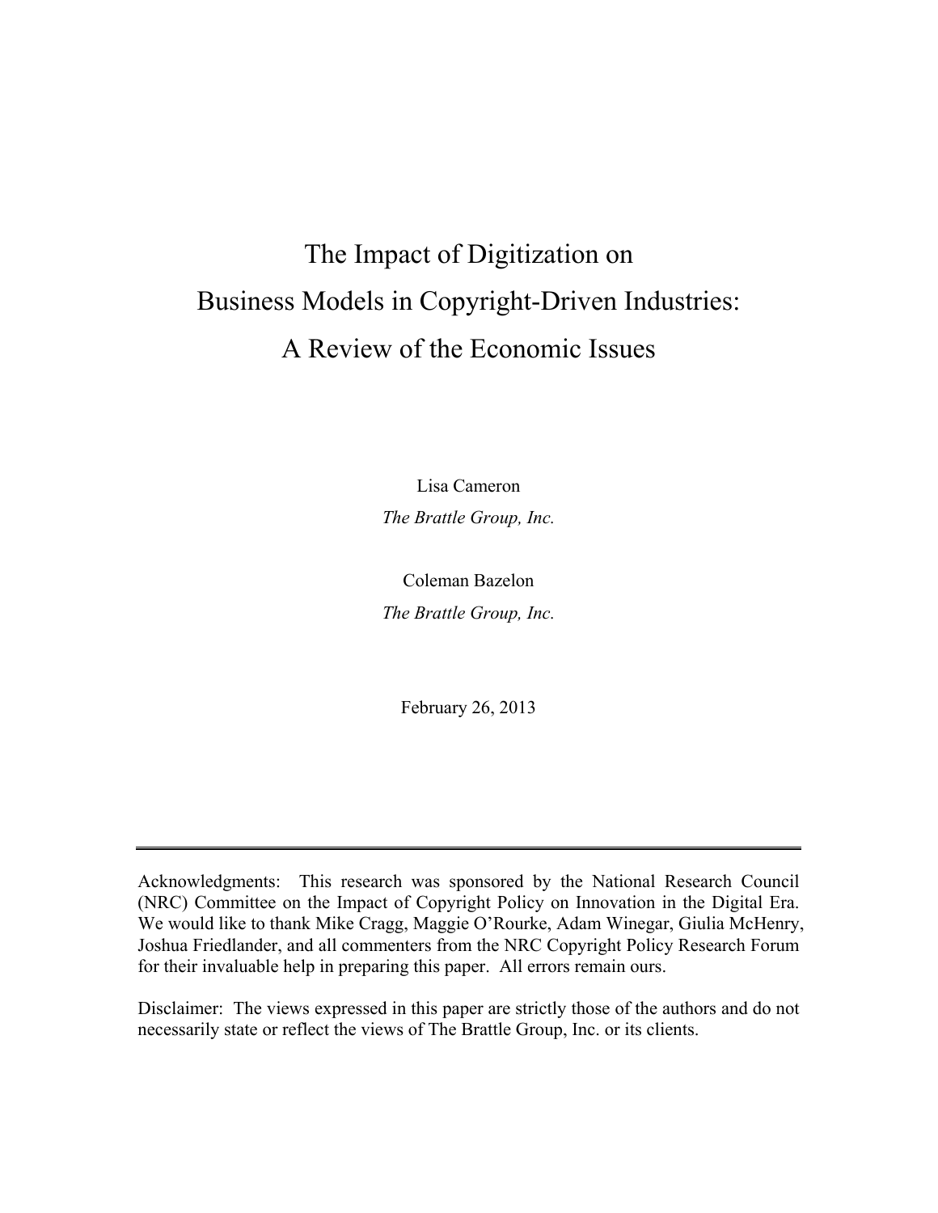# The Impact of Digitization on Business Models in Copyright-Driven Industries: A Review of the Economic Issues

Lisa Cameron
*The Brattle Group, Inc.*

Coleman Bazelon
*The Brattle Group, Inc.*

February 26, 2013

---

Acknowledgments: This research was sponsored by the National Research Council (NRC) Committee on the Impact of Copyright Policy on Innovation in the Digital Era. We would like to thank Mike Cragg, Maggie O'Rourke, Adam Winegar, Giulia McHenry, Joshua Friedlander, and all commenters from the NRC Copyright Policy Research Forum for their invaluable help in preparing this paper. All errors remain ours.

Disclaimer: The views expressed in this paper are strictly those of the authors and do not necessarily state or reflect the views of The Brattle Group, Inc. or its clients.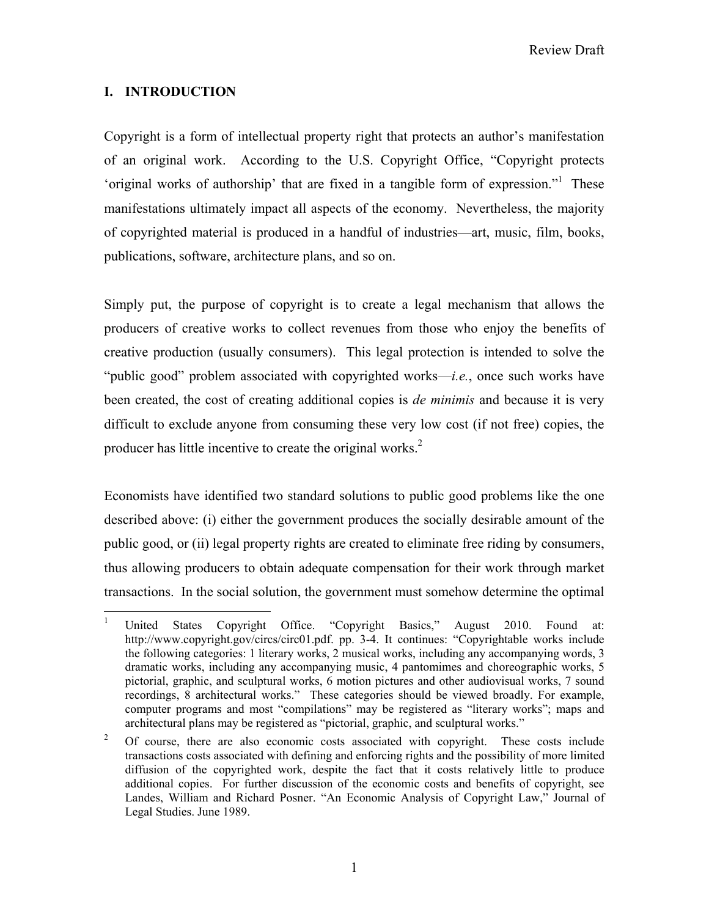## I. INTRODUCTION

Copyright is a form of intellectual property right that protects an author's manifestation of an original work. According to the U.S. Copyright Office, "Copyright protects 'original works of authorship' that are fixed in a tangible form of expression."[1] These manifestations ultimately impact all aspects of the economy. Nevertheless, the majority of copyrighted material is produced in a handful of industries—art, music, film, books, publications, software, architecture plans, and so on.

Simply put, the purpose of copyright is to create a legal mechanism that allows the producers of creative works to collect revenues from those who enjoy the benefits of creative production (usually consumers). This legal protection is intended to solve the "public good" problem associated with copyrighted works—*i.e.*, once such works have been created, the cost of creating additional copies is *de minimis* and because it is very difficult to exclude anyone from consuming these very low cost (if not free) copies, the producer has little incentive to create the original works.[2]

Economists have identified two standard solutions to public good problems like the one described above: (i) either the government produces the socially desirable amount of the public good, or (ii) legal property rights are created to eliminate free riding by consumers, thus allowing producers to obtain adequate compensation for their work through market transactions. In the social solution, the government must somehow determine the optimal

---

[1] United States Copyright Office. "Copyright Basics," August 2010. Found at: http://www.copyright.gov/circs/circ01.pdf. pp. 3-4. It continues: "Copyrightable works include the following categories: 1 literary works, 2 musical works, including any accompanying words, 3 dramatic works, including any accompanying music, 4 pantomimes and choreographic works, 5 pictorial, graphic, and sculptural works, 6 motion pictures and other audiovisual works, 7 sound recordings, 8 architectural works." These categories should be viewed broadly. For example, computer programs and most "compilations" may be registered as "literary works"; maps and architectural plans may be registered as "pictorial, graphic, and sculptural works."

[2] Of course, there are also economic costs associated with copyright. These costs include transactions costs associated with defining and enforcing rights and the possibility of more limited diffusion of the copyrighted work, despite the fact that it costs relatively little to produce additional copies. For further discussion of the economic costs and benefits of copyright, see Landes, William and Richard Posner. "An Economic Analysis of Copyright Law," Journal of Legal Studies. June 1989.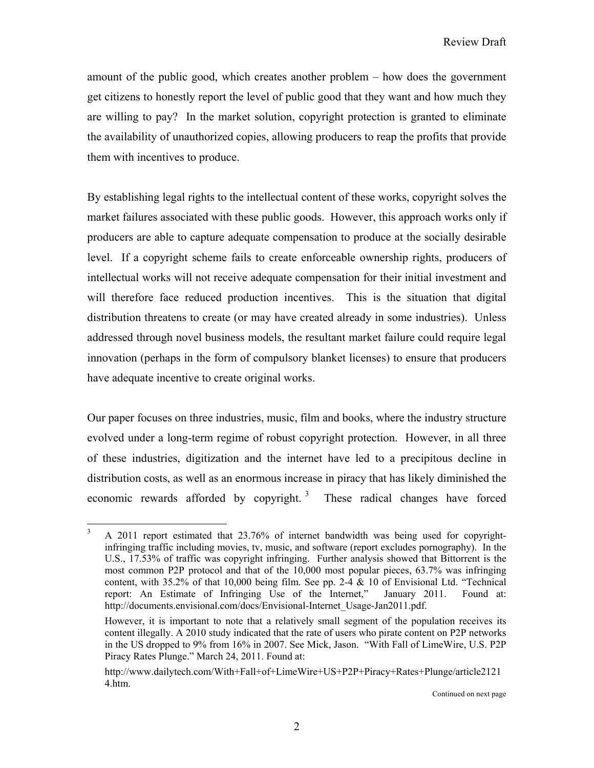amount of the public good, which creates another problem – how does the government get citizens to honestly report the level of public good that they want and how much they are willing to pay? In the market solution, copyright protection is granted to eliminate the availability of unauthorized copies, allowing producers to reap the profits that provide them with incentives to produce.

By establishing legal rights to the intellectual content of these works, copyright solves the market failures associated with these public goods. However, this approach works only if producers are able to capture adequate compensation to produce at the socially desirable level. If a copyright scheme fails to create enforceable ownership rights, producers of intellectual works will not receive adequate compensation for their initial investment and will therefore face reduced production incentives. This is the situation that digital distribution threatens to create (or may have created already in some industries). Unless addressed through novel business models, the resultant market failure could require legal innovation (perhaps in the form of compulsory blanket licenses) to ensure that producers have adequate incentive to create original works.

Our paper focuses on three industries, music, film and books, where the industry structure evolved under a long-term regime of robust copyright protection. However, in all three of these industries, digitization and the internet have led to a precipitous decline in distribution costs, as well as an enormous increase in piracy that has likely diminished the economic rewards afforded by copyright. [3] These radical changes have forced

---

[3] A 2011 report estimated that 23.76% of internet bandwidth was being used for copyright-infringing traffic including movies, tv, music, and software (report excludes pornography). In the U.S., 17.53% of traffic was copyright infringing. Further analysis showed that Bittorrent is the most common P2P protocol and that of the 10,000 most popular pieces, 63.7% was infringing content, with 35.2% of that 10,000 being film. See pp. 2-4 & 10 of Envisional Ltd. "Technical report: An Estimate of Infringing Use of the Internet," January 2011. Found at: http://documents.envisional.com/docs/Envisional-Internet_Usage-Jan2011.pdf.

However, it is important to note that a relatively small segment of the population receives its content illegally. A 2010 study indicated that the rate of users who pirate content on P2P networks in the US dropped to 9% from 16% in 2007. See Mick, Jason. "With Fall of LimeWire, U.S. P2P Piracy Rates Plunge." March 24, 2011. Found at:

http://www.dailytech.com/With+Fall+of+LimeWire+US+P2P+Piracy+Rates+Plunge/article21214.htm.

Continued on next page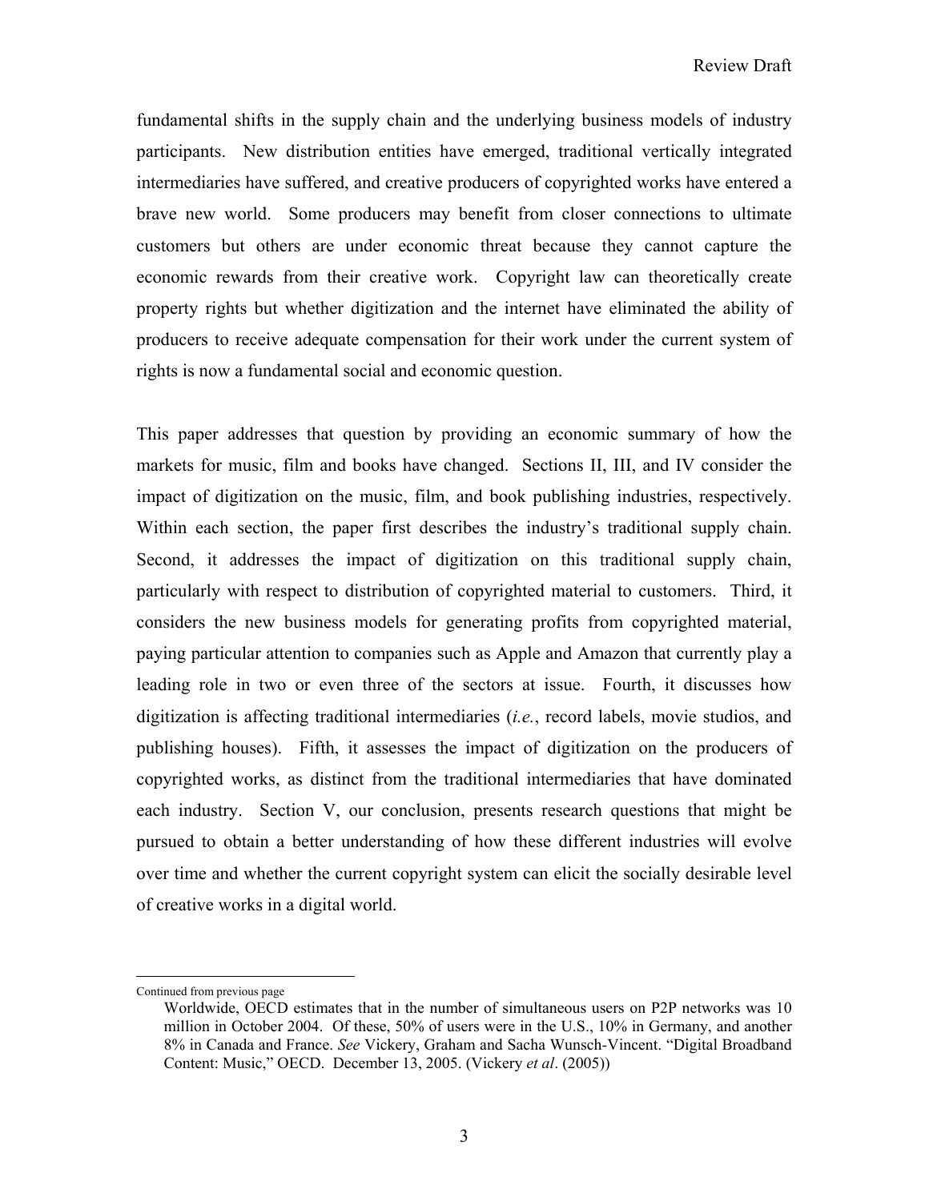fundamental shifts in the supply chain and the underlying business models of industry participants. New distribution entities have emerged, traditional vertically integrated intermediaries have suffered, and creative producers of copyrighted works have entered a brave new world. Some producers may benefit from closer connections to ultimate customers but others are under economic threat because they cannot capture the economic rewards from their creative work. Copyright law can theoretically create property rights but whether digitization and the internet have eliminated the ability of producers to receive adequate compensation for their work under the current system of rights is now a fundamental social and economic question.

This paper addresses that question by providing an economic summary of how the markets for music, film and books have changed. Sections II, III, and IV consider the impact of digitization on the music, film, and book publishing industries, respectively. Within each section, the paper first describes the industry's traditional supply chain. Second, it addresses the impact of digitization on this traditional supply chain, particularly with respect to distribution of copyrighted material to customers. Third, it considers the new business models for generating profits from copyrighted material, paying particular attention to companies such as Apple and Amazon that currently play a leading role in two or even three of the sectors at issue. Fourth, it discusses how digitization is affecting traditional intermediaries (*i.e.*, record labels, movie studios, and publishing houses). Fifth, it assesses the impact of digitization on the producers of copyrighted works, as distinct from the traditional intermediaries that have dominated each industry. Section V, our conclusion, presents research questions that might be pursued to obtain a better understanding of how these different industries will evolve over time and whether the current copyright system can elicit the socially desirable level of creative works in a digital world.

---

Continued from previous page

Worldwide, OECD estimates that in the number of simultaneous users on P2P networks was 10 million in October 2004. Of these, 50% of users were in the U.S., 10% in Germany, and another 8% in Canada and France. *See* Vickery, Graham and Sacha Wunsch-Vincent. "Digital Broadband Content: Music," OECD. December 13, 2005. (Vickery *et al*. (2005))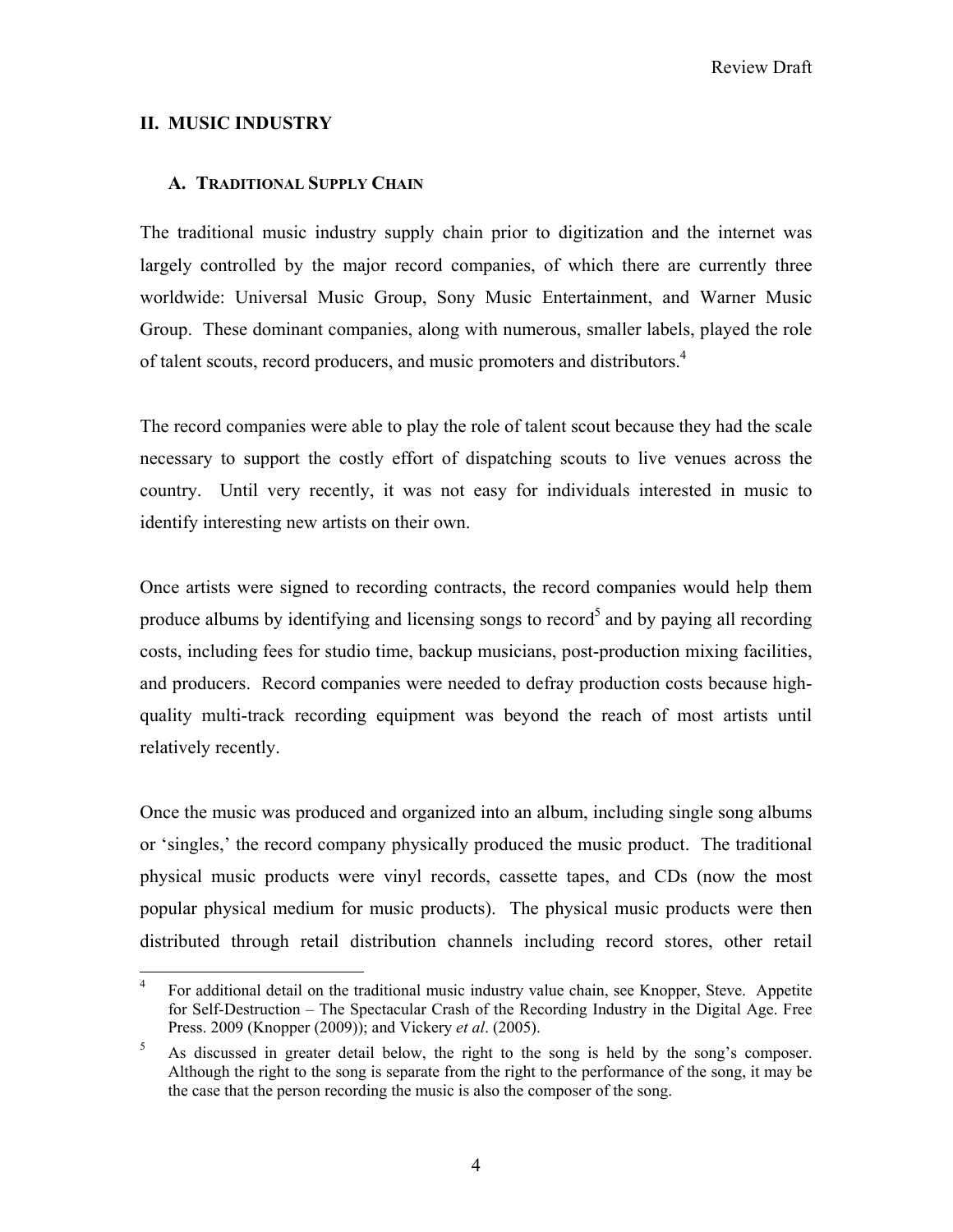## II. MUSIC INDUSTRY

### A. TRADITIONAL SUPPLY CHAIN

The traditional music industry supply chain prior to digitization and the internet was largely controlled by the major record companies, of which there are currently three worldwide: Universal Music Group, Sony Music Entertainment, and Warner Music Group. These dominant companies, along with numerous, smaller labels, played the role of talent scouts, record producers, and music promoters and distributors.[4]

The record companies were able to play the role of talent scout because they had the scale necessary to support the costly effort of dispatching scouts to live venues across the country. Until very recently, it was not easy for individuals interested in music to identify interesting new artists on their own.

Once artists were signed to recording contracts, the record companies would help them produce albums by identifying and licensing songs to record[5] and by paying all recording costs, including fees for studio time, backup musicians, post-production mixing facilities, and producers. Record companies were needed to defray production costs because high-quality multi-track recording equipment was beyond the reach of most artists until relatively recently.

Once the music was produced and organized into an album, including single song albums or 'singles,' the record company physically produced the music product. The traditional physical music products were vinyl records, cassette tapes, and CDs (now the most popular physical medium for music products). The physical music products were then distributed through retail distribution channels including record stores, other retail

---

[4] For additional detail on the traditional music industry value chain, see Knopper, Steve. Appetite for Self-Destruction – The Spectacular Crash of the Recording Industry in the Digital Age. Free Press. 2009 (Knopper (2009)); and Vickery *et al*. (2005).

[5] As discussed in greater detail below, the right to the song is held by the song's composer. Although the right to the song is separate from the right to the performance of the song, it may be the case that the person recording the music is also the composer of the song.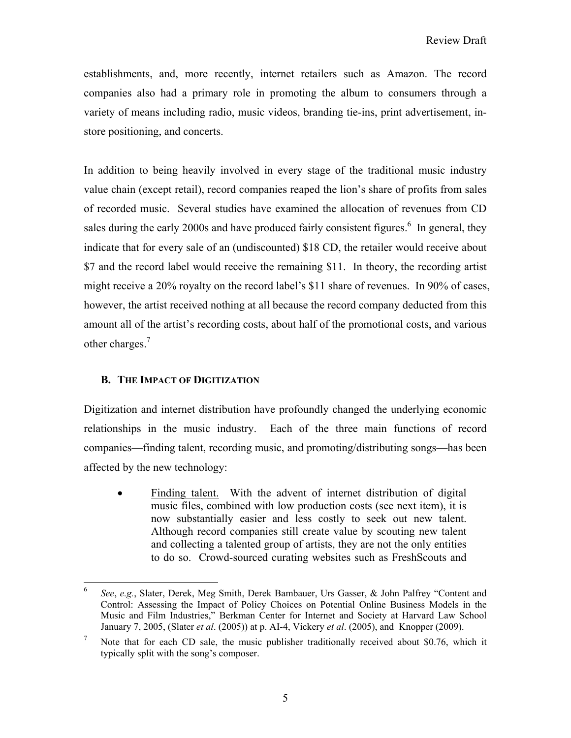establishments, and, more recently, internet retailers such as Amazon. The record companies also had a primary role in promoting the album to consumers through a variety of means including radio, music videos, branding tie-ins, print advertisement, in-store positioning, and concerts.

In addition to being heavily involved in every stage of the traditional music industry value chain (except retail), record companies reaped the lion's share of profits from sales of recorded music. Several studies have examined the allocation of revenues from CD sales during the early 2000s and have produced fairly consistent figures.[6] In general, they indicate that for every sale of an (undiscounted) $18 CD, the retailer would receive about $7 and the record label would receive the remaining $11. In theory, the recording artist might receive a 20% royalty on the record label's $11 share of revenues. In 90% of cases, however, the artist received nothing at all because the record company deducted from this amount all of the artist's recording costs, about half of the promotional costs, and various other charges.[7]

### B. The Impact of Digitization

Digitization and internet distribution have profoundly changed the underlying economic relationships in the music industry. Each of the three main functions of record companies—finding talent, recording music, and promoting/distributing songs—has been affected by the new technology:

- Finding talent. With the advent of internet distribution of digital music files, combined with low production costs (see next item), it is now substantially easier and less costly to seek out new talent. Although record companies still create value by scouting new talent and collecting a talented group of artists, they are not the only entities to do so. Crowd-sourced curating websites such as FreshScouts and

---

[6] *See*, *e.g.*, Slater, Derek, Meg Smith, Derek Bambauer, Urs Gasser, & John Palfrey "Content and Control: Assessing the Impact of Policy Choices on Potential Online Business Models in the Music and Film Industries," Berkman Center for Internet and Society at Harvard Law School January 7, 2005, (Slater *et al*. (2005)) at p. AI-4, Vickery *et al*. (2005), and Knopper (2009).

[7] Note that for each CD sale, the music publisher traditionally received about $0.76, which it typically split with the song's composer.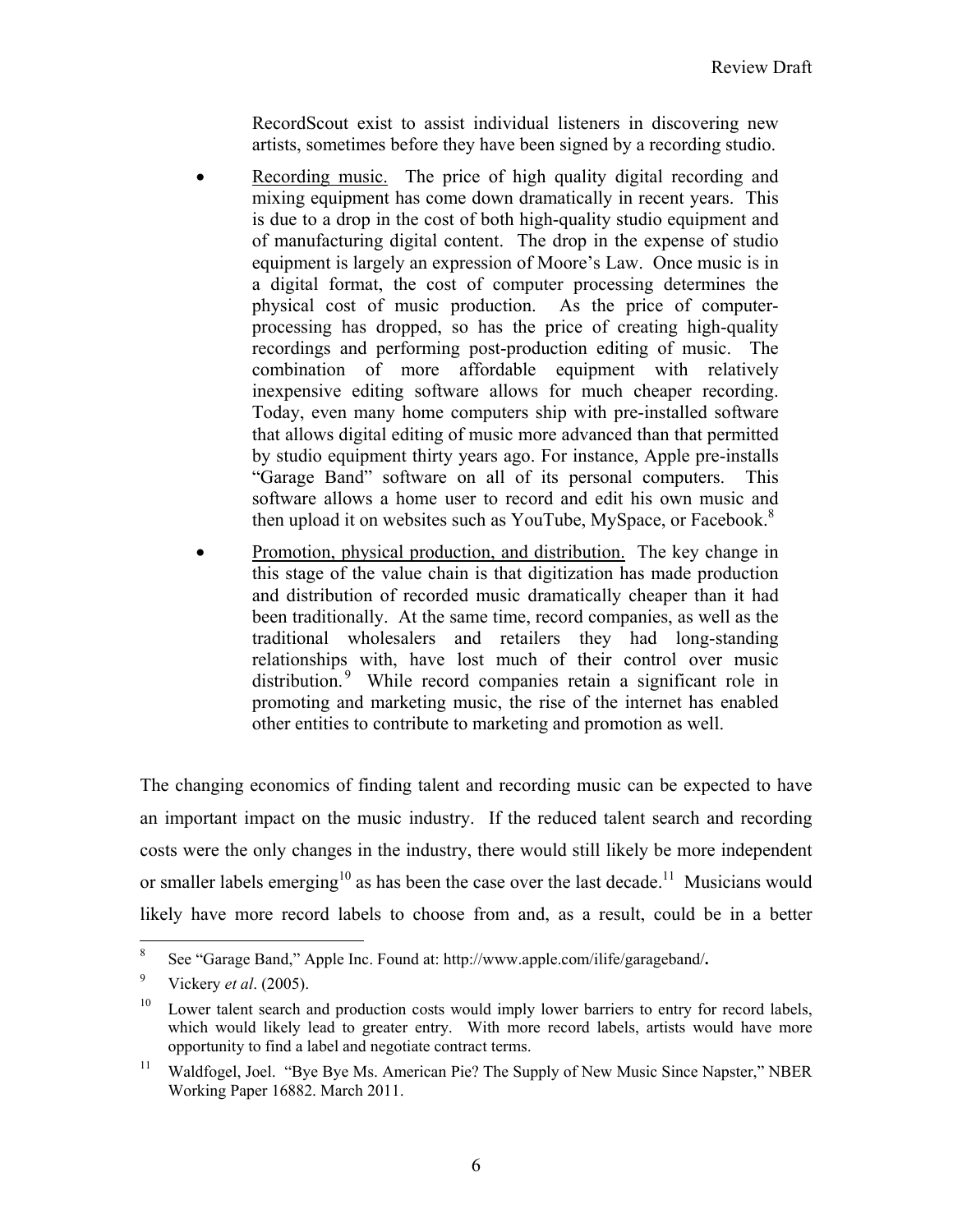RecordScout exist to assist individual listeners in discovering new artists, sometimes before they have been signed by a recording studio.

- Recording music. The price of high quality digital recording and mixing equipment has come down dramatically in recent years. This is due to a drop in the cost of both high-quality studio equipment and of manufacturing digital content. The drop in the expense of studio equipment is largely an expression of Moore's Law. Once music is in a digital format, the cost of computer processing determines the physical cost of music production. As the price of computer-processing has dropped, so has the price of creating high-quality recordings and performing post-production editing of music. The combination of more affordable equipment with relatively inexpensive editing software allows for much cheaper recording. Today, even many home computers ship with pre-installed software that allows digital editing of music more advanced than that permitted by studio equipment thirty years ago. For instance, Apple pre-installs "Garage Band" software on all of its personal computers. This software allows a home user to record and edit his own music and then upload it on websites such as YouTube, MySpace, or Facebook.[8]

- Promotion, physical production, and distribution. The key change in this stage of the value chain is that digitization has made production and distribution of recorded music dramatically cheaper than it had been traditionally. At the same time, record companies, as well as the traditional wholesalers and retailers they had long-standing relationships with, have lost much of their control over music distribution.[9] While record companies retain a significant role in promoting and marketing music, the rise of the internet has enabled other entities to contribute to marketing and promotion as well.

The changing economics of finding talent and recording music can be expected to have an important impact on the music industry. If the reduced talent search and recording costs were the only changes in the industry, there would still likely be more independent or smaller labels emerging[10] as has been the case over the last decade.[11] Musicians would likely have more record labels to choose from and, as a result, could be in a better

---

[8] See "Garage Band," Apple Inc. Found at: http://www.apple.com/ilife/garageband/**.**

[9] Vickery *et al*. (2005).

[10] Lower talent search and production costs would imply lower barriers to entry for record labels, which would likely lead to greater entry. With more record labels, artists would have more opportunity to find a label and negotiate contract terms.

[11] Waldfogel, Joel. "Bye Bye Ms. American Pie? The Supply of New Music Since Napster," NBER Working Paper 16882. March 2011.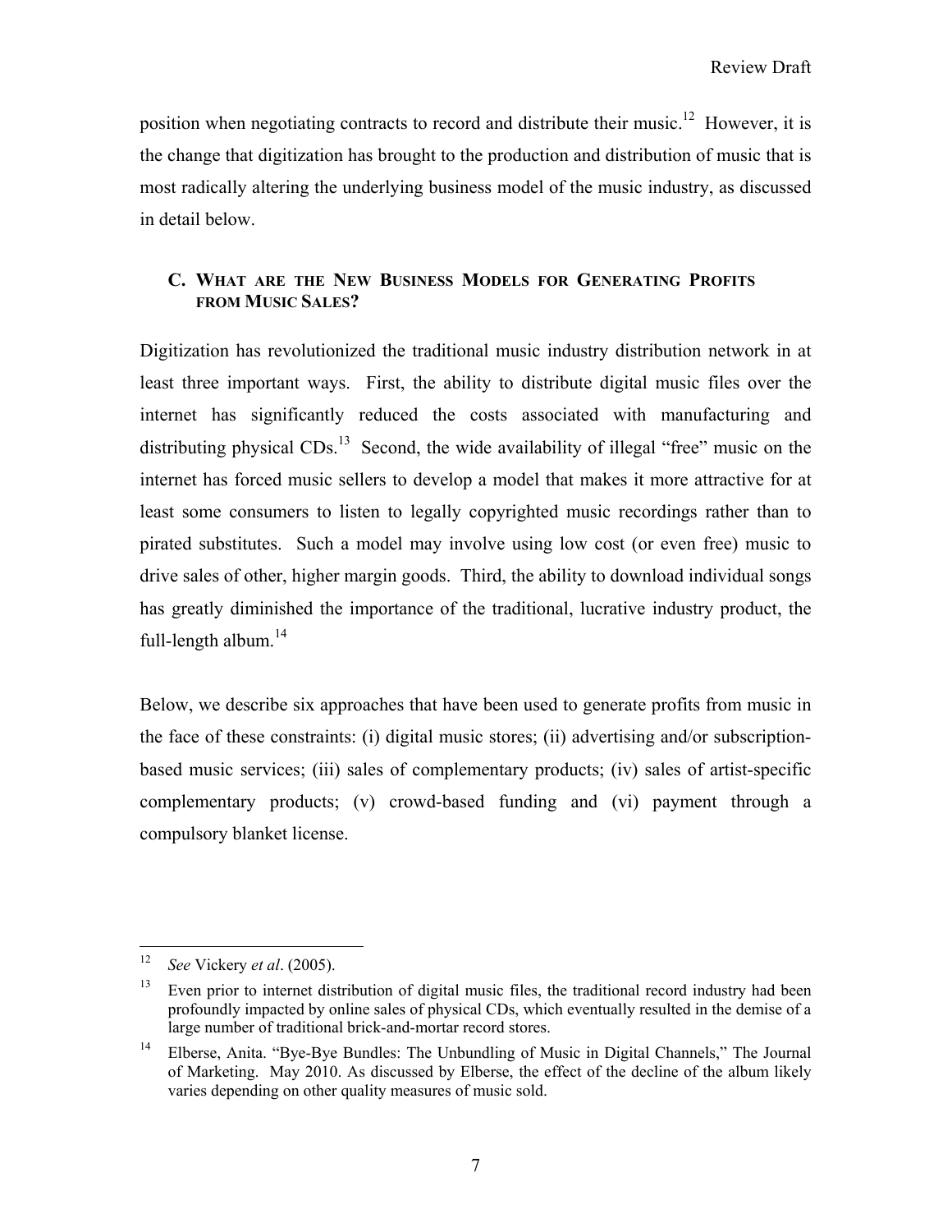position when negotiating contracts to record and distribute their music.[12] However, it is the change that digitization has brought to the production and distribution of music that is most radically altering the underlying business model of the music industry, as discussed in detail below.

### C. What are the New Business Models for Generating Profits from Music Sales?

Digitization has revolutionized the traditional music industry distribution network in at least three important ways. First, the ability to distribute digital music files over the internet has significantly reduced the costs associated with manufacturing and distributing physical CDs.[13] Second, the wide availability of illegal "free" music on the internet has forced music sellers to develop a model that makes it more attractive for at least some consumers to listen to legally copyrighted music recordings rather than to pirated substitutes. Such a model may involve using low cost (or even free) music to drive sales of other, higher margin goods. Third, the ability to download individual songs has greatly diminished the importance of the traditional, lucrative industry product, the full-length album.[14]

Below, we describe six approaches that have been used to generate profits from music in the face of these constraints: (i) digital music stores; (ii) advertising and/or subscription-based music services; (iii) sales of complementary products; (iv) sales of artist-specific complementary products; (v) crowd-based funding and (vi) payment through a compulsory blanket license.

---

[12] *See* Vickery *et al*. (2005).

[13] Even prior to internet distribution of digital music files, the traditional record industry had been profoundly impacted by online sales of physical CDs, which eventually resulted in the demise of a large number of traditional brick-and-mortar record stores.

[14] Elberse, Anita. "Bye-Bye Bundles: The Unbundling of Music in Digital Channels," The Journal of Marketing. May 2010. As discussed by Elberse, the effect of the decline of the album likely varies depending on other quality measures of music sold.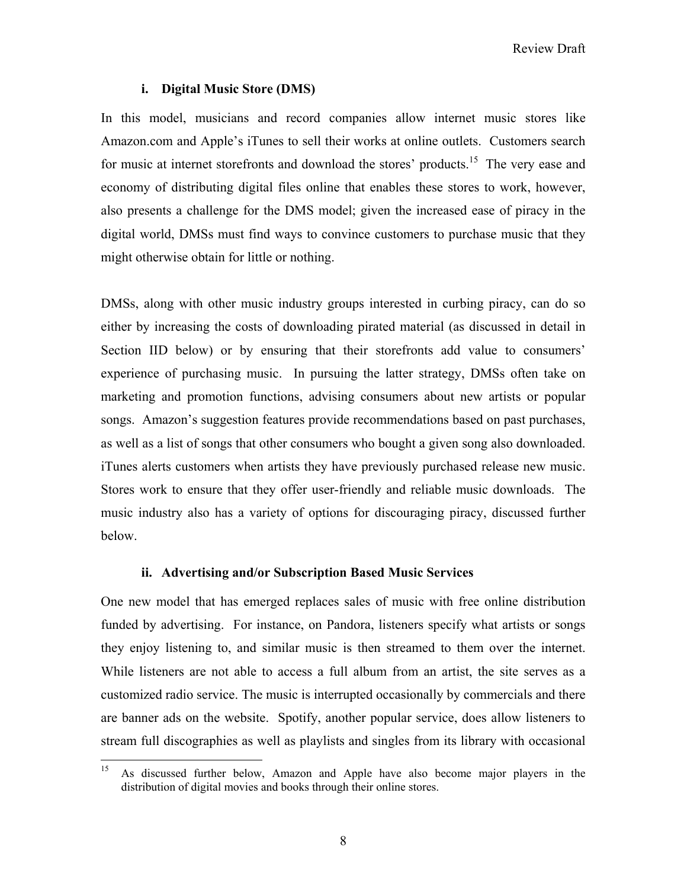#### i. Digital Music Store (DMS)

In this model, musicians and record companies allow internet music stores like Amazon.com and Apple's iTunes to sell their works at online outlets. Customers search for music at internet storefronts and download the stores' products.[15] The very ease and economy of distributing digital files online that enables these stores to work, however, also presents a challenge for the DMS model; given the increased ease of piracy in the digital world, DMSs must find ways to convince customers to purchase music that they might otherwise obtain for little or nothing.

DMSs, along with other music industry groups interested in curbing piracy, can do so either by increasing the costs of downloading pirated material (as discussed in detail in Section IID below) or by ensuring that their storefronts add value to consumers' experience of purchasing music. In pursuing the latter strategy, DMSs often take on marketing and promotion functions, advising consumers about new artists or popular songs. Amazon's suggestion features provide recommendations based on past purchases, as well as a list of songs that other consumers who bought a given song also downloaded. iTunes alerts customers when artists they have previously purchased release new music. Stores work to ensure that they offer user-friendly and reliable music downloads. The music industry also has a variety of options for discouraging piracy, discussed further below.

#### ii. Advertising and/or Subscription Based Music Services

One new model that has emerged replaces sales of music with free online distribution funded by advertising. For instance, on Pandora, listeners specify what artists or songs they enjoy listening to, and similar music is then streamed to them over the internet. While listeners are not able to access a full album from an artist, the site serves as a customized radio service. The music is interrupted occasionally by commercials and there are banner ads on the website. Spotify, another popular service, does allow listeners to stream full discographies as well as playlists and singles from its library with occasional

[15] As discussed further below, Amazon and Apple have also become major players in the distribution of digital movies and books through their online stores.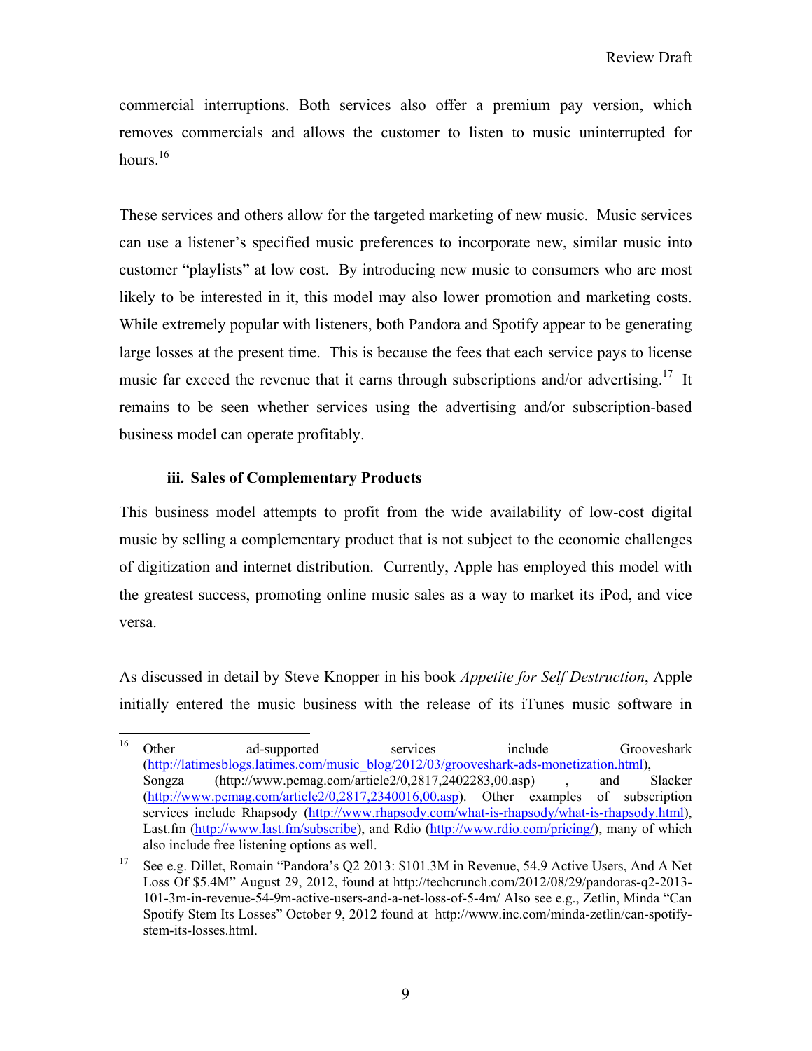commercial interruptions. Both services also offer a premium pay version, which removes commercials and allows the customer to listen to music uninterrupted for hours.[16]

These services and others allow for the targeted marketing of new music. Music services can use a listener's specified music preferences to incorporate new, similar music into customer "playlists" at low cost. By introducing new music to consumers who are most likely to be interested in it, this model may also lower promotion and marketing costs. While extremely popular with listeners, both Pandora and Spotify appear to be generating large losses at the present time. This is because the fees that each service pays to license music far exceed the revenue that it earns through subscriptions and/or advertising.[17] It remains to be seen whether services using the advertising and/or subscription-based business model can operate profitably.

### iii. Sales of Complementary Products

This business model attempts to profit from the wide availability of low-cost digital music by selling a complementary product that is not subject to the economic challenges of digitization and internet distribution. Currently, Apple has employed this model with the greatest success, promoting online music sales as a way to market its iPod, and vice versa.

As discussed in detail by Steve Knopper in his book *Appetite for Self Destruction*, Apple initially entered the music business with the release of its iTunes music software in

---

[16] Other ad-supported services include Grooveshark (http://latimesblogs.latimes.com/music_blog/2012/03/grooveshark-ads-monetization.html), Songza (http://www.pcmag.com/article2/0,2817,2402283,00.asp) , and Slacker (http://www.pcmag.com/article2/0,2817,2340016,00.asp). Other examples of subscription services include Rhapsody (http://www.rhapsody.com/what-is-rhapsody/what-is-rhapsody.html), Last.fm (http://www.last.fm/subscribe), and Rdio (http://www.rdio.com/pricing/), many of which also include free listening options as well.

[17] See e.g. Dillet, Romain "Pandora's Q2 2013: $101.3M in Revenue, 54.9 Active Users, And A Net Loss Of $5.4M" August 29, 2012, found at http://techcrunch.com/2012/08/29/pandoras-q2-2013-101-3m-in-revenue-54-9m-active-users-and-a-net-loss-of-5-4m/ Also see e.g., Zetlin, Minda "Can Spotify Stem Its Losses" October 9, 2012 found at http://www.inc.com/minda-zetlin/can-spotify-stem-its-losses.html.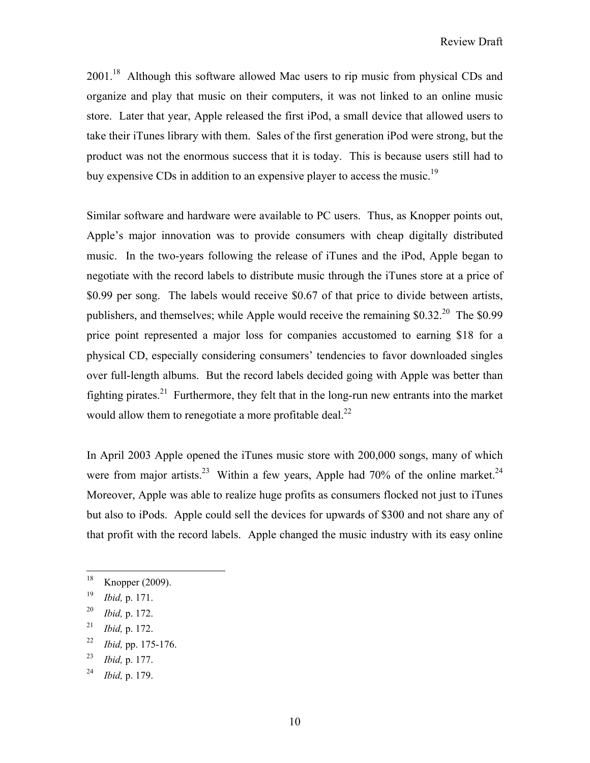2001.[18] Although this software allowed Mac users to rip music from physical CDs and organize and play that music on their computers, it was not linked to an online music store. Later that year, Apple released the first iPod, a small device that allowed users to take their iTunes library with them. Sales of the first generation iPod were strong, but the product was not the enormous success that it is today. This is because users still had to buy expensive CDs in addition to an expensive player to access the music.[19]

Similar software and hardware were available to PC users. Thus, as Knopper points out, Apple's major innovation was to provide consumers with cheap digitally distributed music. In the two-years following the release of iTunes and the iPod, Apple began to negotiate with the record labels to distribute music through the iTunes store at a price of $0.99 per song. The labels would receive $0.67 of that price to divide between artists, publishers, and themselves; while Apple would receive the remaining $0.32.[20] The $0.99 price point represented a major loss for companies accustomed to earning $18 for a physical CD, especially considering consumers' tendencies to favor downloaded singles over full-length albums. But the record labels decided going with Apple was better than fighting pirates.[21] Furthermore, they felt that in the long-run new entrants into the market would allow them to renegotiate a more profitable deal.[22]

In April 2003 Apple opened the iTunes music store with 200,000 songs, many of which were from major artists.[23] Within a few years, Apple had 70% of the online market.[24] Moreover, Apple was able to realize huge profits as consumers flocked not just to iTunes but also to iPods. Apple could sell the devices for upwards of $300 and not share any of that profit with the record labels. Apple changed the music industry with its easy online

---

[18] Knopper (2009).

[19] *Ibid,* p. 171.

[20] *Ibid,* p. 172.

[21] *Ibid,* p. 172.

[22] *Ibid,* pp. 175-176.

[23] *Ibid,* p. 177.

[24] *Ibid,* p. 179.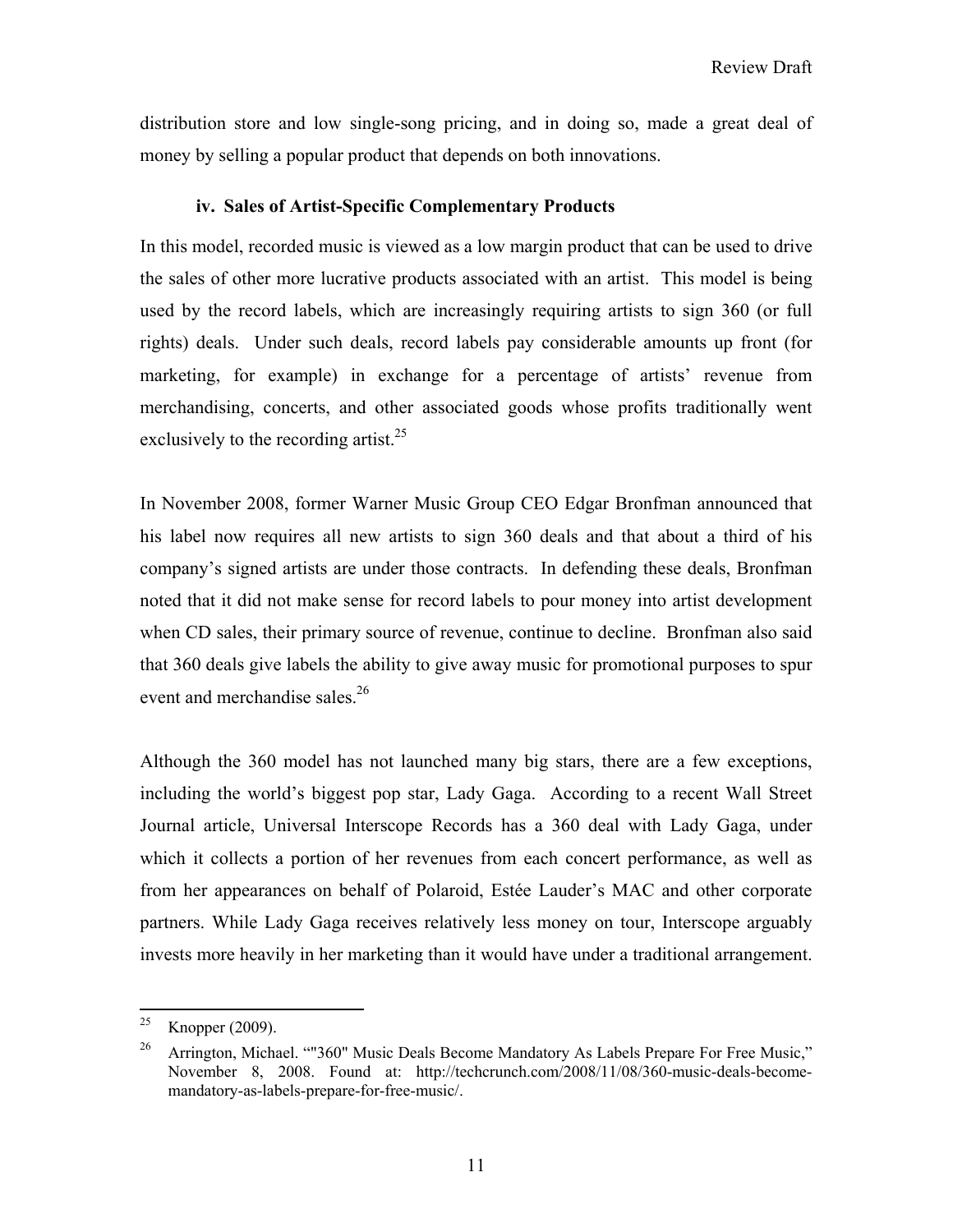distribution store and low single-song pricing, and in doing so, made a great deal of money by selling a popular product that depends on both innovations.

#### iv. Sales of Artist-Specific Complementary Products

In this model, recorded music is viewed as a low margin product that can be used to drive the sales of other more lucrative products associated with an artist. This model is being used by the record labels, which are increasingly requiring artists to sign 360 (or full rights) deals. Under such deals, record labels pay considerable amounts up front (for marketing, for example) in exchange for a percentage of artists' revenue from merchandising, concerts, and other associated goods whose profits traditionally went exclusively to the recording artist.[25]

In November 2008, former Warner Music Group CEO Edgar Bronfman announced that his label now requires all new artists to sign 360 deals and that about a third of his company's signed artists are under those contracts. In defending these deals, Bronfman noted that it did not make sense for record labels to pour money into artist development when CD sales, their primary source of revenue, continue to decline. Bronfman also said that 360 deals give labels the ability to give away music for promotional purposes to spur event and merchandise sales.[26]

Although the 360 model has not launched many big stars, there are a few exceptions, including the world's biggest pop star, Lady Gaga. According to a recent Wall Street Journal article, Universal Interscope Records has a 360 deal with Lady Gaga, under which it collects a portion of her revenues from each concert performance, as well as from her appearances on behalf of Polaroid, Estée Lauder's MAC and other corporate partners. While Lady Gaga receives relatively less money on tour, Interscope arguably invests more heavily in her marketing than it would have under a traditional arrangement.

---

[25] Knopper (2009).

[26] Arrington, Michael. ""360" Music Deals Become Mandatory As Labels Prepare For Free Music," November 8, 2008. Found at: http://techcrunch.com/2008/11/08/360-music-deals-become-mandatory-as-labels-prepare-for-free-music/.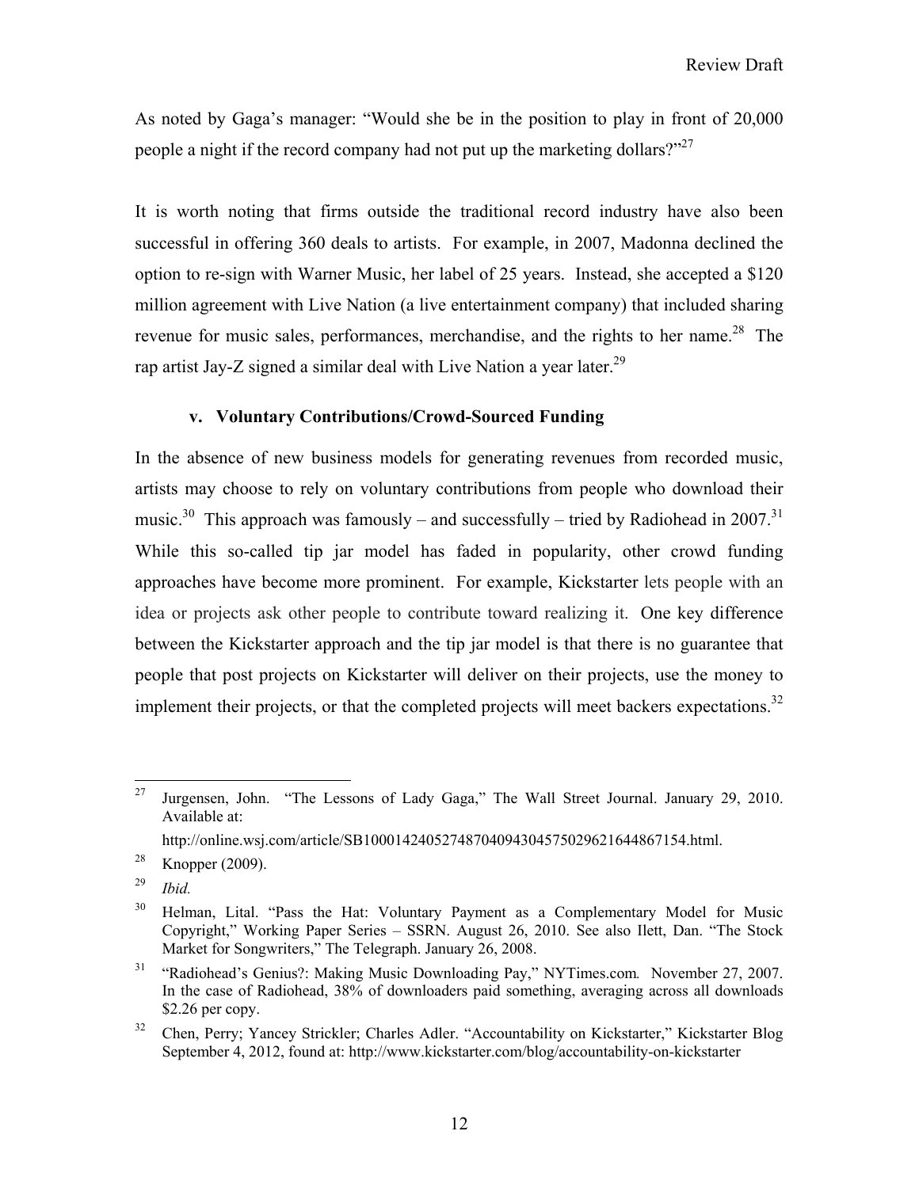As noted by Gaga's manager: "Would she be in the position to play in front of 20,000 people a night if the record company had not put up the marketing dollars?"[27]

It is worth noting that firms outside the traditional record industry have also been successful in offering 360 deals to artists. For example, in 2007, Madonna declined the option to re-sign with Warner Music, her label of 25 years. Instead, she accepted a $120 million agreement with Live Nation (a live entertainment company) that included sharing revenue for music sales, performances, merchandise, and the rights to her name.[28] The rap artist Jay-Z signed a similar deal with Live Nation a year later.[29]

#### v. Voluntary Contributions/Crowd-Sourced Funding

In the absence of new business models for generating revenues from recorded music, artists may choose to rely on voluntary contributions from people who download their music.[30] This approach was famously – and successfully – tried by Radiohead in 2007.[31] While this so-called tip jar model has faded in popularity, other crowd funding approaches have become more prominent. For example, Kickstarter lets people with an idea or projects ask other people to contribute toward realizing it. One key difference between the Kickstarter approach and the tip jar model is that there is no guarantee that people that post projects on Kickstarter will deliver on their projects, use the money to implement their projects, or that the completed projects will meet backers expectations.[32]

---

[27] Jurgensen, John. "The Lessons of Lady Gaga," The Wall Street Journal. January 29, 2010. Available at: http://online.wsj.com/article/SB10001424052748704094304575029621644867154.html.

[28] Knopper (2009).

[29] *Ibid.*

[30] Helman, Lital. "Pass the Hat: Voluntary Payment as a Complementary Model for Music Copyright," Working Paper Series – SSRN. August 26, 2010. See also Ilett, Dan. "The Stock Market for Songwriters," The Telegraph. January 26, 2008.

[31] "Radiohead's Genius?: Making Music Downloading Pay," NYTimes.com*.* November 27, 2007. In the case of Radiohead, 38% of downloaders paid something, averaging across all downloads $2.26 per copy.

[32] Chen, Perry; Yancey Strickler; Charles Adler. "Accountability on Kickstarter," Kickstarter Blog September 4, 2012, found at: http://www.kickstarter.com/blog/accountability-on-kickstarter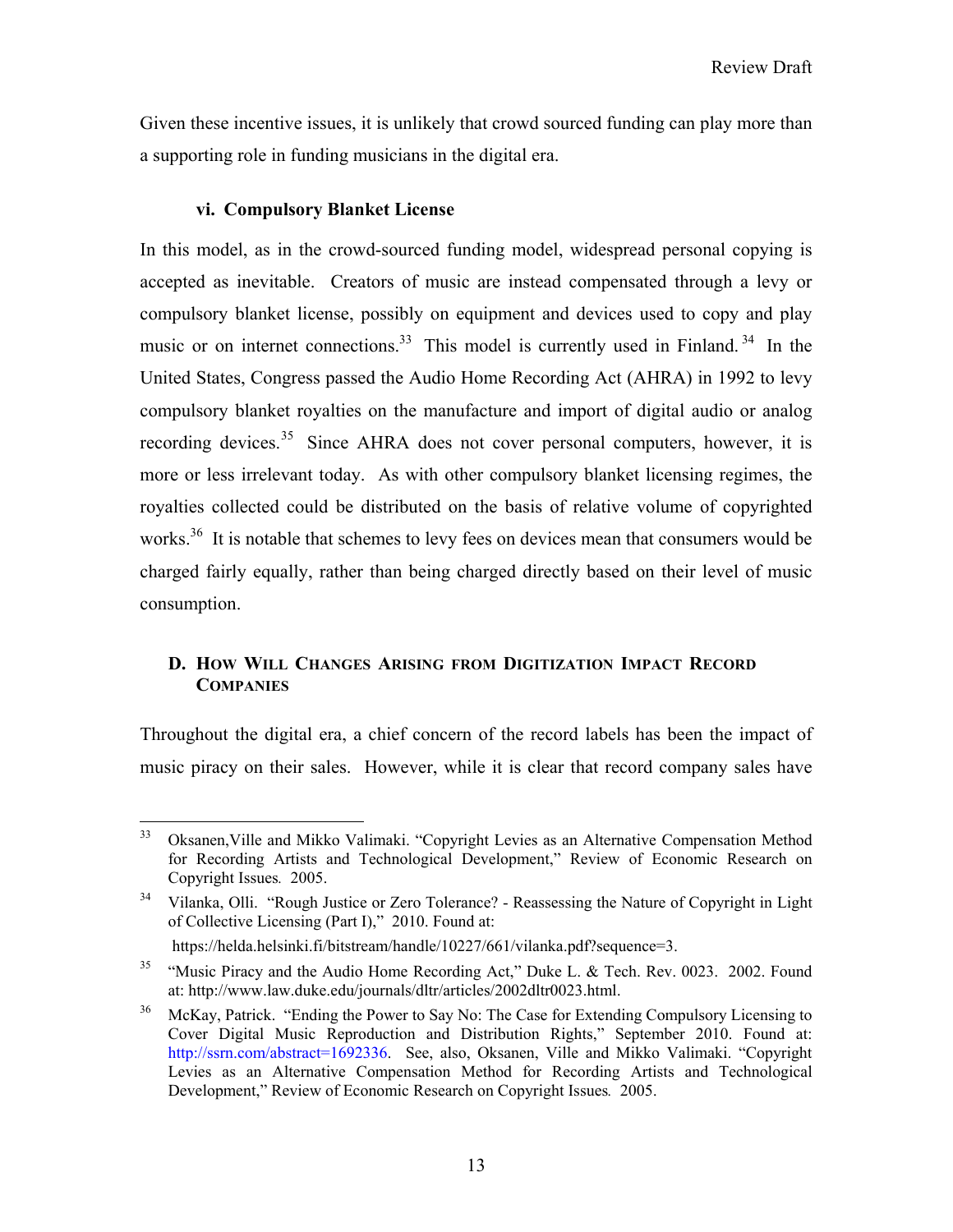Given these incentive issues, it is unlikely that crowd sourced funding can play more than a supporting role in funding musicians in the digital era.

#### vi. Compulsory Blanket License

In this model, as in the crowd-sourced funding model, widespread personal copying is accepted as inevitable. Creators of music are instead compensated through a levy or compulsory blanket license, possibly on equipment and devices used to copy and play music or on internet connections.[33] This model is currently used in Finland.[34] In the United States, Congress passed the Audio Home Recording Act (AHRA) in 1992 to levy compulsory blanket royalties on the manufacture and import of digital audio or analog recording devices.[35] Since AHRA does not cover personal computers, however, it is more or less irrelevant today. As with other compulsory blanket licensing regimes, the royalties collected could be distributed on the basis of relative volume of copyrighted works.[36] It is notable that schemes to levy fees on devices mean that consumers would be charged fairly equally, rather than being charged directly based on their level of music consumption.

### D. How Will Changes Arising from Digitization Impact Record Companies

Throughout the digital era, a chief concern of the record labels has been the impact of music piracy on their sales. However, while it is clear that record company sales have

---

[33] Oksanen,Ville and Mikko Valimaki. "Copyright Levies as an Alternative Compensation Method for Recording Artists and Technological Development," Review of Economic Research on Copyright Issues. 2005.

[34] Vilanka, Olli. "Rough Justice or Zero Tolerance? - Reassessing the Nature of Copyright in Light of Collective Licensing (Part I)," 2010. Found at: https://helda.helsinki.fi/bitstream/handle/10227/661/vilanka.pdf?sequence=3.

[35] "Music Piracy and the Audio Home Recording Act," Duke L. & Tech. Rev. 0023. 2002. Found at: http://www.law.duke.edu/journals/dltr/articles/2002dltr0023.html.

[36] McKay, Patrick. "Ending the Power to Say No: The Case for Extending Compulsory Licensing to Cover Digital Music Reproduction and Distribution Rights," September 2010. Found at: http://ssrn.com/abstract=1692336. See, also, Oksanen, Ville and Mikko Valimaki. "Copyright Levies as an Alternative Compensation Method for Recording Artists and Technological Development," Review of Economic Research on Copyright Issues. 2005.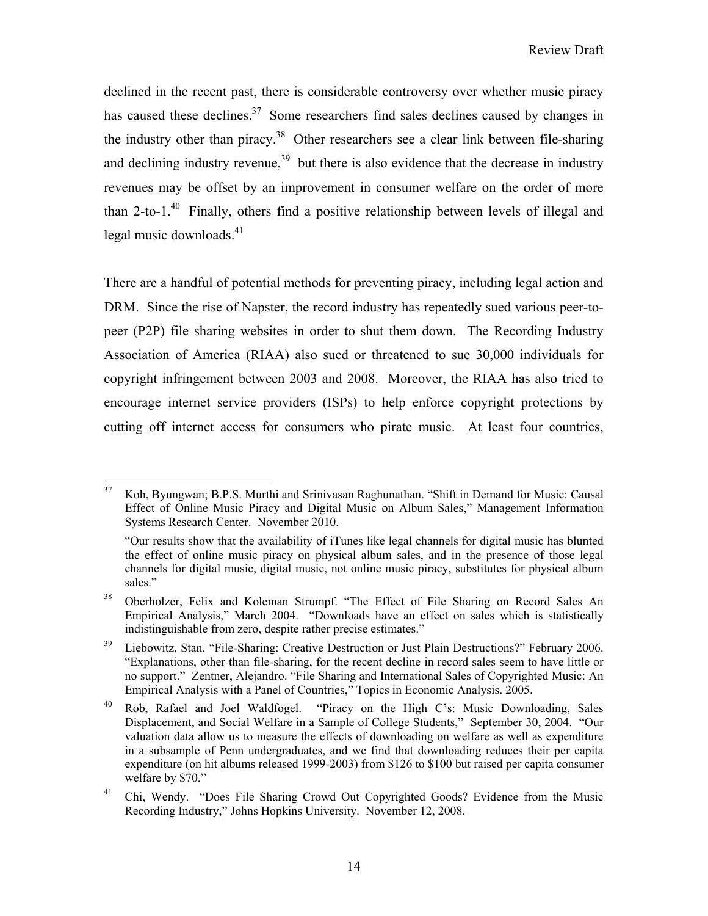declined in the recent past, there is considerable controversy over whether music piracy has caused these declines.[37] Some researchers find sales declines caused by changes in the industry other than piracy.[38] Other researchers see a clear link between file-sharing and declining industry revenue,[39] but there is also evidence that the decrease in industry revenues may be offset by an improvement in consumer welfare on the order of more than 2-to-1.[40] Finally, others find a positive relationship between levels of illegal and legal music downloads.[41]

There are a handful of potential methods for preventing piracy, including legal action and DRM. Since the rise of Napster, the record industry has repeatedly sued various peer-to-peer (P2P) file sharing websites in order to shut them down. The Recording Industry Association of America (RIAA) also sued or threatened to sue 30,000 individuals for copyright infringement between 2003 and 2008. Moreover, the RIAA has also tried to encourage internet service providers (ISPs) to help enforce copyright protections by cutting off internet access for consumers who pirate music. At least four countries,

---

[37] Koh, Byungwan; B.P.S. Murthi and Srinivasan Raghunathan. "Shift in Demand for Music: Causal Effect of Online Music Piracy and Digital Music on Album Sales," Management Information Systems Research Center. November 2010.

"Our results show that the availability of iTunes like legal channels for digital music has blunted the effect of online music piracy on physical album sales, and in the presence of those legal channels for digital music, digital music, not online music piracy, substitutes for physical album sales."

[38] Oberholzer, Felix and Koleman Strumpf. "The Effect of File Sharing on Record Sales An Empirical Analysis," March 2004. "Downloads have an effect on sales which is statistically indistinguishable from zero, despite rather precise estimates."

[39] Liebowitz, Stan. "File-Sharing: Creative Destruction or Just Plain Destructions?" February 2006. "Explanations, other than file-sharing, for the recent decline in record sales seem to have little or no support." Zentner, Alejandro. "File Sharing and International Sales of Copyrighted Music: An Empirical Analysis with a Panel of Countries," Topics in Economic Analysis. 2005.

[40] Rob, Rafael and Joel Waldfogel. "Piracy on the High C's: Music Downloading, Sales Displacement, and Social Welfare in a Sample of College Students," September 30, 2004. "Our valuation data allow us to measure the effects of downloading on welfare as well as expenditure in a subsample of Penn undergraduates, and we find that downloading reduces their per capita expenditure (on hit albums released 1999-2003) from $126 to $100 but raised per capita consumer welfare by $70."

[41] Chi, Wendy. "Does File Sharing Crowd Out Copyrighted Goods? Evidence from the Music Recording Industry," Johns Hopkins University. November 12, 2008.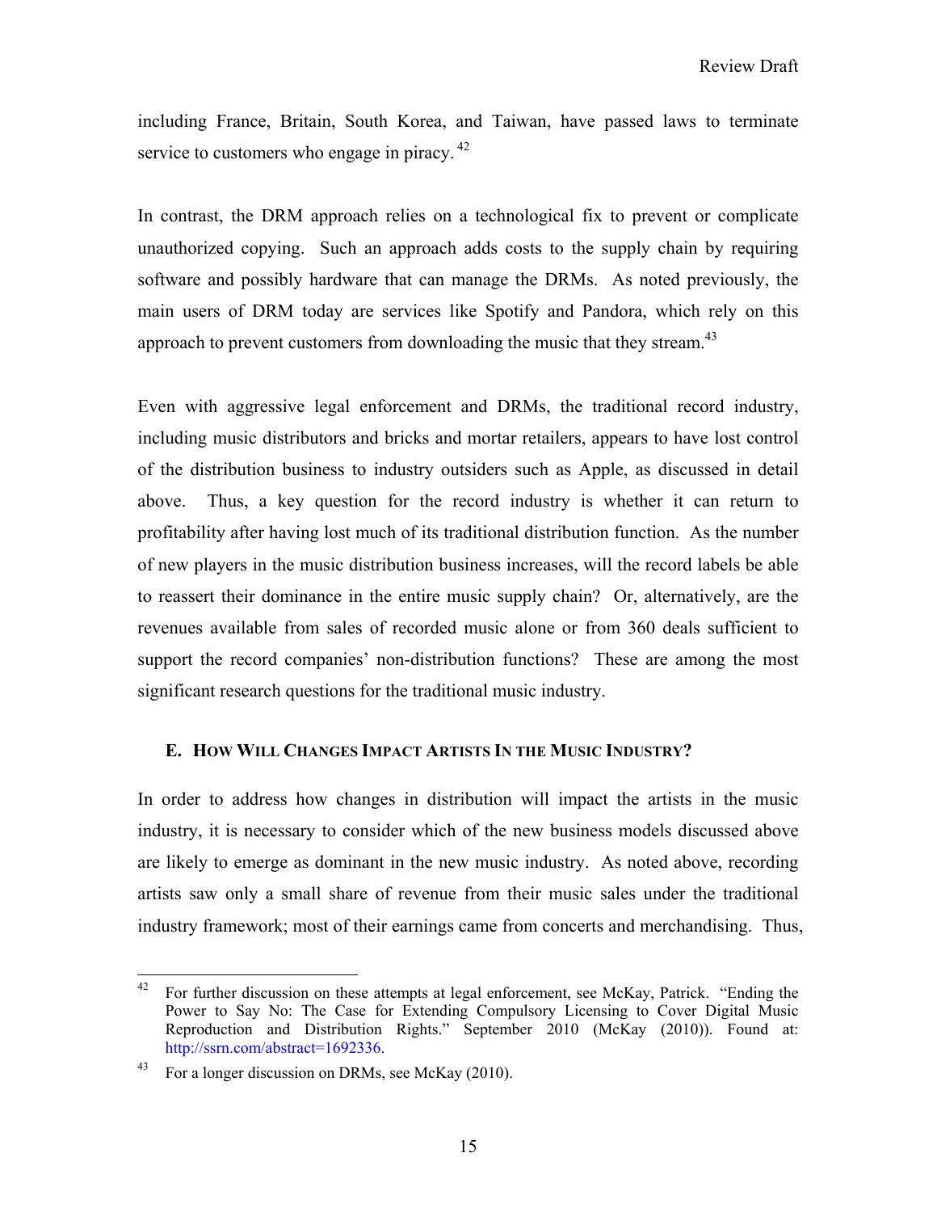including France, Britain, South Korea, and Taiwan, have passed laws to terminate service to customers who engage in piracy. [42]

In contrast, the DRM approach relies on a technological fix to prevent or complicate unauthorized copying. Such an approach adds costs to the supply chain by requiring software and possibly hardware that can manage the DRMs. As noted previously, the main users of DRM today are services like Spotify and Pandora, which rely on this approach to prevent customers from downloading the music that they stream.[43]

Even with aggressive legal enforcement and DRMs, the traditional record industry, including music distributors and bricks and mortar retailers, appears to have lost control of the distribution business to industry outsiders such as Apple, as discussed in detail above. Thus, a key question for the record industry is whether it can return to profitability after having lost much of its traditional distribution function. As the number of new players in the music distribution business increases, will the record labels be able to reassert their dominance in the entire music supply chain? Or, alternatively, are the revenues available from sales of recorded music alone or from 360 deals sufficient to support the record companies' non-distribution functions? These are among the most significant research questions for the traditional music industry.

### E. How Will Changes Impact Artists In the Music Industry?

In order to address how changes in distribution will impact the artists in the music industry, it is necessary to consider which of the new business models discussed above are likely to emerge as dominant in the new music industry. As noted above, recording artists saw only a small share of revenue from their music sales under the traditional industry framework; most of their earnings came from concerts and merchandising. Thus,

---

[42] For further discussion on these attempts at legal enforcement, see McKay, Patrick. "Ending the Power to Say No: The Case for Extending Compulsory Licensing to Cover Digital Music Reproduction and Distribution Rights." September 2010 (McKay (2010)). Found at: http://ssrn.com/abstract=1692336.

[43] For a longer discussion on DRMs, see McKay (2010).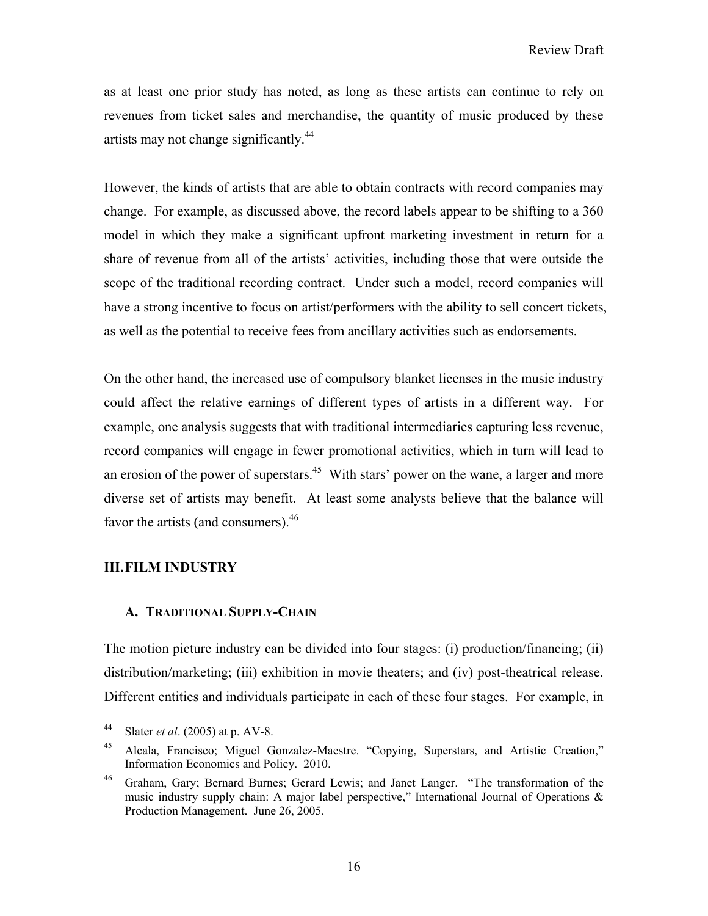as at least one prior study has noted, as long as these artists can continue to rely on revenues from ticket sales and merchandise, the quantity of music produced by these artists may not change significantly.[44]

However, the kinds of artists that are able to obtain contracts with record companies may change. For example, as discussed above, the record labels appear to be shifting to a 360 model in which they make a significant upfront marketing investment in return for a share of revenue from all of the artists' activities, including those that were outside the scope of the traditional recording contract. Under such a model, record companies will have a strong incentive to focus on artist/performers with the ability to sell concert tickets, as well as the potential to receive fees from ancillary activities such as endorsements.

On the other hand, the increased use of compulsory blanket licenses in the music industry could affect the relative earnings of different types of artists in a different way. For example, one analysis suggests that with traditional intermediaries capturing less revenue, record companies will engage in fewer promotional activities, which in turn will lead to an erosion of the power of superstars.[45] With stars' power on the wane, a larger and more diverse set of artists may benefit. At least some analysts believe that the balance will favor the artists (and consumers).[46]

## III. FILM INDUSTRY

### A. TRADITIONAL SUPPLY-CHAIN

The motion picture industry can be divided into four stages: (i) production/financing; (ii) distribution/marketing; (iii) exhibition in movie theaters; and (iv) post-theatrical release. Different entities and individuals participate in each of these four stages. For example, in

---

[44] Slater *et al*. (2005) at p. AV-8.

[45] Alcala, Francisco; Miguel Gonzalez-Maestre. "Copying, Superstars, and Artistic Creation," Information Economics and Policy. 2010.

[46] Graham, Gary; Bernard Burnes; Gerard Lewis; and Janet Langer. "The transformation of the music industry supply chain: A major label perspective," International Journal of Operations & Production Management. June 26, 2005.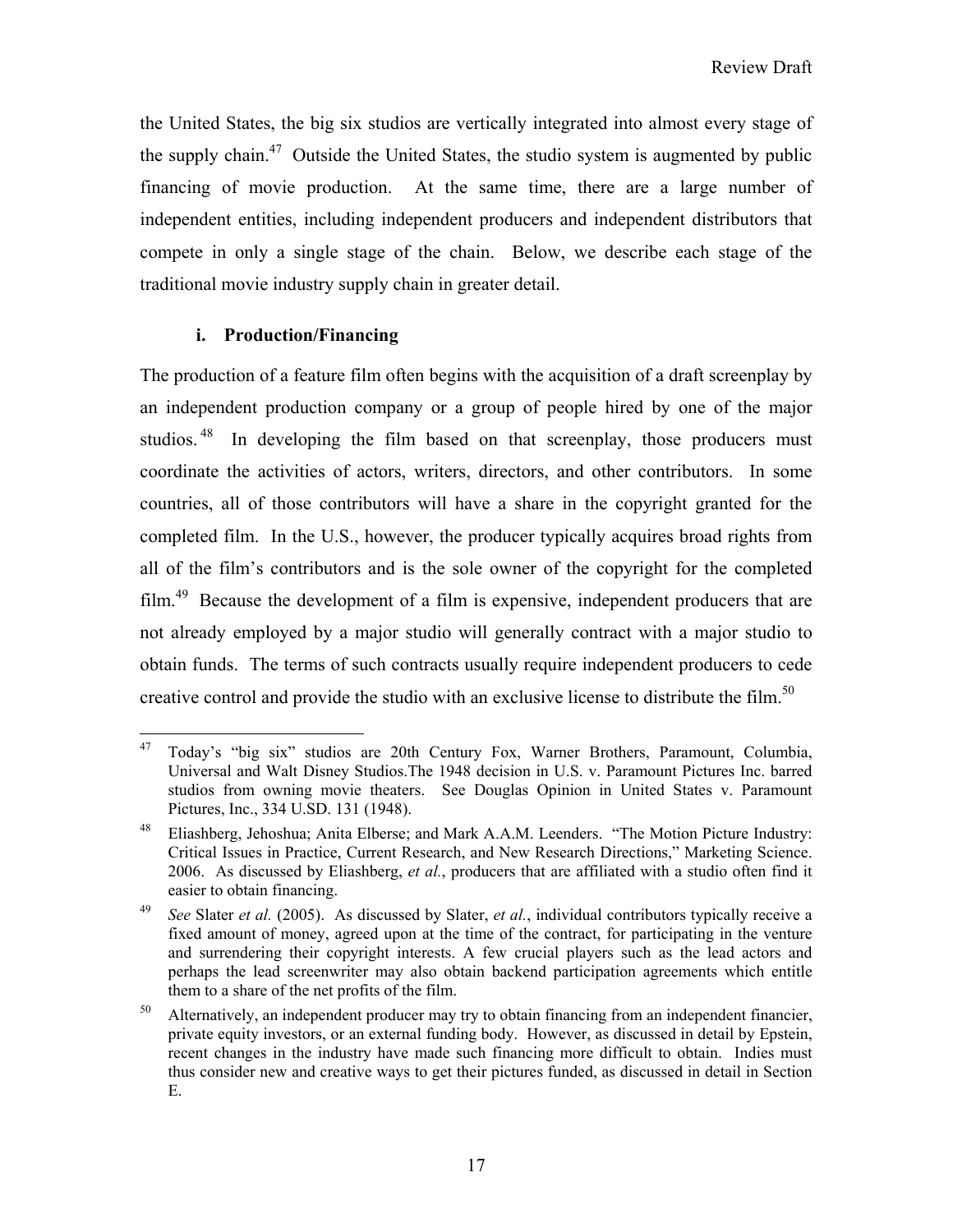the United States, the big six studios are vertically integrated into almost every stage of the supply chain.[47] Outside the United States, the studio system is augmented by public financing of movie production. At the same time, there are a large number of independent entities, including independent producers and independent distributors that compete in only a single stage of the chain. Below, we describe each stage of the traditional movie industry supply chain in greater detail.

### i. Production/Financing

The production of a feature film often begins with the acquisition of a draft screenplay by an independent production company or a group of people hired by one of the major studios.[48] In developing the film based on that screenplay, those producers must coordinate the activities of actors, writers, directors, and other contributors. In some countries, all of those contributors will have a share in the copyright granted for the completed film. In the U.S., however, the producer typically acquires broad rights from all of the film's contributors and is the sole owner of the copyright for the completed film.[49] Because the development of a film is expensive, independent producers that are not already employed by a major studio will generally contract with a major studio to obtain funds. The terms of such contracts usually require independent producers to cede creative control and provide the studio with an exclusive license to distribute the film.[50]

---

[47] Today's "big six" studios are 20th Century Fox, Warner Brothers, Paramount, Columbia, Universal and Walt Disney Studios.The 1948 decision in U.S. v. Paramount Pictures Inc. barred studios from owning movie theaters. See Douglas Opinion in United States v. Paramount Pictures, Inc., 334 U.SD. 131 (1948).

[48] Eliashberg, Jehoshua; Anita Elberse; and Mark A.A.M. Leenders. "The Motion Picture Industry: Critical Issues in Practice, Current Research, and New Research Directions," Marketing Science. 2006. As discussed by Eliashberg, *et al.*, producers that are affiliated with a studio often find it easier to obtain financing.

[49] *See* Slater *et al.* (2005). As discussed by Slater, *et al.*, individual contributors typically receive a fixed amount of money, agreed upon at the time of the contract, for participating in the venture and surrendering their copyright interests. A few crucial players such as the lead actors and perhaps the lead screenwriter may also obtain backend participation agreements which entitle them to a share of the net profits of the film.

[50] Alternatively, an independent producer may try to obtain financing from an independent financier, private equity investors, or an external funding body. However, as discussed in detail by Epstein, recent changes in the industry have made such financing more difficult to obtain. Indies must thus consider new and creative ways to get their pictures funded, as discussed in detail in Section E.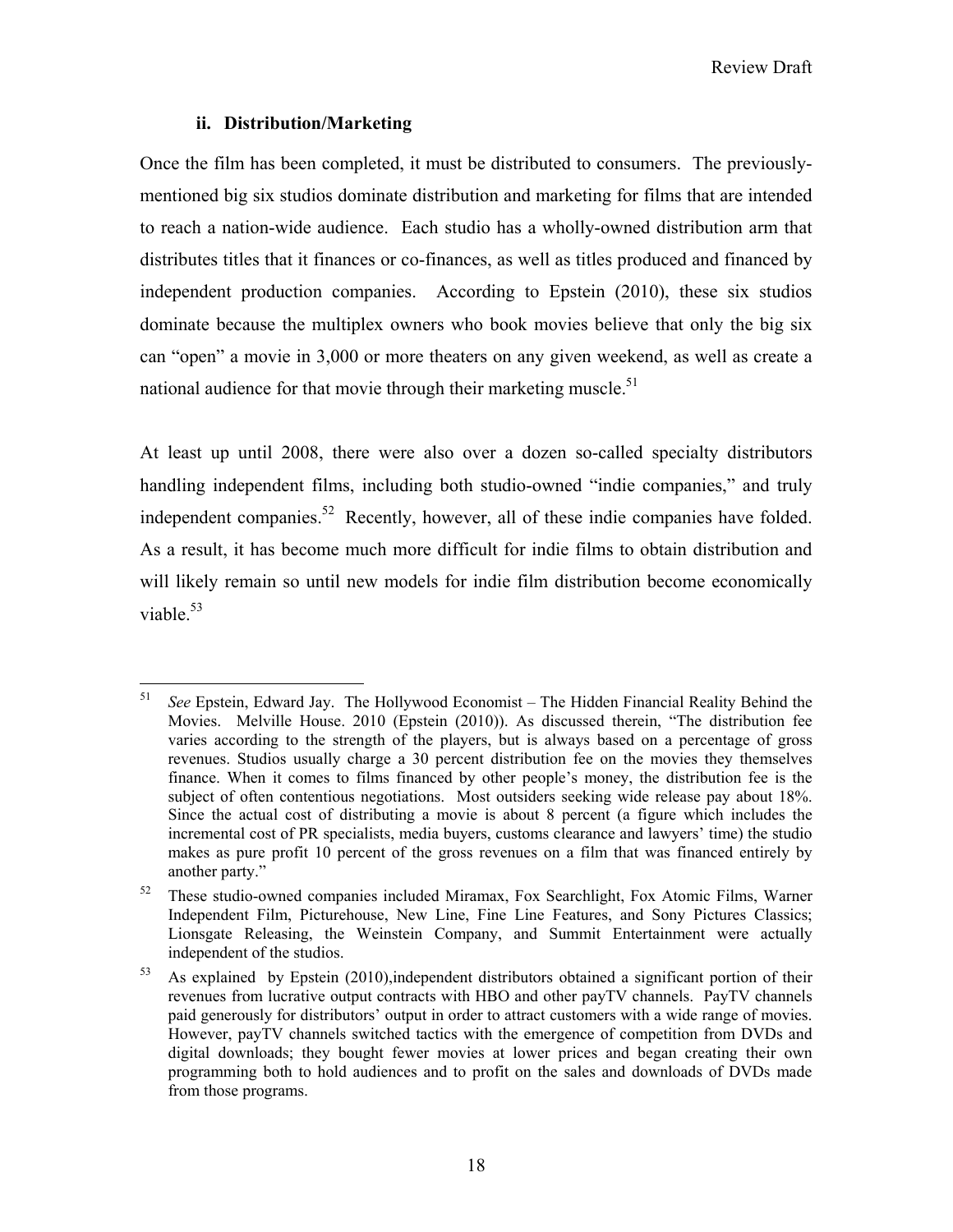### ii. Distribution/Marketing

Once the film has been completed, it must be distributed to consumers. The previously-mentioned big six studios dominate distribution and marketing for films that are intended to reach a nation-wide audience. Each studio has a wholly-owned distribution arm that distributes titles that it finances or co-finances, as well as titles produced and financed by independent production companies. According to Epstein (2010), these six studios dominate because the multiplex owners who book movies believe that only the big six can "open" a movie in 3,000 or more theaters on any given weekend, as well as create a national audience for that movie through their marketing muscle.[51]

At least up until 2008, there were also over a dozen so-called specialty distributors handling independent films, including both studio-owned "indie companies," and truly independent companies.[52] Recently, however, all of these indie companies have folded. As a result, it has become much more difficult for indie films to obtain distribution and will likely remain so until new models for indie film distribution become economically viable.[53]

---

[51] *See* Epstein, Edward Jay. The Hollywood Economist – The Hidden Financial Reality Behind the Movies. Melville House. 2010 (Epstein (2010)). As discussed therein, "The distribution fee varies according to the strength of the players, but is always based on a percentage of gross revenues. Studios usually charge a 30 percent distribution fee on the movies they themselves finance. When it comes to films financed by other people's money, the distribution fee is the subject of often contentious negotiations. Most outsiders seeking wide release pay about 18%. Since the actual cost of distributing a movie is about 8 percent (a figure which includes the incremental cost of PR specialists, media buyers, customs clearance and lawyers' time) the studio makes as pure profit 10 percent of the gross revenues on a film that was financed entirely by another party."

[52] These studio-owned companies included Miramax, Fox Searchlight, Fox Atomic Films, Warner Independent Film, Picturehouse, New Line, Fine Line Features, and Sony Pictures Classics; Lionsgate Releasing, the Weinstein Company, and Summit Entertainment were actually independent of the studios.

[53] As explained by Epstein (2010),independent distributors obtained a significant portion of their revenues from lucrative output contracts with HBO and other payTV channels. PayTV channels paid generously for distributors' output in order to attract customers with a wide range of movies. However, payTV channels switched tactics with the emergence of competition from DVDs and digital downloads; they bought fewer movies at lower prices and began creating their own programming both to hold audiences and to profit on the sales and downloads of DVDs made from those programs.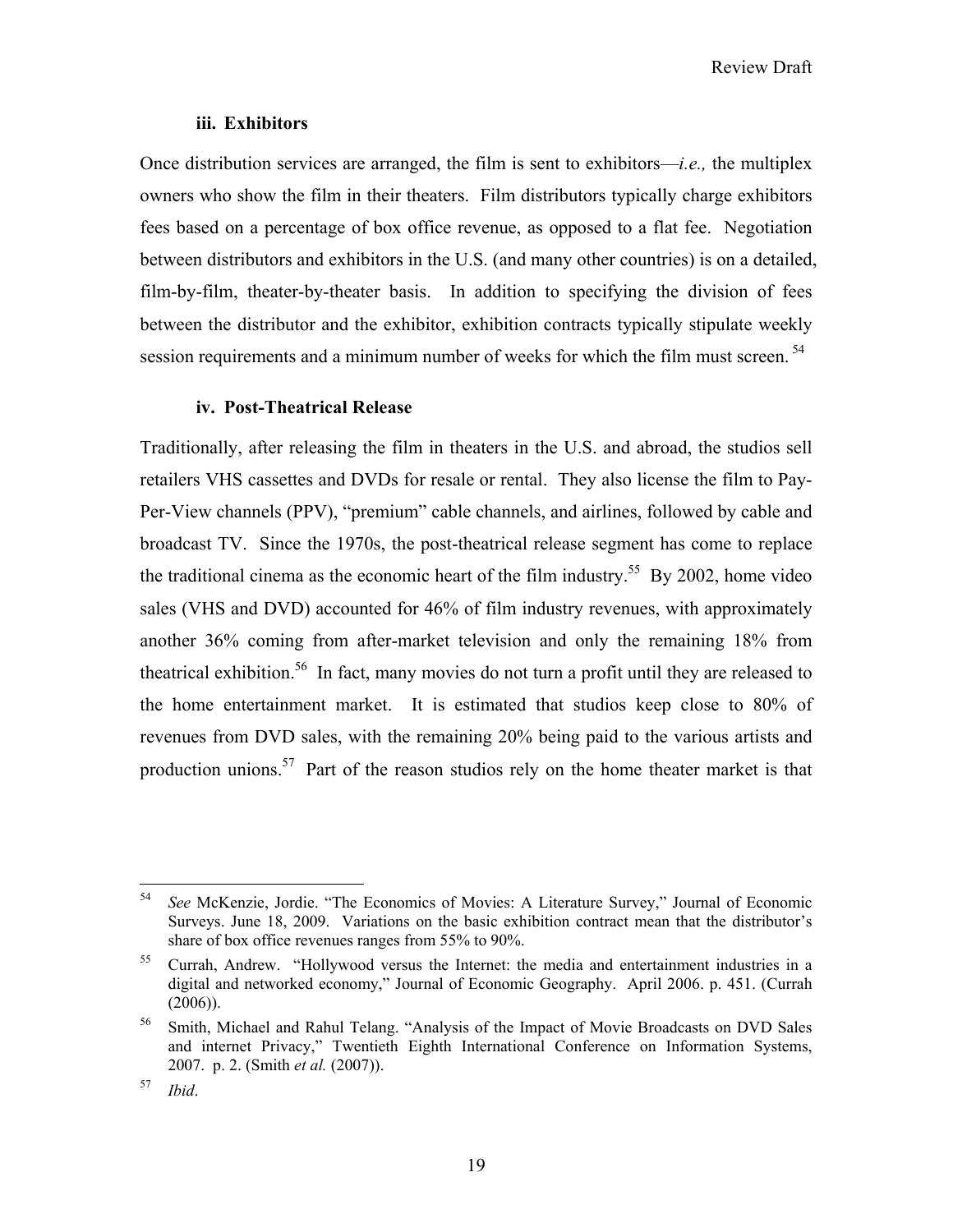### iii. Exhibitors

Once distribution services are arranged, the film is sent to exhibitors—*i.e.,* the multiplex owners who show the film in their theaters. Film distributors typically charge exhibitors fees based on a percentage of box office revenue, as opposed to a flat fee. Negotiation between distributors and exhibitors in the U.S. (and many other countries) is on a detailed, film-by-film, theater-by-theater basis. In addition to specifying the division of fees between the distributor and the exhibitor, exhibition contracts typically stipulate weekly session requirements and a minimum number of weeks for which the film must screen. [54]

### iv. Post-Theatrical Release

Traditionally, after releasing the film in theaters in the U.S. and abroad, the studios sell retailers VHS cassettes and DVDs for resale or rental. They also license the film to Pay-Per-View channels (PPV), "premium" cable channels, and airlines, followed by cable and broadcast TV. Since the 1970s, the post-theatrical release segment has come to replace the traditional cinema as the economic heart of the film industry.[55] By 2002, home video sales (VHS and DVD) accounted for 46% of film industry revenues, with approximately another 36% coming from after-market television and only the remaining 18% from theatrical exhibition.[56] In fact, many movies do not turn a profit until they are released to the home entertainment market. It is estimated that studios keep close to 80% of revenues from DVD sales, with the remaining 20% being paid to the various artists and production unions.[57] Part of the reason studios rely on the home theater market is that

---

[54] *See* McKenzie, Jordie. "The Economics of Movies: A Literature Survey," Journal of Economic Surveys. June 18, 2009. Variations on the basic exhibition contract mean that the distributor's share of box office revenues ranges from 55% to 90%.

[55] Currah, Andrew. "Hollywood versus the Internet: the media and entertainment industries in a digital and networked economy," Journal of Economic Geography. April 2006. p. 451. (Currah (2006)).

[56] Smith, Michael and Rahul Telang. "Analysis of the Impact of Movie Broadcasts on DVD Sales and internet Privacy," Twentieth Eighth International Conference on Information Systems, 2007. p. 2. (Smith *et al.* (2007)).

[57] *Ibid*.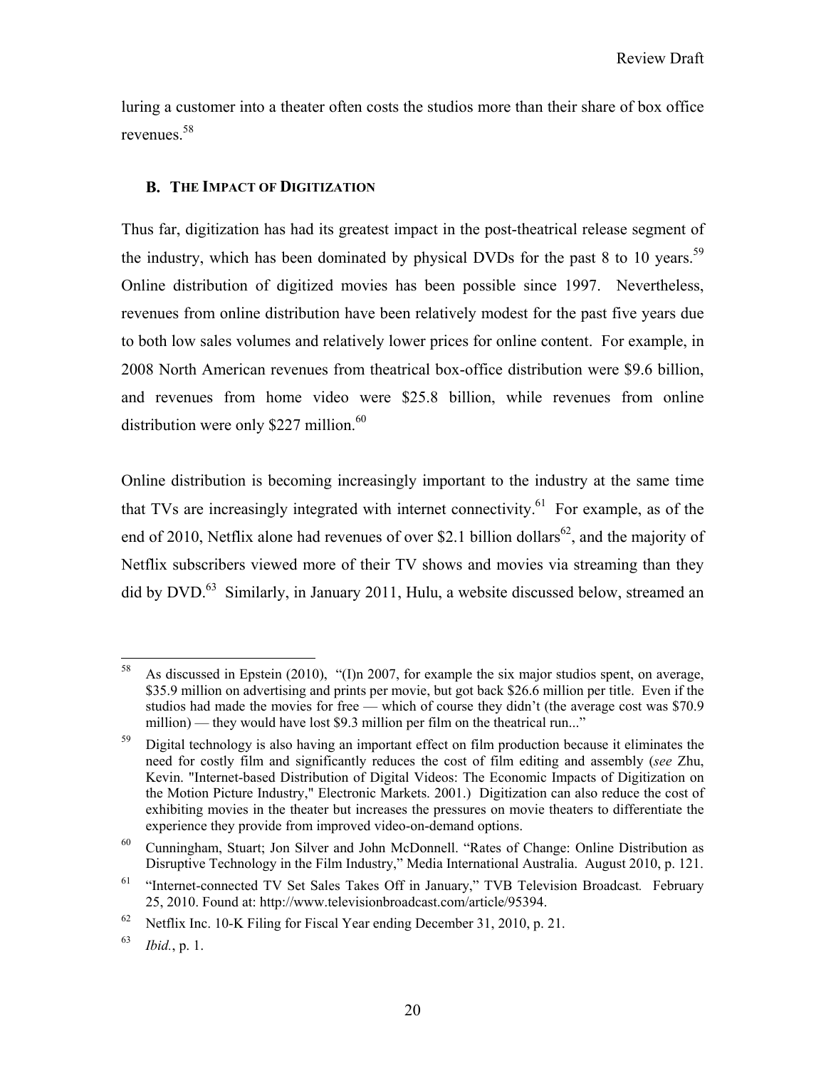luring a customer into a theater often costs the studios more than their share of box office revenues.[58]

## B. The Impact of Digitization

Thus far, digitization has had its greatest impact in the post-theatrical release segment of the industry, which has been dominated by physical DVDs for the past 8 to 10 years.[59] Online distribution of digitized movies has been possible since 1997. Nevertheless, revenues from online distribution have been relatively modest for the past five years due to both low sales volumes and relatively lower prices for online content. For example, in 2008 North American revenues from theatrical box-office distribution were $9.6 billion, and revenues from home video were $25.8 billion, while revenues from online distribution were only $227 million.[60]

Online distribution is becoming increasingly important to the industry at the same time that TVs are increasingly integrated with internet connectivity.[61] For example, as of the end of 2010, Netflix alone had revenues of over $2.1 billion dollars[62], and the majority of Netflix subscribers viewed more of their TV shows and movies via streaming than they did by DVD.[63] Similarly, in January 2011, Hulu, a website discussed below, streamed an

---

[58] As discussed in Epstein (2010), "(I)n 2007, for example the six major studios spent, on average, $35.9 million on advertising and prints per movie, but got back $26.6 million per title. Even if the studios had made the movies for free — which of course they didn't (the average cost was $70.9 million) — they would have lost $9.3 million per film on the theatrical run..."

[59] Digital technology is also having an important effect on film production because it eliminates the need for costly film and significantly reduces the cost of film editing and assembly (*see* Zhu, Kevin. "Internet-based Distribution of Digital Videos: The Economic Impacts of Digitization on the Motion Picture Industry," Electronic Markets. 2001.) Digitization can also reduce the cost of exhibiting movies in the theater but increases the pressures on movie theaters to differentiate the experience they provide from improved video-on-demand options.

[60] Cunningham, Stuart; Jon Silver and John McDonnell. "Rates of Change: Online Distribution as Disruptive Technology in the Film Industry," Media International Australia. August 2010, p. 121.

[61] "Internet-connected TV Set Sales Takes Off in January," TVB Television Broadcast*.* February 25, 2010. Found at: http://www.televisionbroadcast.com/article/95394.

[62] Netflix Inc. 10-K Filing for Fiscal Year ending December 31, 2010, p. 21.

[63] *Ibid.*, p. 1.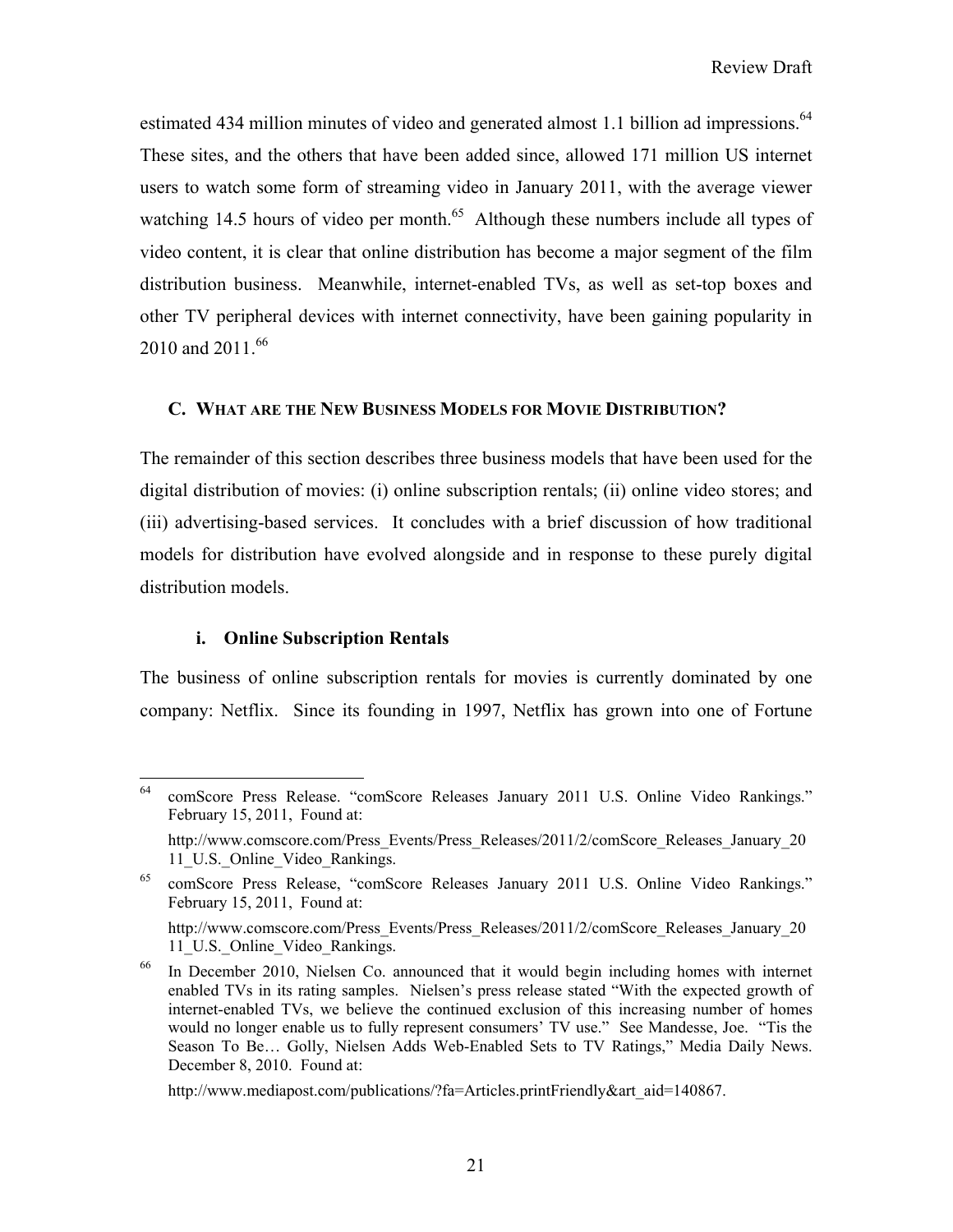estimated 434 million minutes of video and generated almost 1.1 billion ad impressions.[64] These sites, and the others that have been added since, allowed 171 million US internet users to watch some form of streaming video in January 2011, with the average viewer watching 14.5 hours of video per month.[65] Although these numbers include all types of video content, it is clear that online distribution has become a major segment of the film distribution business. Meanwhile, internet-enabled TVs, as well as set-top boxes and other TV peripheral devices with internet connectivity, have been gaining popularity in 2010 and 2011.[66]

### C. What are the New Business Models for Movie Distribution?

The remainder of this section describes three business models that have been used for the digital distribution of movies: (i) online subscription rentals; (ii) online video stores; and (iii) advertising-based services. It concludes with a brief discussion of how traditional models for distribution have evolved alongside and in response to these purely digital distribution models.

#### i. Online Subscription Rentals

The business of online subscription rentals for movies is currently dominated by one company: Netflix. Since its founding in 1997, Netflix has grown into one of Fortune

---

[64] comScore Press Release. "comScore Releases January 2011 U.S. Online Video Rankings." February 15, 2011, Found at:

http://www.comscore.com/Press_Events/Press_Releases/2011/2/comScore_Releases_January_2011_U.S._Online_Video_Rankings.

[65] comScore Press Release, "comScore Releases January 2011 U.S. Online Video Rankings." February 15, 2011, Found at:

http://www.comscore.com/Press_Events/Press_Releases/2011/2/comScore_Releases_January_2011_U.S._Online_Video_Rankings.

[66] In December 2010, Nielsen Co. announced that it would begin including homes with internet enabled TVs in its rating samples. Nielsen's press release stated "With the expected growth of internet-enabled TVs, we believe the continued exclusion of this increasing number of homes would no longer enable us to fully represent consumers' TV use." See Mandesse, Joe. "Tis the Season To Be… Golly, Nielsen Adds Web-Enabled Sets to TV Ratings," Media Daily News. December 8, 2010. Found at:

http://www.mediapost.com/publications/?fa=Articles.printFriendly&art_aid=140867.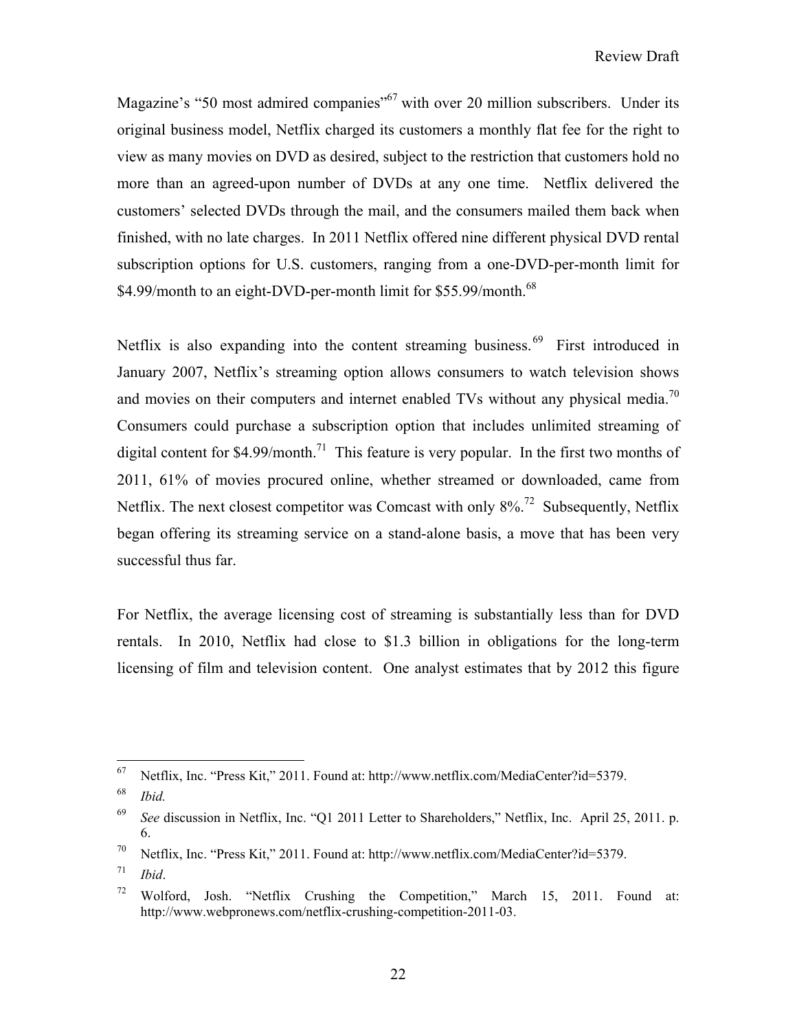Magazine's "50 most admired companies"[67] with over 20 million subscribers. Under its original business model, Netflix charged its customers a monthly flat fee for the right to view as many movies on DVD as desired, subject to the restriction that customers hold no more than an agreed-upon number of DVDs at any one time. Netflix delivered the customers' selected DVDs through the mail, and the consumers mailed them back when finished, with no late charges. In 2011 Netflix offered nine different physical DVD rental subscription options for U.S. customers, ranging from a one-DVD-per-month limit for $4.99/month to an eight-DVD-per-month limit for $55.99/month.[68]

Netflix is also expanding into the content streaming business.[69] First introduced in January 2007, Netflix's streaming option allows consumers to watch television shows and movies on their computers and internet enabled TVs without any physical media.[70] Consumers could purchase a subscription option that includes unlimited streaming of digital content for $4.99/month.[71] This feature is very popular. In the first two months of 2011, 61% of movies procured online, whether streamed or downloaded, came from Netflix. The next closest competitor was Comcast with only 8%.[72] Subsequently, Netflix began offering its streaming service on a stand-alone basis, a move that has been very successful thus far.

For Netflix, the average licensing cost of streaming is substantially less than for DVD rentals. In 2010, Netflix had close to $1.3 billion in obligations for the long-term licensing of film and television content. One analyst estimates that by 2012 this figure

---

[67] Netflix, Inc. "Press Kit," 2011. Found at: http://www.netflix.com/MediaCenter?id=5379.

[68] *Ibid.*

[69] *See* discussion in Netflix, Inc. "Q1 2011 Letter to Shareholders," Netflix, Inc. April 25, 2011. p. 6.

[70] Netflix, Inc. "Press Kit," 2011. Found at: http://www.netflix.com/MediaCenter?id=5379.

[71] *Ibid*.

[72] Wolford, Josh. "Netflix Crushing the Competition," March 15, 2011. Found at: http://www.webpronews.com/netflix-crushing-competition-2011-03.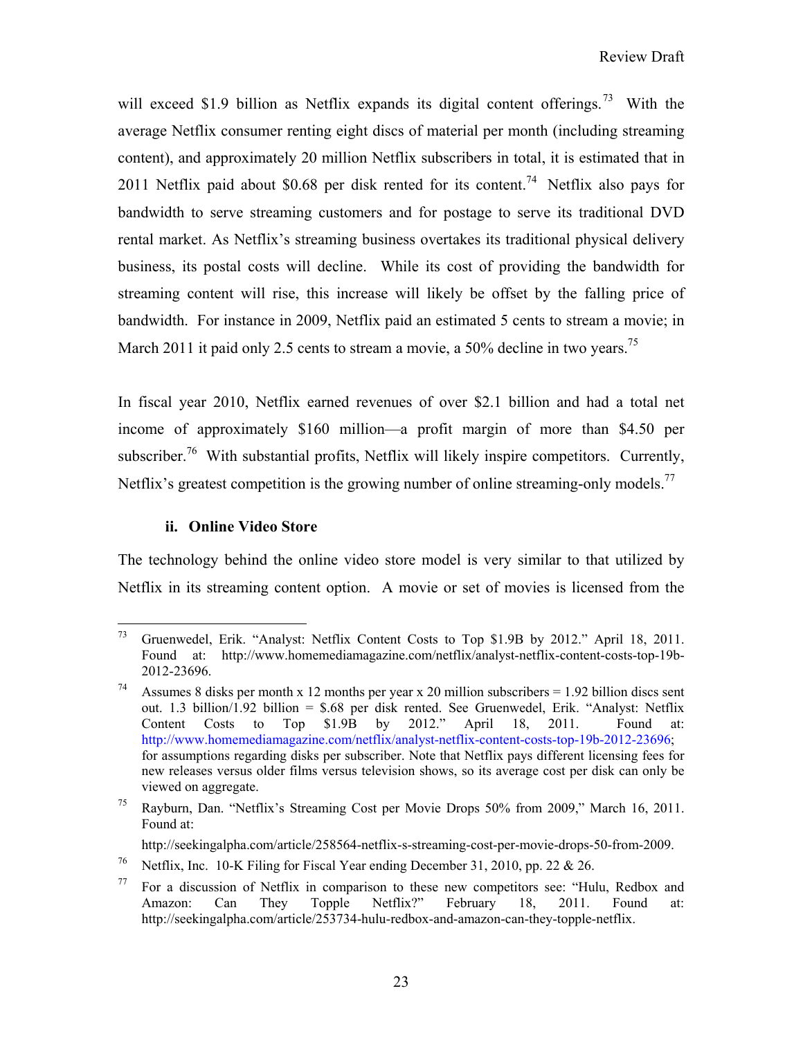will exceed $1.9 billion as Netflix expands its digital content offerings.[73] With the average Netflix consumer renting eight discs of material per month (including streaming content), and approximately 20 million Netflix subscribers in total, it is estimated that in 2011 Netflix paid about $0.68 per disk rented for its content.[74] Netflix also pays for bandwidth to serve streaming customers and for postage to serve its traditional DVD rental market. As Netflix's streaming business overtakes its traditional physical delivery business, its postal costs will decline. While its cost of providing the bandwidth for streaming content will rise, this increase will likely be offset by the falling price of bandwidth. For instance in 2009, Netflix paid an estimated 5 cents to stream a movie; in March 2011 it paid only 2.5 cents to stream a movie, a 50% decline in two years.[75]

In fiscal year 2010, Netflix earned revenues of over $2.1 billion and had a total net income of approximately $160 million—a profit margin of more than $4.50 per subscriber.[76] With substantial profits, Netflix will likely inspire competitors. Currently, Netflix's greatest competition is the growing number of online streaming-only models.[77]

#### ii. Online Video Store

The technology behind the online video store model is very similar to that utilized by Netflix in its streaming content option. A movie or set of movies is licensed from the

---

[73] Gruenwedel, Erik. "Analyst: Netflix Content Costs to Top $1.9B by 2012." April 18, 2011. Found at: http://www.homemediamagazine.com/netflix/analyst-netflix-content-costs-top-19b-2012-23696.

[74] Assumes 8 disks per month x 12 months per year x 20 million subscribers = 1.92 billion discs sent out. 1.3 billion/1.92 billion = $.68 per disk rented. See Gruenwedel, Erik. "Analyst: Netflix Content Costs to Top $1.9B by 2012." April 18, 2011. Found at: http://www.homemediamagazine.com/netflix/analyst-netflix-content-costs-top-19b-2012-23696; for assumptions regarding disks per subscriber. Note that Netflix pays different licensing fees for new releases versus older films versus television shows, so its average cost per disk can only be viewed on aggregate.

[75] Rayburn, Dan. "Netflix's Streaming Cost per Movie Drops 50% from 2009," March 16, 2011. Found at:

http://seekingalpha.com/article/258564-netflix-s-streaming-cost-per-movie-drops-50-from-2009.

[76] Netflix, Inc. 10-K Filing for Fiscal Year ending December 31, 2010, pp. 22 & 26.

[77] For a discussion of Netflix in comparison to these new competitors see: "Hulu, Redbox and Amazon: Can They Topple Netflix?" February 18, 2011. Found at: http://seekingalpha.com/article/253734-hulu-redbox-and-amazon-can-they-topple-netflix.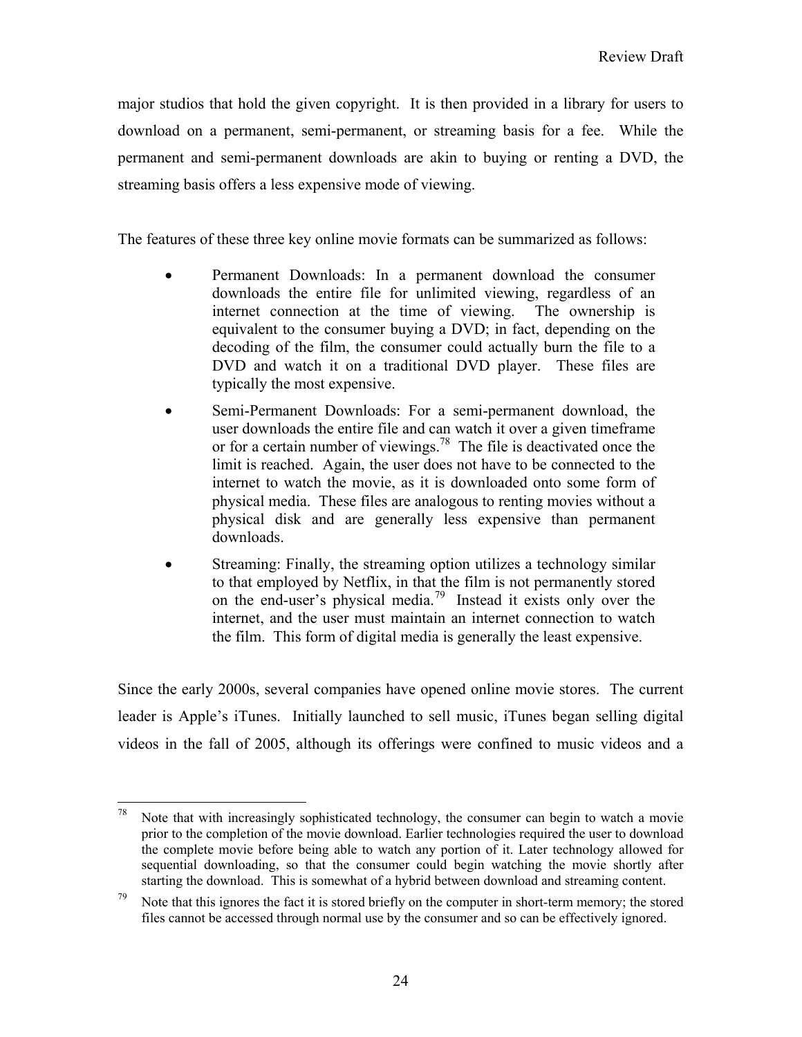major studios that hold the given copyright. It is then provided in a library for users to download on a permanent, semi-permanent, or streaming basis for a fee. While the permanent and semi-permanent downloads are akin to buying or renting a DVD, the streaming basis offers a less expensive mode of viewing.

The features of these three key online movie formats can be summarized as follows:

- Permanent Downloads: In a permanent download the consumer downloads the entire file for unlimited viewing, regardless of an internet connection at the time of viewing. The ownership is equivalent to the consumer buying a DVD; in fact, depending on the decoding of the film, the consumer could actually burn the file to a DVD and watch it on a traditional DVD player. These files are typically the most expensive.
- Semi-Permanent Downloads: For a semi-permanent download, the user downloads the entire file and can watch it over a given timeframe or for a certain number of viewings.[78] The file is deactivated once the limit is reached. Again, the user does not have to be connected to the internet to watch the movie, as it is downloaded onto some form of physical media. These files are analogous to renting movies without a physical disk and are generally less expensive than permanent downloads.
- Streaming: Finally, the streaming option utilizes a technology similar to that employed by Netflix, in that the film is not permanently stored on the end-user's physical media.[79] Instead it exists only over the internet, and the user must maintain an internet connection to watch the film. This form of digital media is generally the least expensive.

Since the early 2000s, several companies have opened online movie stores. The current leader is Apple's iTunes. Initially launched to sell music, iTunes began selling digital videos in the fall of 2005, although its offerings were confined to music videos and a

---

[78] Note that with increasingly sophisticated technology, the consumer can begin to watch a movie prior to the completion of the movie download. Earlier technologies required the user to download the complete movie before being able to watch any portion of it. Later technology allowed for sequential downloading, so that the consumer could begin watching the movie shortly after starting the download. This is somewhat of a hybrid between download and streaming content.

[79] Note that this ignores the fact it is stored briefly on the computer in short-term memory; the stored files cannot be accessed through normal use by the consumer and so can be effectively ignored.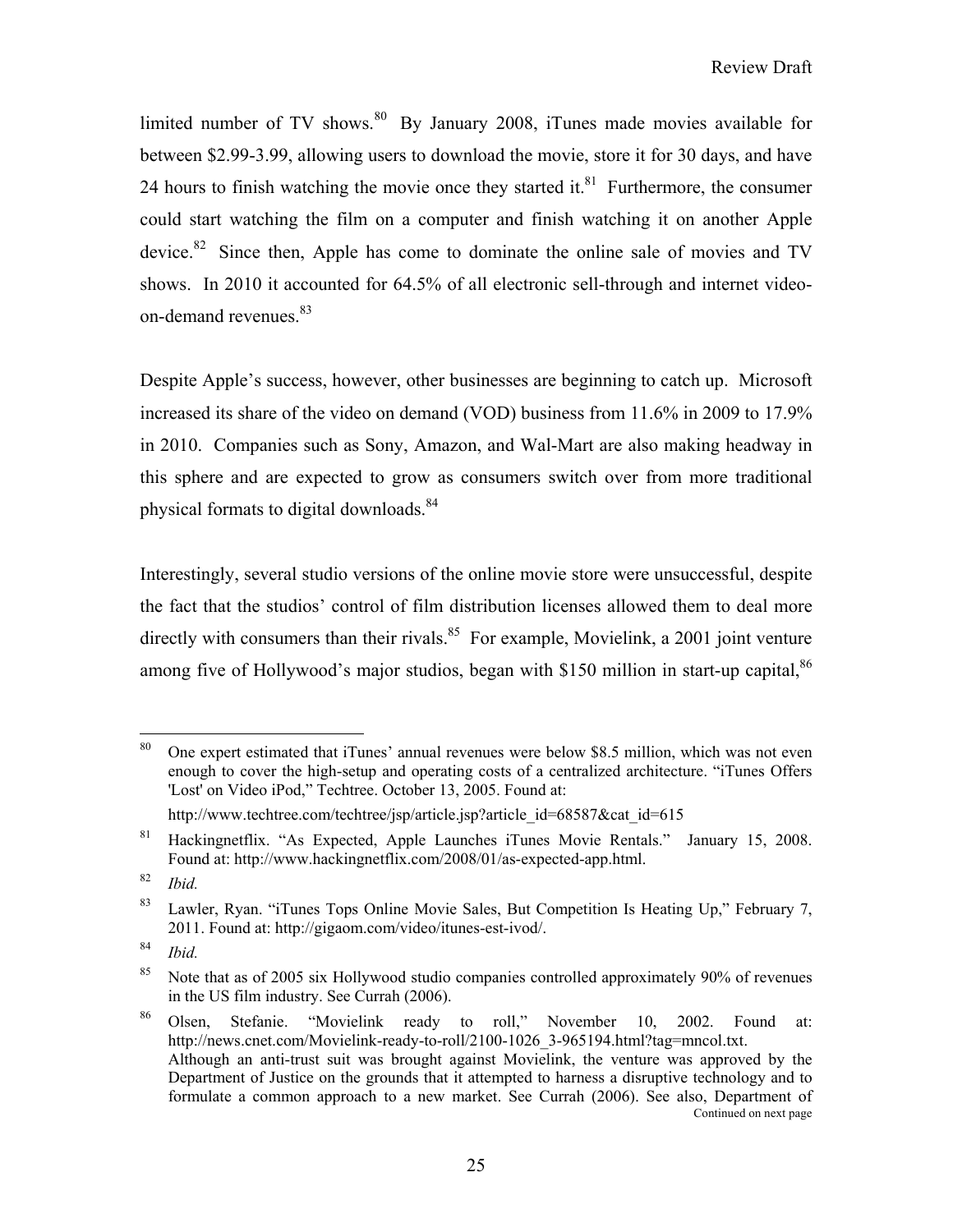limited number of TV shows.[80] By January 2008, iTunes made movies available for between $2.99-3.99, allowing users to download the movie, store it for 30 days, and have 24 hours to finish watching the movie once they started it.[81] Furthermore, the consumer could start watching the film on a computer and finish watching it on another Apple device.[82] Since then, Apple has come to dominate the online sale of movies and TV shows. In 2010 it accounted for 64.5% of all electronic sell-through and internet video-on-demand revenues.[83]

Despite Apple's success, however, other businesses are beginning to catch up. Microsoft increased its share of the video on demand (VOD) business from 11.6% in 2009 to 17.9% in 2010. Companies such as Sony, Amazon, and Wal-Mart are also making headway in this sphere and are expected to grow as consumers switch over from more traditional physical formats to digital downloads.[84]

Interestingly, several studio versions of the online movie store were unsuccessful, despite the fact that the studios' control of film distribution licenses allowed them to deal more directly with consumers than their rivals.[85] For example, Movielink, a 2001 joint venture among five of Hollywood's major studios, began with $150 million in start-up capital,[86]

---

[80] One expert estimated that iTunes' annual revenues were below $8.5 million, which was not even enough to cover the high-setup and operating costs of a centralized architecture. "iTunes Offers 'Lost' on Video iPod," Techtree. October 13, 2005. Found at: http://www.techtree.com/techtree/jsp/article.jsp?article_id=68587&cat_id=615

[81] Hackingnetflix. "As Expected, Apple Launches iTunes Movie Rentals." January 15, 2008. Found at: http://www.hackingnetflix.com/2008/01/as-expected-app.html.

[82] *Ibid.*

[83] Lawler, Ryan. "iTunes Tops Online Movie Sales, But Competition Is Heating Up," February 7, 2011. Found at: http://gigaom.com/video/itunes-est-ivod/.

[84] *Ibid.*

[85] Note that as of 2005 six Hollywood studio companies controlled approximately 90% of revenues in the US film industry. See Currah (2006).

[86] Olsen, Stefanie. "Movielink ready to roll," November 10, 2002. Found at: http://news.cnet.com/Movielink-ready-to-roll/2100-1026_3-965194.html?tag=mncol.txt. Although an anti-trust suit was brought against Movielink, the venture was approved by the Department of Justice on the grounds that it attempted to harness a disruptive technology and to formulate a common approach to a new market. See Currah (2006). See also, Department of

Continued on next page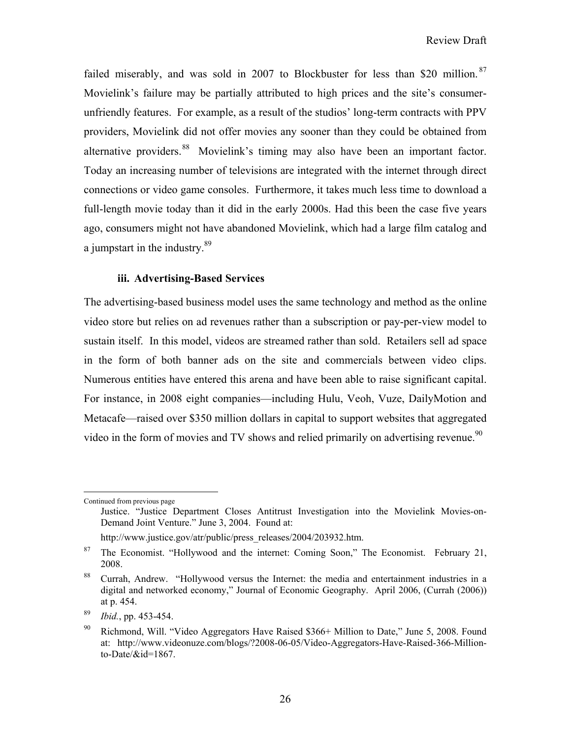failed miserably, and was sold in 2007 to Blockbuster for less than $20 million.[87] Movielink's failure may be partially attributed to high prices and the site's consumer-unfriendly features. For example, as a result of the studios' long-term contracts with PPV providers, Movielink did not offer movies any sooner than they could be obtained from alternative providers.[88] Movielink's timing may also have been an important factor. Today an increasing number of televisions are integrated with the internet through direct connections or video game consoles. Furthermore, it takes much less time to download a full-length movie today than it did in the early 2000s. Had this been the case five years ago, consumers might not have abandoned Movielink, which had a large film catalog and a jumpstart in the industry.[89]

### iii. Advertising-Based Services

The advertising-based business model uses the same technology and method as the online video store but relies on ad revenues rather than a subscription or pay-per-view model to sustain itself. In this model, videos are streamed rather than sold. Retailers sell ad space in the form of both banner ads on the site and commercials between video clips. Numerous entities have entered this arena and have been able to raise significant capital. For instance, in 2008 eight companies—including Hulu, Veoh, Vuze, DailyMotion and Metacafe—raised over $350 million dollars in capital to support websites that aggregated video in the form of movies and TV shows and relied primarily on advertising revenue.[90]

---

Continued from previous page

Justice. "Justice Department Closes Antitrust Investigation into the Movielink Movies-on-Demand Joint Venture." June 3, 2004. Found at: http://www.justice.gov/atr/public/press_releases/2004/203932.htm.

[87] The Economist. "Hollywood and the internet: Coming Soon," The Economist. February 21, 2008.

[88] Currah, Andrew. "Hollywood versus the Internet: the media and entertainment industries in a digital and networked economy," Journal of Economic Geography. April 2006, (Currah (2006)) at p. 454.

[89] *Ibid.*, pp. 453-454.

[90] Richmond, Will. "Video Aggregators Have Raised $366+ Million to Date," June 5, 2008. Found at: http://www.videonuze.com/blogs/?2008-06-05/Video-Aggregators-Have-Raised-366-Million-to-Date/&id=1867.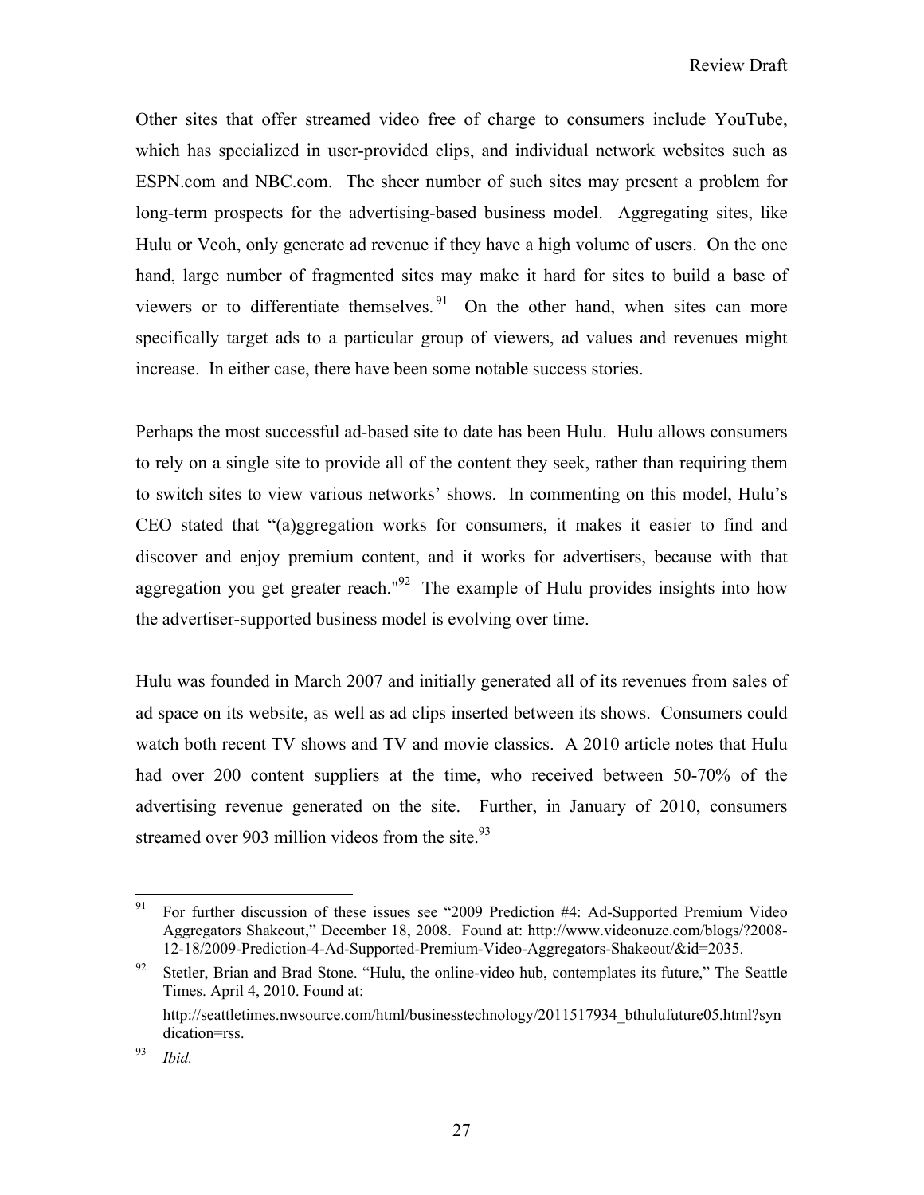Other sites that offer streamed video free of charge to consumers include YouTube, which has specialized in user-provided clips, and individual network websites such as ESPN.com and NBC.com. The sheer number of such sites may present a problem for long-term prospects for the advertising-based business model. Aggregating sites, like Hulu or Veoh, only generate ad revenue if they have a high volume of users. On the one hand, large number of fragmented sites may make it hard for sites to build a base of viewers or to differentiate themselves.[91] On the other hand, when sites can more specifically target ads to a particular group of viewers, ad values and revenues might increase. In either case, there have been some notable success stories.

Perhaps the most successful ad-based site to date has been Hulu. Hulu allows consumers to rely on a single site to provide all of the content they seek, rather than requiring them to switch sites to view various networks' shows. In commenting on this model, Hulu's CEO stated that "(a)ggregation works for consumers, it makes it easier to find and discover and enjoy premium content, and it works for advertisers, because with that aggregation you get greater reach."[92] The example of Hulu provides insights into how the advertiser-supported business model is evolving over time.

Hulu was founded in March 2007 and initially generated all of its revenues from sales of ad space on its website, as well as ad clips inserted between its shows. Consumers could watch both recent TV shows and TV and movie classics. A 2010 article notes that Hulu had over 200 content suppliers at the time, who received between 50-70% of the advertising revenue generated on the site. Further, in January of 2010, consumers streamed over 903 million videos from the site.[93]

---

[91] For further discussion of these issues see "2009 Prediction #4: Ad-Supported Premium Video Aggregators Shakeout," December 18, 2008. Found at: http://www.videonuze.com/blogs/?2008-12-18/2009-Prediction-4-Ad-Supported-Premium-Video-Aggregators-Shakeout/&id=2035.

[92] Stetler, Brian and Brad Stone. "Hulu, the online-video hub, contemplates its future," The Seattle Times. April 4, 2010. Found at: http://seattletimes.nwsource.com/html/businesstechnology/2011517934_bthulufuture05.html?syndication=rss.

[93] *Ibid.*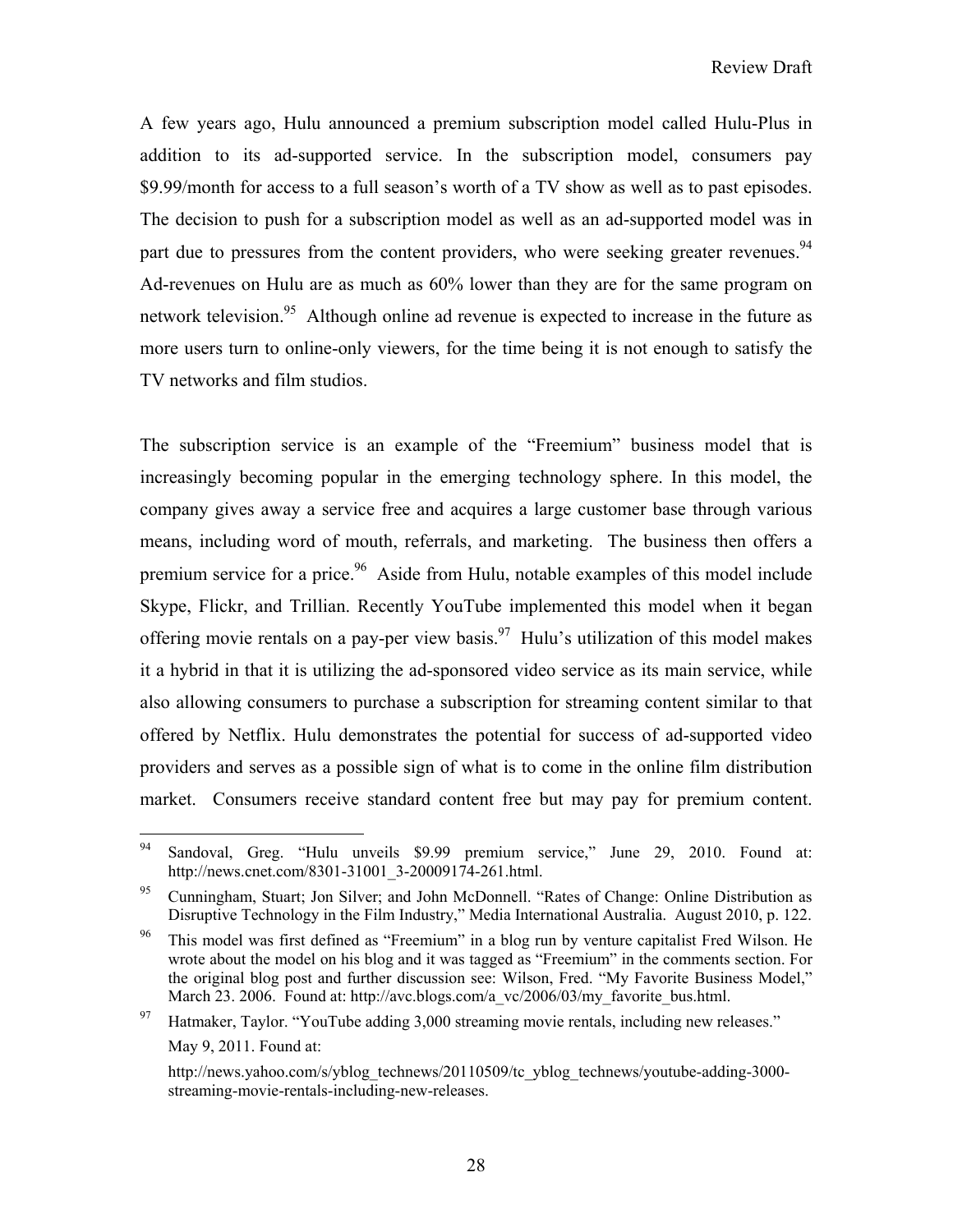A few years ago, Hulu announced a premium subscription model called Hulu-Plus in addition to its ad-supported service. In the subscription model, consumers pay $9.99/month for access to a full season's worth of a TV show as well as to past episodes. The decision to push for a subscription model as well as an ad-supported model was in part due to pressures from the content providers, who were seeking greater revenues.[94] Ad-revenues on Hulu are as much as 60% lower than they are for the same program on network television.[95] Although online ad revenue is expected to increase in the future as more users turn to online-only viewers, for the time being it is not enough to satisfy the TV networks and film studios.

The subscription service is an example of the "Freemium" business model that is increasingly becoming popular in the emerging technology sphere. In this model, the company gives away a service free and acquires a large customer base through various means, including word of mouth, referrals, and marketing. The business then offers a premium service for a price.[96] Aside from Hulu, notable examples of this model include Skype, Flickr, and Trillian. Recently YouTube implemented this model when it began offering movie rentals on a pay-per view basis.[97] Hulu's utilization of this model makes it a hybrid in that it is utilizing the ad-sponsored video service as its main service, while also allowing consumers to purchase a subscription for streaming content similar to that offered by Netflix. Hulu demonstrates the potential for success of ad-supported video providers and serves as a possible sign of what is to come in the online film distribution market. Consumers receive standard content free but may pay for premium content.

---

[94] Sandoval, Greg. "Hulu unveils $9.99 premium service," June 29, 2010. Found at: http://news.cnet.com/8301-31001_3-20009174-261.html.

[95] Cunningham, Stuart; Jon Silver; and John McDonnell. "Rates of Change: Online Distribution as Disruptive Technology in the Film Industry," Media International Australia. August 2010, p. 122.

[96] This model was first defined as "Freemium" in a blog run by venture capitalist Fred Wilson. He wrote about the model on his blog and it was tagged as "Freemium" in the comments section. For the original blog post and further discussion see: Wilson, Fred. "My Favorite Business Model," March 23. 2006. Found at: http://avc.blogs.com/a_vc/2006/03/my_favorite_bus.html.

[97] Hatmaker, Taylor. "YouTube adding 3,000 streaming movie rentals, including new releases." May 9, 2011. Found at: http://news.yahoo.com/s/yblog_technews/20110509/tc_yblog_technews/youtube-adding-3000-streaming-movie-rentals-including-new-releases.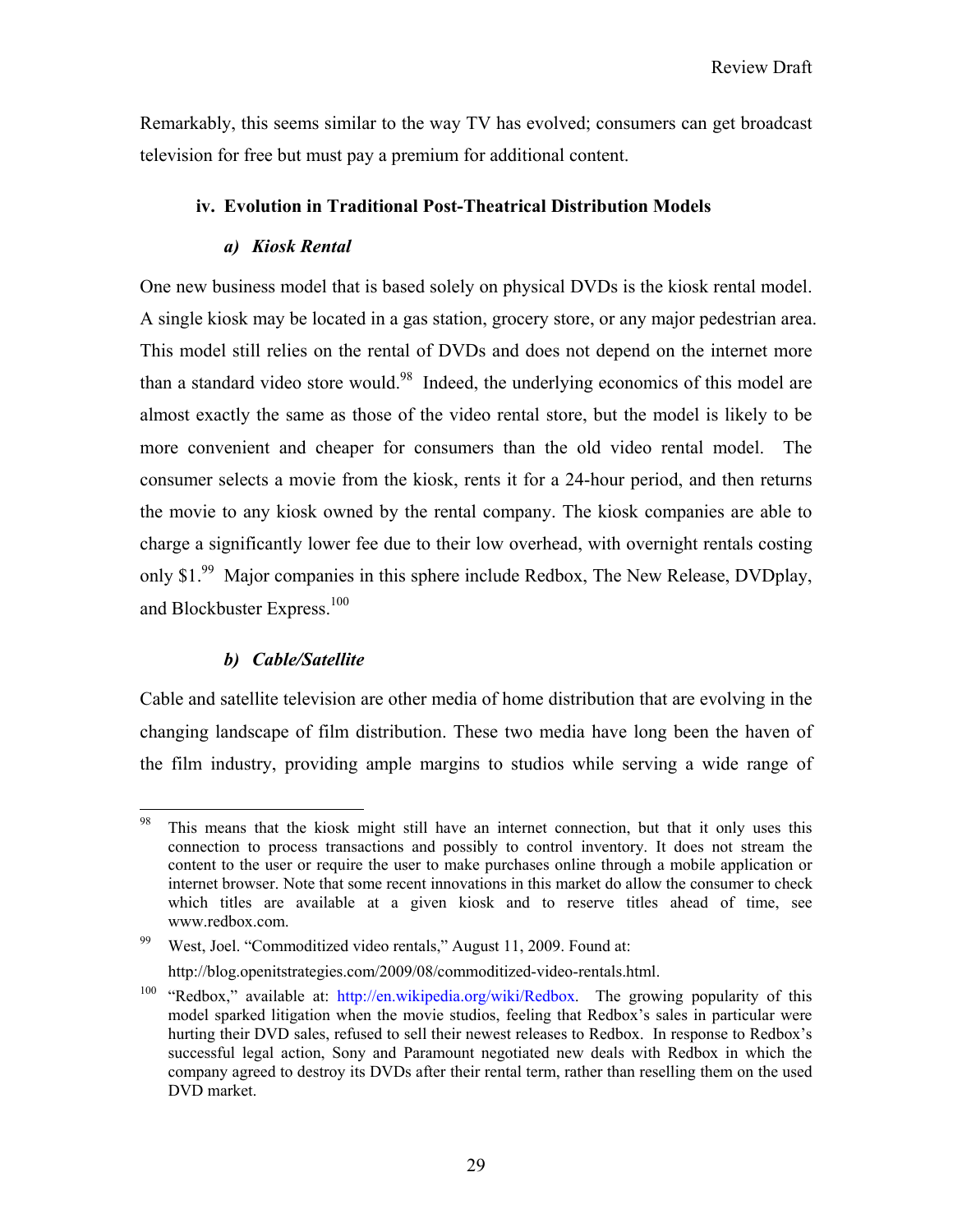Remarkably, this seems similar to the way TV has evolved; consumers can get broadcast television for free but must pay a premium for additional content.

### iv. Evolution in Traditional Post-Theatrical Distribution Models

#### *a) Kiosk Rental*

One new business model that is based solely on physical DVDs is the kiosk rental model. A single kiosk may be located in a gas station, grocery store, or any major pedestrian area. This model still relies on the rental of DVDs and does not depend on the internet more than a standard video store would.[98] Indeed, the underlying economics of this model are almost exactly the same as those of the video rental store, but the model is likely to be more convenient and cheaper for consumers than the old video rental model. The consumer selects a movie from the kiosk, rents it for a 24-hour period, and then returns the movie to any kiosk owned by the rental company. The kiosk companies are able to charge a significantly lower fee due to their low overhead, with overnight rentals costing only $1.[99] Major companies in this sphere include Redbox, The New Release, DVDplay, and Blockbuster Express.[100]

#### *b) Cable/Satellite*

Cable and satellite television are other media of home distribution that are evolving in the changing landscape of film distribution. These two media have long been the haven of the film industry, providing ample margins to studios while serving a wide range of

---

[98] This means that the kiosk might still have an internet connection, but that it only uses this connection to process transactions and possibly to control inventory. It does not stream the content to the user or require the user to make purchases online through a mobile application or internet browser. Note that some recent innovations in this market do allow the consumer to check which titles are available at a given kiosk and to reserve titles ahead of time, see www.redbox.com.

[99] West, Joel. "Commoditized video rentals," August 11, 2009. Found at: http://blog.openitstrategies.com/2009/08/commoditized-video-rentals.html.

[100] "Redbox," available at: http://en.wikipedia.org/wiki/Redbox. The growing popularity of this model sparked litigation when the movie studios, feeling that Redbox's sales in particular were hurting their DVD sales, refused to sell their newest releases to Redbox. In response to Redbox's successful legal action, Sony and Paramount negotiated new deals with Redbox in which the company agreed to destroy its DVDs after their rental term, rather than reselling them on the used DVD market.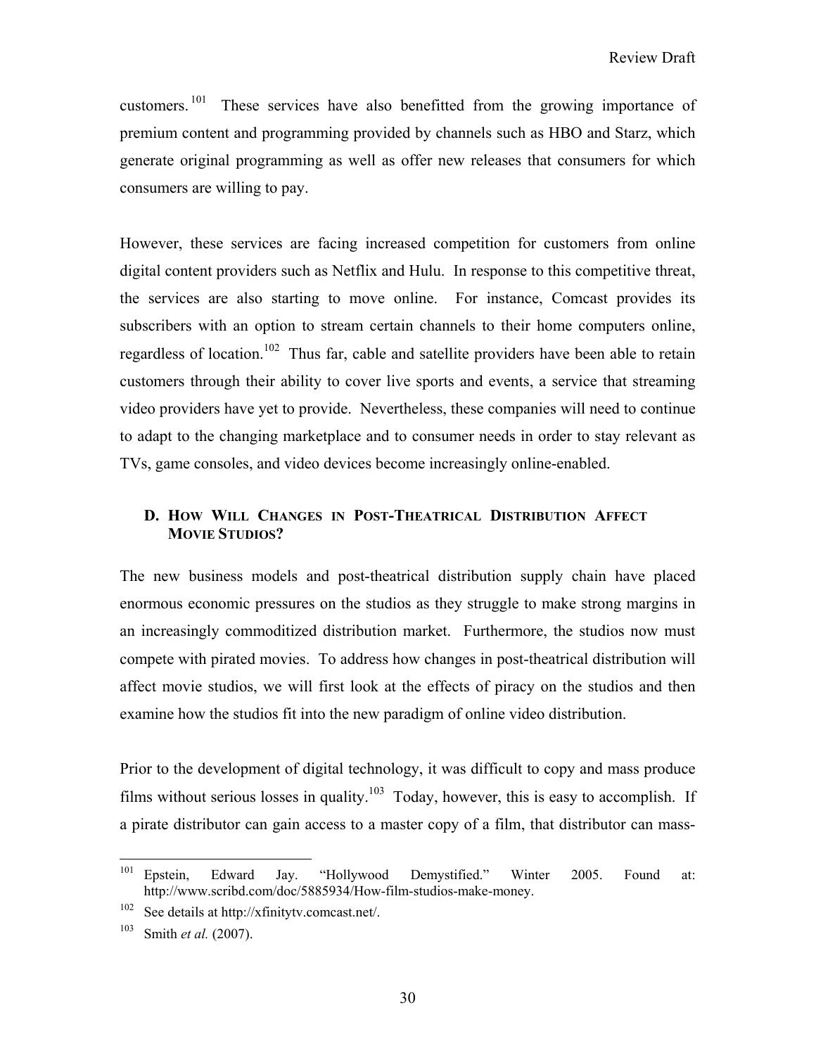customers.[101] These services have also benefitted from the growing importance of premium content and programming provided by channels such as HBO and Starz, which generate original programming as well as offer new releases that consumers for which consumers are willing to pay.

However, these services are facing increased competition for customers from online digital content providers such as Netflix and Hulu. In response to this competitive threat, the services are also starting to move online. For instance, Comcast provides its subscribers with an option to stream certain channels to their home computers online, regardless of location.[102] Thus far, cable and satellite providers have been able to retain customers through their ability to cover live sports and events, a service that streaming video providers have yet to provide. Nevertheless, these companies will need to continue to adapt to the changing marketplace and to consumer needs in order to stay relevant as TVs, game consoles, and video devices become increasingly online-enabled.

### D. How Will Changes in Post-Theatrical Distribution Affect Movie Studios?

The new business models and post-theatrical distribution supply chain have placed enormous economic pressures on the studios as they struggle to make strong margins in an increasingly commoditized distribution market. Furthermore, the studios now must compete with pirated movies. To address how changes in post-theatrical distribution will affect movie studios, we will first look at the effects of piracy on the studios and then examine how the studios fit into the new paradigm of online video distribution.

Prior to the development of digital technology, it was difficult to copy and mass produce films without serious losses in quality.[103] Today, however, this is easy to accomplish. If a pirate distributor can gain access to a master copy of a film, that distributor can mass-

---

[101] Epstein, Edward Jay. "Hollywood Demystified." Winter 2005. Found at: http://www.scribd.com/doc/5885934/How-film-studios-make-money.

[102] See details at http://xfinitytv.comcast.net/.

[103] Smith *et al.* (2007).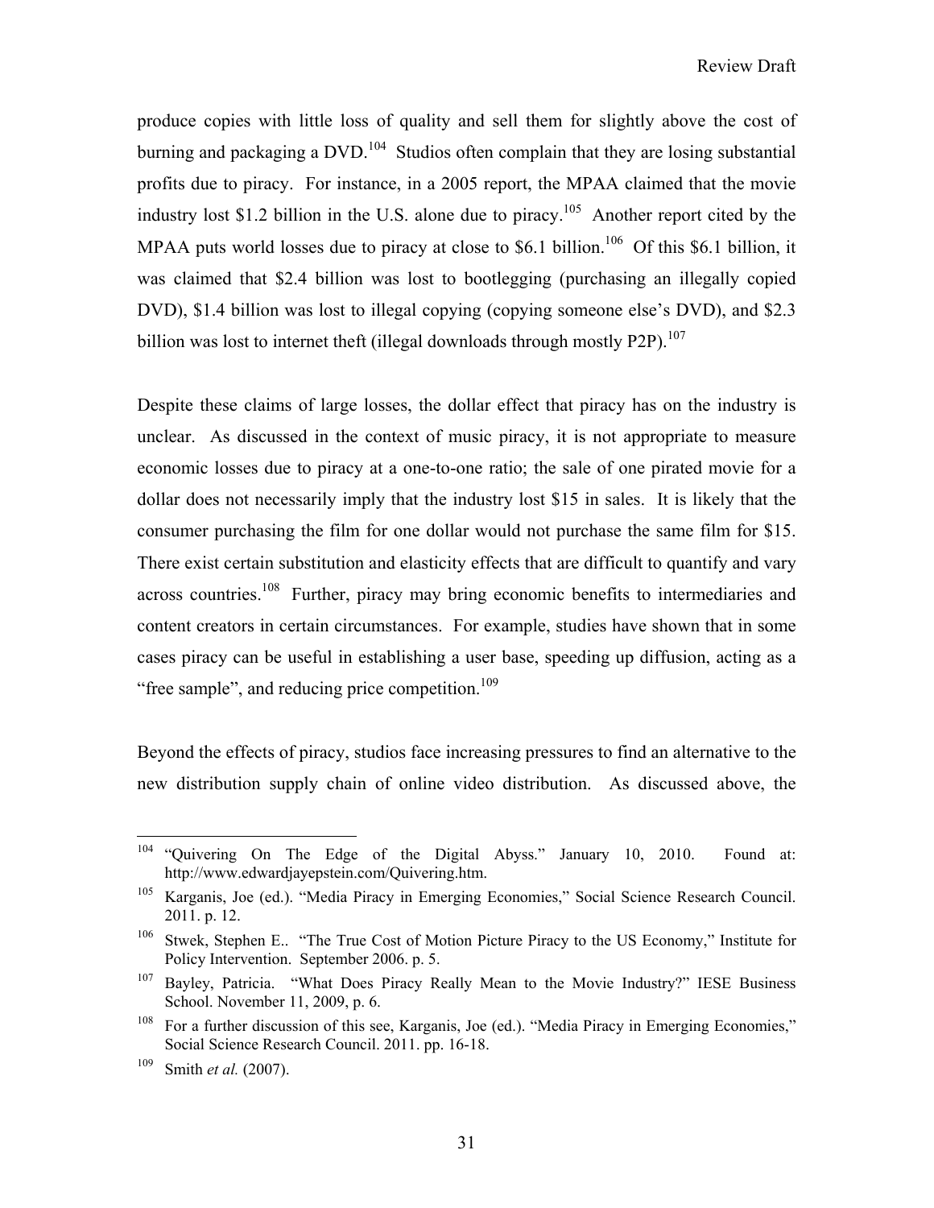produce copies with little loss of quality and sell them for slightly above the cost of burning and packaging a DVD.[104] Studios often complain that they are losing substantial profits due to piracy. For instance, in a 2005 report, the MPAA claimed that the movie industry lost $1.2 billion in the U.S. alone due to piracy.[105] Another report cited by the MPAA puts world losses due to piracy at close to $6.1 billion.[106] Of this $6.1 billion, it was claimed that $2.4 billion was lost to bootlegging (purchasing an illegally copied DVD), $1.4 billion was lost to illegal copying (copying someone else's DVD), and $2.3 billion was lost to internet theft (illegal downloads through mostly P2P).[107]

Despite these claims of large losses, the dollar effect that piracy has on the industry is unclear. As discussed in the context of music piracy, it is not appropriate to measure economic losses due to piracy at a one-to-one ratio; the sale of one pirated movie for a dollar does not necessarily imply that the industry lost $15 in sales. It is likely that the consumer purchasing the film for one dollar would not purchase the same film for $15. There exist certain substitution and elasticity effects that are difficult to quantify and vary across countries.[108] Further, piracy may bring economic benefits to intermediaries and content creators in certain circumstances. For example, studies have shown that in some cases piracy can be useful in establishing a user base, speeding up diffusion, acting as a "free sample", and reducing price competition.[109]

Beyond the effects of piracy, studios face increasing pressures to find an alternative to the new distribution supply chain of online video distribution. As discussed above, the

---

[104] "Quivering On The Edge of the Digital Abyss." January 10, 2010. Found at: http://www.edwardjayepstein.com/Quivering.htm.

[105] Karganis, Joe (ed.). "Media Piracy in Emerging Economies," Social Science Research Council. 2011. p. 12.

[106] Stwek, Stephen E.. "The True Cost of Motion Picture Piracy to the US Economy," Institute for Policy Intervention. September 2006. p. 5.

[107] Bayley, Patricia. "What Does Piracy Really Mean to the Movie Industry?" IESE Business School. November 11, 2009, p. 6.

[108] For a further discussion of this see, Karganis, Joe (ed.). "Media Piracy in Emerging Economies," Social Science Research Council. 2011. pp. 16-18.

[109] Smith *et al.* (2007).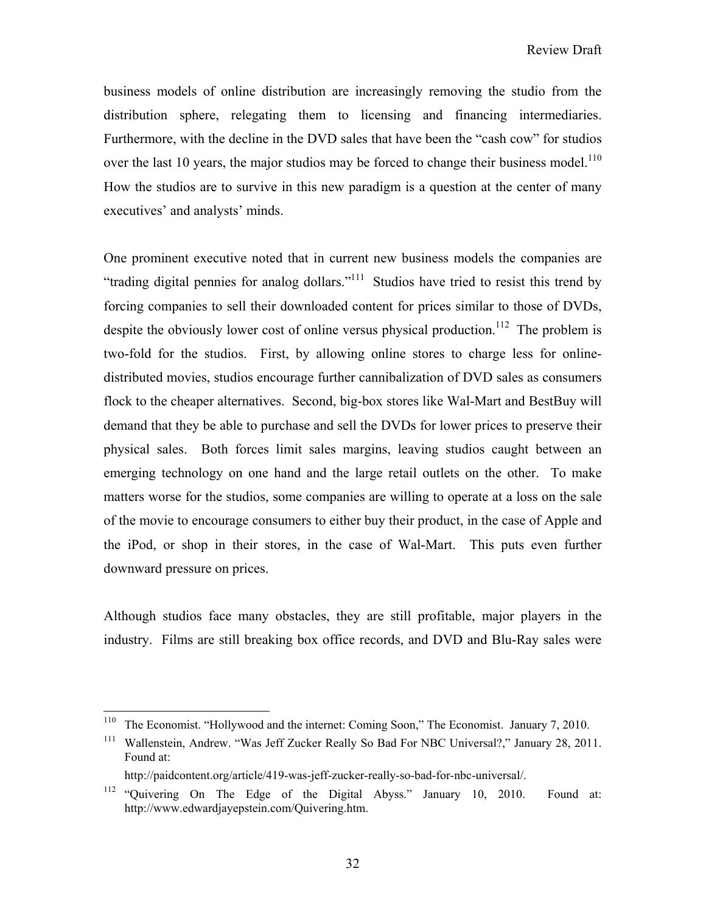business models of online distribution are increasingly removing the studio from the distribution sphere, relegating them to licensing and financing intermediaries. Furthermore, with the decline in the DVD sales that have been the "cash cow" for studios over the last 10 years, the major studios may be forced to change their business model.[110] How the studios are to survive in this new paradigm is a question at the center of many executives' and analysts' minds.

One prominent executive noted that in current new business models the companies are "trading digital pennies for analog dollars."[111] Studios have tried to resist this trend by forcing companies to sell their downloaded content for prices similar to those of DVDs, despite the obviously lower cost of online versus physical production.[112] The problem is two-fold for the studios. First, by allowing online stores to charge less for online-distributed movies, studios encourage further cannibalization of DVD sales as consumers flock to the cheaper alternatives. Second, big-box stores like Wal-Mart and BestBuy will demand that they be able to purchase and sell the DVDs for lower prices to preserve their physical sales. Both forces limit sales margins, leaving studios caught between an emerging technology on one hand and the large retail outlets on the other. To make matters worse for the studios, some companies are willing to operate at a loss on the sale of the movie to encourage consumers to either buy their product, in the case of Apple and the iPod, or shop in their stores, in the case of Wal-Mart. This puts even further downward pressure on prices.

Although studios face many obstacles, they are still profitable, major players in the industry. Films are still breaking box office records, and DVD and Blu-Ray sales were

---

[110] The Economist. "Hollywood and the internet: Coming Soon," The Economist. January 7, 2010.

[111] Wallenstein, Andrew. "Was Jeff Zucker Really So Bad For NBC Universal?," January 28, 2011. Found at: http://paidcontent.org/article/419-was-jeff-zucker-really-so-bad-for-nbc-universal/.

[112] "Quivering On The Edge of the Digital Abyss." January 10, 2010. Found at: http://www.edwardjayepstein.com/Quivering.htm.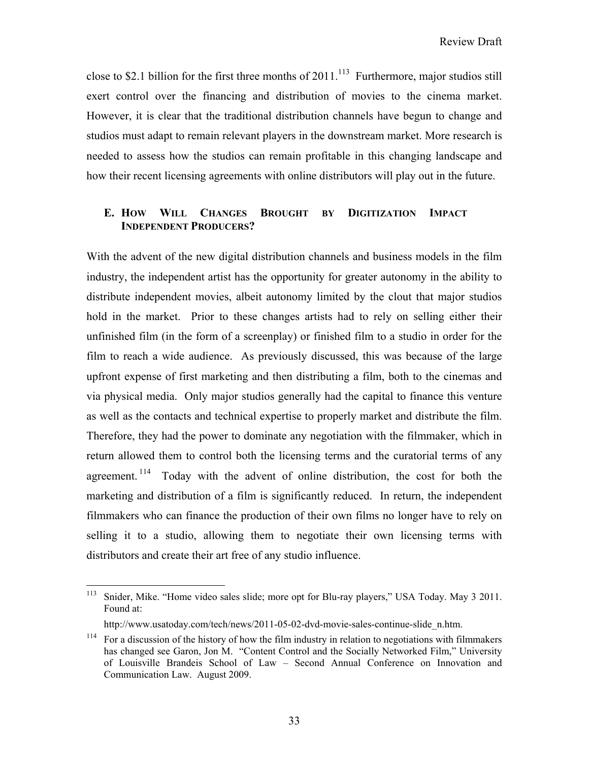close to $2.1 billion for the first three months of 2011.[113] Furthermore, major studios still exert control over the financing and distribution of movies to the cinema market. However, it is clear that the traditional distribution channels have begun to change and studios must adapt to remain relevant players in the downstream market. More research is needed to assess how the studios can remain profitable in this changing landscape and how their recent licensing agreements with online distributors will play out in the future.

### E. How Will Changes Brought by Digitization Impact Independent Producers?

With the advent of the new digital distribution channels and business models in the film industry, the independent artist has the opportunity for greater autonomy in the ability to distribute independent movies, albeit autonomy limited by the clout that major studios hold in the market. Prior to these changes artists had to rely on selling either their unfinished film (in the form of a screenplay) or finished film to a studio in order for the film to reach a wide audience. As previously discussed, this was because of the large upfront expense of first marketing and then distributing a film, both to the cinemas and via physical media. Only major studios generally had the capital to finance this venture as well as the contacts and technical expertise to properly market and distribute the film. Therefore, they had the power to dominate any negotiation with the filmmaker, which in return allowed them to control both the licensing terms and the curatorial terms of any agreement.[114] Today with the advent of online distribution, the cost for both the marketing and distribution of a film is significantly reduced. In return, the independent filmmakers who can finance the production of their own films no longer have to rely on selling it to a studio, allowing them to negotiate their own licensing terms with distributors and create their art free of any studio influence.

---

[113] Snider, Mike. "Home video sales slide; more opt for Blu-ray players," USA Today. May 3 2011. Found at:

http://www.usatoday.com/tech/news/2011-05-02-dvd-movie-sales-continue-slide_n.htm.

[114] For a discussion of the history of how the film industry in relation to negotiations with filmmakers has changed see Garon, Jon M. "Content Control and the Socially Networked Film," University of Louisville Brandeis School of Law – Second Annual Conference on Innovation and Communication Law. August 2009.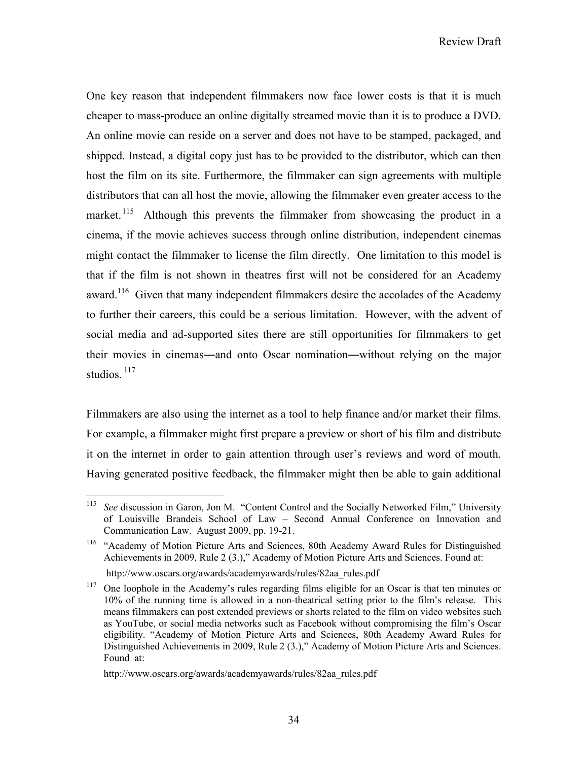One key reason that independent filmmakers now face lower costs is that it is much cheaper to mass-produce an online digitally streamed movie than it is to produce a DVD. An online movie can reside on a server and does not have to be stamped, packaged, and shipped. Instead, a digital copy just has to be provided to the distributor, which can then host the film on its site. Furthermore, the filmmaker can sign agreements with multiple distributors that can all host the movie, allowing the filmmaker even greater access to the market.[115] Although this prevents the filmmaker from showcasing the product in a cinema, if the movie achieves success through online distribution, independent cinemas might contact the filmmaker to license the film directly. One limitation to this model is that if the film is not shown in theatres first will not be considered for an Academy award.[116] Given that many independent filmmakers desire the accolades of the Academy to further their careers, this could be a serious limitation. However, with the advent of social media and ad-supported sites there are still opportunities for filmmakers to get their movies in cinemas―and onto Oscar nomination―without relying on the major studios.[117]

Filmmakers are also using the internet as a tool to help finance and/or market their films. For example, a filmmaker might first prepare a preview or short of his film and distribute it on the internet in order to gain attention through user's reviews and word of mouth. Having generated positive feedback, the filmmaker might then be able to gain additional

---

[115] *See* discussion in Garon, Jon M. "Content Control and the Socially Networked Film," University of Louisville Brandeis School of Law – Second Annual Conference on Innovation and Communication Law. August 2009, pp. 19-21.

[116] "Academy of Motion Picture Arts and Sciences, 80th Academy Award Rules for Distinguished Achievements in 2009, Rule 2 (3.)," Academy of Motion Picture Arts and Sciences. Found at: http://www.oscars.org/awards/academyawards/rules/82aa_rules.pdf

[117] One loophole in the Academy's rules regarding films eligible for an Oscar is that ten minutes or 10% of the running time is allowed in a non-theatrical setting prior to the film's release. This means filmmakers can post extended previews or shorts related to the film on video websites such as YouTube, or social media networks such as Facebook without compromising the film's Oscar eligibility. "Academy of Motion Picture Arts and Sciences, 80th Academy Award Rules for Distinguished Achievements in 2009, Rule 2 (3.)," Academy of Motion Picture Arts and Sciences. Found at:

http://www.oscars.org/awards/academyawards/rules/82aa_rules.pdf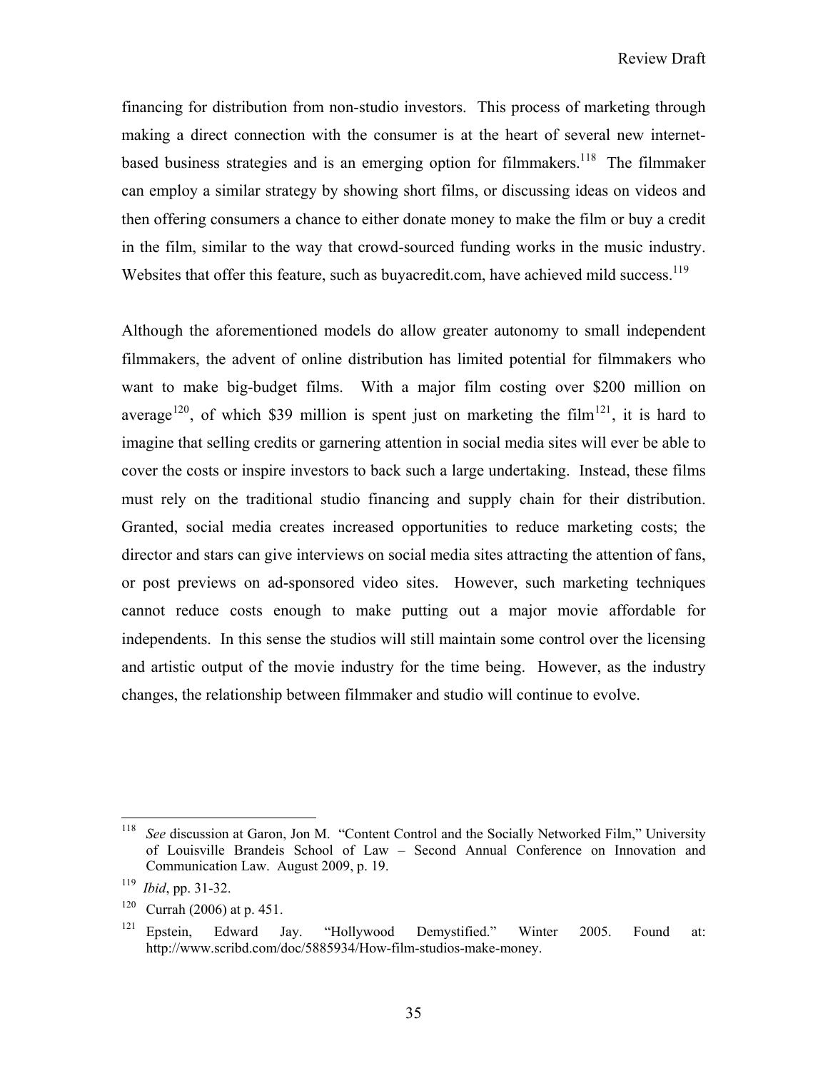financing for distribution from non-studio investors. This process of marketing through making a direct connection with the consumer is at the heart of several new internet-based business strategies and is an emerging option for filmmakers.[118] The filmmaker can employ a similar strategy by showing short films, or discussing ideas on videos and then offering consumers a chance to either donate money to make the film or buy a credit in the film, similar to the way that crowd-sourced funding works in the music industry. Websites that offer this feature, such as buyacredit.com, have achieved mild success.[119]

Although the aforementioned models do allow greater autonomy to small independent filmmakers, the advent of online distribution has limited potential for filmmakers who want to make big-budget films. With a major film costing over \$200 million on average[120], of which \$39 million is spent just on marketing the film[121], it is hard to imagine that selling credits or garnering attention in social media sites will ever be able to cover the costs or inspire investors to back such a large undertaking. Instead, these films must rely on the traditional studio financing and supply chain for their distribution. Granted, social media creates increased opportunities to reduce marketing costs; the director and stars can give interviews on social media sites attracting the attention of fans, or post previews on ad-sponsored video sites. However, such marketing techniques cannot reduce costs enough to make putting out a major movie affordable for independents. In this sense the studios will still maintain some control over the licensing and artistic output of the movie industry for the time being. However, as the industry changes, the relationship between filmmaker and studio will continue to evolve.

---

[118] *See* discussion at Garon, Jon M. "Content Control and the Socially Networked Film," University of Louisville Brandeis School of Law – Second Annual Conference on Innovation and Communication Law. August 2009, p. 19.

[119] *Ibid*, pp. 31-32.

[120] Currah (2006) at p. 451.

[121] Epstein, Edward Jay. "Hollywood Demystified." Winter 2005. Found at: http://www.scribd.com/doc/5885934/How-film-studios-make-money.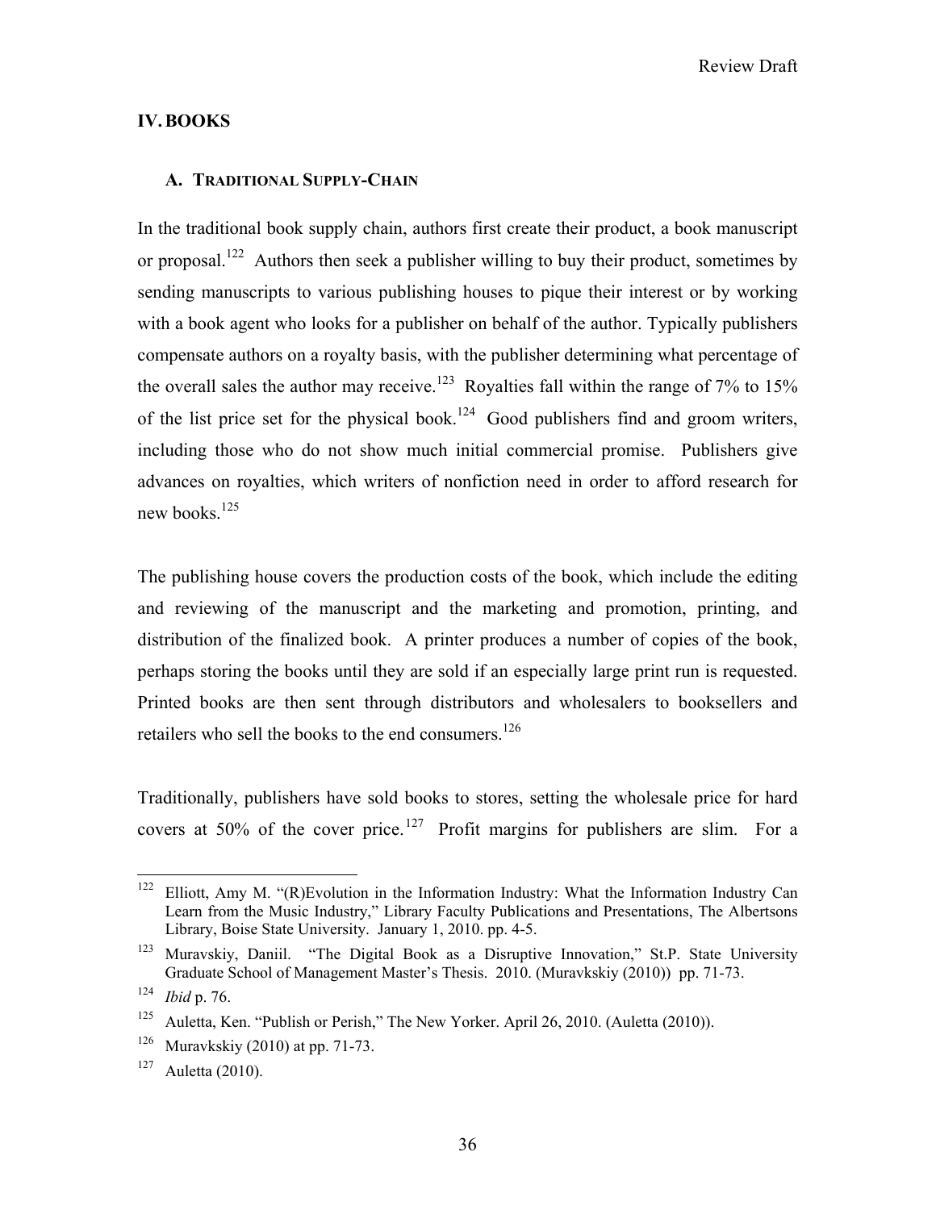## IV. BOOKS

### A. TRADITIONAL SUPPLY-CHAIN

In the traditional book supply chain, authors first create their product, a book manuscript or proposal.[122] Authors then seek a publisher willing to buy their product, sometimes by sending manuscripts to various publishing houses to pique their interest or by working with a book agent who looks for a publisher on behalf of the author. Typically publishers compensate authors on a royalty basis, with the publisher determining what percentage of the overall sales the author may receive.[123] Royalties fall within the range of 7% to 15% of the list price set for the physical book.[124] Good publishers find and groom writers, including those who do not show much initial commercial promise. Publishers give advances on royalties, which writers of nonfiction need in order to afford research for new books.[125]

The publishing house covers the production costs of the book, which include the editing and reviewing of the manuscript and the marketing and promotion, printing, and distribution of the finalized book. A printer produces a number of copies of the book, perhaps storing the books until they are sold if an especially large print run is requested. Printed books are then sent through distributors and wholesalers to booksellers and retailers who sell the books to the end consumers.[126]

Traditionally, publishers have sold books to stores, setting the wholesale price for hard covers at 50% of the cover price.[127] Profit margins for publishers are slim. For a

---

[122] Elliott, Amy M. "(R)Evolution in the Information Industry: What the Information Industry Can Learn from the Music Industry," Library Faculty Publications and Presentations, The Albertsons Library, Boise State University. January 1, 2010. pp. 4-5.

[123] Muravskiy, Daniil. "The Digital Book as a Disruptive Innovation," St.P. State University Graduate School of Management Master's Thesis. 2010. (Muravkskiy (2010)) pp. 71-73.

[124] *Ibid* p. 76.

[125] Auletta, Ken. "Publish or Perish," The New Yorker. April 26, 2010. (Auletta (2010)).

[126] Muravkskiy (2010) at pp. 71-73.

[127] Auletta (2010).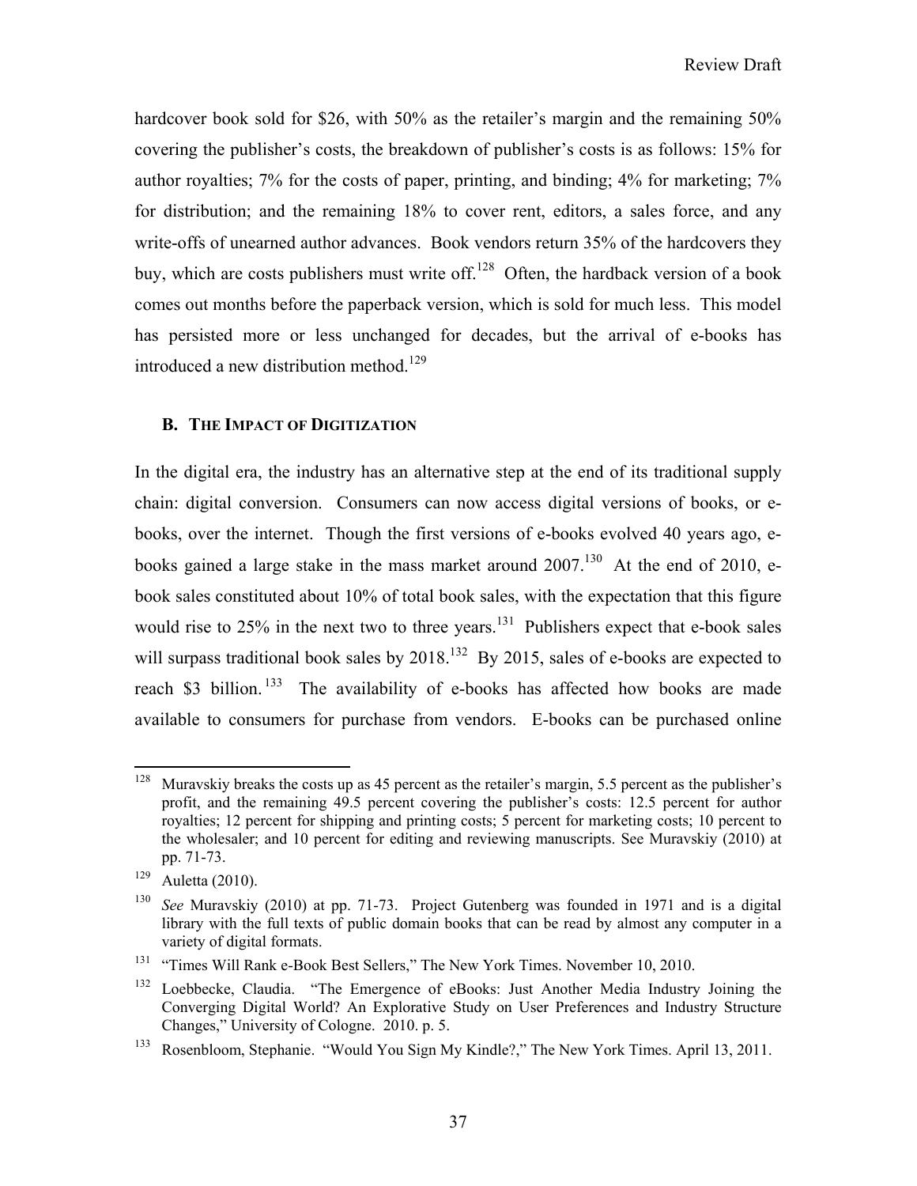hardcover book sold for $26, with 50% as the retailer's margin and the remaining 50% covering the publisher's costs, the breakdown of publisher's costs is as follows: 15% for author royalties; 7% for the costs of paper, printing, and binding; 4% for marketing; 7% for distribution; and the remaining 18% to cover rent, editors, a sales force, and any write-offs of unearned author advances. Book vendors return 35% of the hardcovers they buy, which are costs publishers must write off.[128] Often, the hardback version of a book comes out months before the paperback version, which is sold for much less. This model has persisted more or less unchanged for decades, but the arrival of e-books has introduced a new distribution method.[129]

### B. THE IMPACT OF DIGITIZATION

In the digital era, the industry has an alternative step at the end of its traditional supply chain: digital conversion. Consumers can now access digital versions of books, or e-books, over the internet. Though the first versions of e-books evolved 40 years ago, e-books gained a large stake in the mass market around 2007.[130] At the end of 2010, e-book sales constituted about 10% of total book sales, with the expectation that this figure would rise to 25% in the next two to three years.[131] Publishers expect that e-book sales will surpass traditional book sales by 2018.[132] By 2015, sales of e-books are expected to reach $3 billion.[133] The availability of e-books has affected how books are made available to consumers for purchase from vendors. E-books can be purchased online

---

[128] Muravskiy breaks the costs up as 45 percent as the retailer's margin, 5.5 percent as the publisher's profit, and the remaining 49.5 percent covering the publisher's costs: 12.5 percent for author royalties; 12 percent for shipping and printing costs; 5 percent for marketing costs; 10 percent to the wholesaler; and 10 percent for editing and reviewing manuscripts. See Muravskiy (2010) at pp. 71-73.

[129] Auletta (2010).

[130] *See* Muravskiy (2010) at pp. 71-73. Project Gutenberg was founded in 1971 and is a digital library with the full texts of public domain books that can be read by almost any computer in a variety of digital formats.

[131] "Times Will Rank e-Book Best Sellers," The New York Times. November 10, 2010.

[132] Loebbecke, Claudia. "The Emergence of eBooks: Just Another Media Industry Joining the Converging Digital World? An Explorative Study on User Preferences and Industry Structure Changes," University of Cologne. 2010. p. 5.

[133] Rosenbloom, Stephanie. "Would You Sign My Kindle?," The New York Times. April 13, 2011.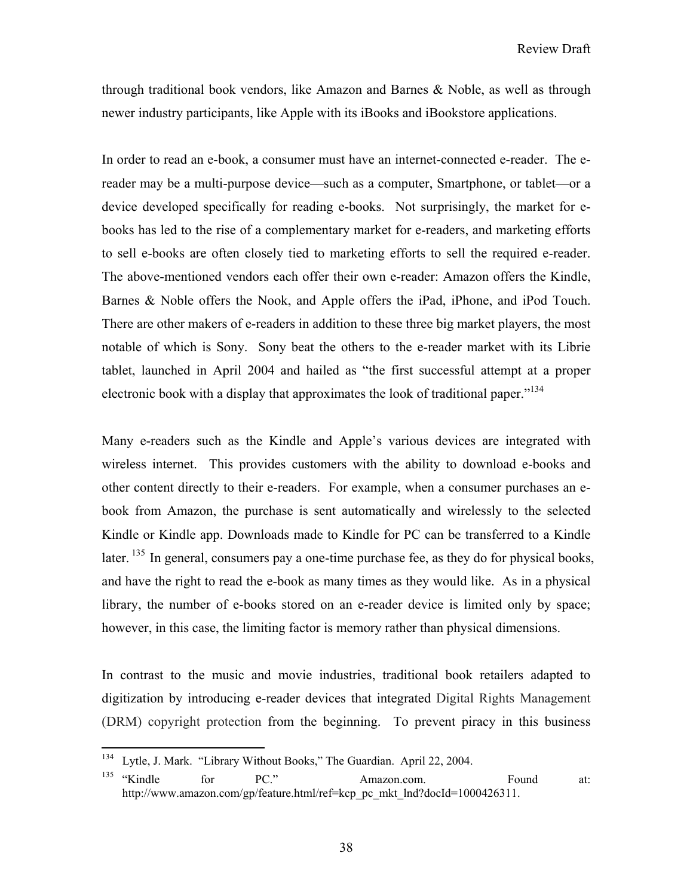through traditional book vendors, like Amazon and Barnes & Noble, as well as through newer industry participants, like Apple with its iBooks and iBookstore applications.

In order to read an e-book, a consumer must have an internet-connected e-reader. The e-reader may be a multi-purpose device—such as a computer, Smartphone, or tablet—or a device developed specifically for reading e-books. Not surprisingly, the market for e-books has led to the rise of a complementary market for e-readers, and marketing efforts to sell e-books are often closely tied to marketing efforts to sell the required e-reader. The above-mentioned vendors each offer their own e-reader: Amazon offers the Kindle, Barnes & Noble offers the Nook, and Apple offers the iPad, iPhone, and iPod Touch. There are other makers of e-readers in addition to these three big market players, the most notable of which is Sony. Sony beat the others to the e-reader market with its Librie tablet, launched in April 2004 and hailed as "the first successful attempt at a proper electronic book with a display that approximates the look of traditional paper."[134]

Many e-readers such as the Kindle and Apple's various devices are integrated with wireless internet. This provides customers with the ability to download e-books and other content directly to their e-readers. For example, when a consumer purchases an e-book from Amazon, the purchase is sent automatically and wirelessly to the selected Kindle or Kindle app. Downloads made to Kindle for PC can be transferred to a Kindle later.[135] In general, consumers pay a one-time purchase fee, as they do for physical books, and have the right to read the e-book as many times as they would like. As in a physical library, the number of e-books stored on an e-reader device is limited only by space; however, in this case, the limiting factor is memory rather than physical dimensions.

In contrast to the music and movie industries, traditional book retailers adapted to digitization by introducing e-reader devices that integrated Digital Rights Management (DRM) copyright protection from the beginning. To prevent piracy in this business

---

[134] Lytle, J. Mark. "Library Without Books," The Guardian. April 22, 2004.

[135] "Kindle for PC." Amazon.com. Found at: http://www.amazon.com/gp/feature.html/ref=kcp_pc_mkt_lnd?docId=1000426311.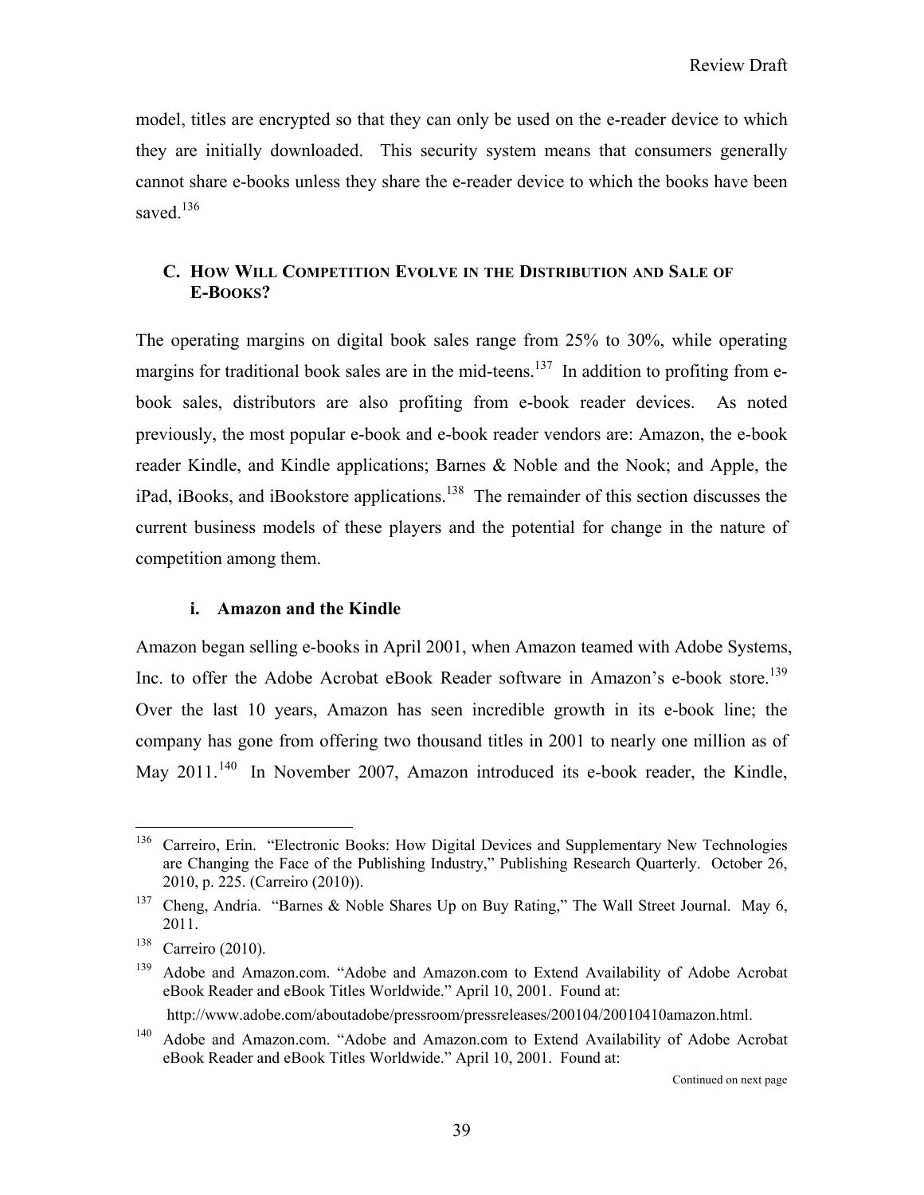model, titles are encrypted so that they can only be used on the e-reader device to which they are initially downloaded. This security system means that consumers generally cannot share e-books unless they share the e-reader device to which the books have been saved.[136]

## C. How Will Competition Evolve in the Distribution and Sale of E-Books?

The operating margins on digital book sales range from 25% to 30%, while operating margins for traditional book sales are in the mid-teens.[137] In addition to profiting from e-book sales, distributors are also profiting from e-book reader devices. As noted previously, the most popular e-book and e-book reader vendors are: Amazon, the e-book reader Kindle, and Kindle applications; Barnes & Noble and the Nook; and Apple, the iPad, iBooks, and iBookstore applications.[138] The remainder of this section discusses the current business models of these players and the potential for change in the nature of competition among them.

### i. Amazon and the Kindle

Amazon began selling e-books in April 2001, when Amazon teamed with Adobe Systems, Inc. to offer the Adobe Acrobat eBook Reader software in Amazon's e-book store.[139] Over the last 10 years, Amazon has seen incredible growth in its e-book line; the company has gone from offering two thousand titles in 2001 to nearly one million as of May 2011.[140] In November 2007, Amazon introduced its e-book reader, the Kindle,

---

[136] Carreiro, Erin. "Electronic Books: How Digital Devices and Supplementary New Technologies are Changing the Face of the Publishing Industry," Publishing Research Quarterly. October 26, 2010, p. 225. (Carreiro (2010)).

[137] Cheng, Andria. "Barnes & Noble Shares Up on Buy Rating," The Wall Street Journal. May 6, 2011.

[138] Carreiro (2010).

[139] Adobe and Amazon.com. "Adobe and Amazon.com to Extend Availability of Adobe Acrobat eBook Reader and eBook Titles Worldwide." April 10, 2001. Found at: http://www.adobe.com/aboutadobe/pressroom/pressreleases/200104/20010410amazon.html.

[140] Adobe and Amazon.com. "Adobe and Amazon.com to Extend Availability of Adobe Acrobat eBook Reader and eBook Titles Worldwide." April 10, 2001. Found at:

Continued on next page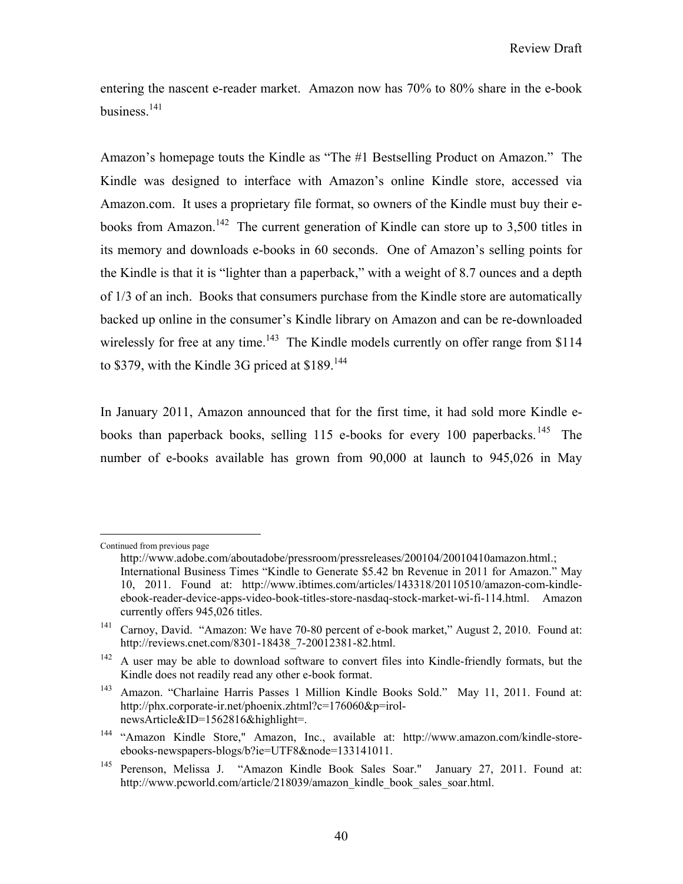entering the nascent e-reader market. Amazon now has 70% to 80% share in the e-book business.[141]

Amazon's homepage touts the Kindle as "The #1 Bestselling Product on Amazon." The Kindle was designed to interface with Amazon's online Kindle store, accessed via Amazon.com. It uses a proprietary file format, so owners of the Kindle must buy their e-books from Amazon.[142] The current generation of Kindle can store up to 3,500 titles in its memory and downloads e-books in 60 seconds. One of Amazon's selling points for the Kindle is that it is "lighter than a paperback," with a weight of 8.7 ounces and a depth of 1/3 of an inch. Books that consumers purchase from the Kindle store are automatically backed up online in the consumer's Kindle library on Amazon and can be re-downloaded wirelessly for free at any time.[143] The Kindle models currently on offer range from $114 to $379, with the Kindle 3G priced at $189.[144]

In January 2011, Amazon announced that for the first time, it had sold more Kindle e-books than paperback books, selling 115 e-books for every 100 paperbacks.[145] The number of e-books available has grown from 90,000 at launch to 945,026 in May

---

Continued from previous page

http://www.adobe.com/aboutadobe/pressroom/pressreleases/200104/20010410amazon.html.; International Business Times "Kindle to Generate $5.42 bn Revenue in 2011 for Amazon." May 10, 2011. Found at: http://www.ibtimes.com/articles/143318/20110510/amazon-com-kindle-ebook-reader-device-apps-video-book-titles-store-nasdaq-stock-market-wi-fi-114.html. Amazon currently offers 945,026 titles.

[141] Carnoy, David. "Amazon: We have 70-80 percent of e-book market," August 2, 2010. Found at: http://reviews.cnet.com/8301-18438_7-20012381-82.html.

[142] A user may be able to download software to convert files into Kindle-friendly formats, but the Kindle does not readily read any other e-book format.

[143] Amazon. "Charlaine Harris Passes 1 Million Kindle Books Sold." May 11, 2011. Found at: http://phx.corporate-ir.net/phoenix.zhtml?c=176060&p=irol-newsArticle&ID=1562816&highlight=.

[144] "Amazon Kindle Store," Amazon, Inc., available at: http://www.amazon.com/kindle-store-ebooks-newspapers-blogs/b?ie=UTF8&node=133141011.

[145] Perenson, Melissa J. "Amazon Kindle Book Sales Soar." January 27, 2011. Found at: http://www.pcworld.com/article/218039/amazon_kindle_book_sales_soar.html.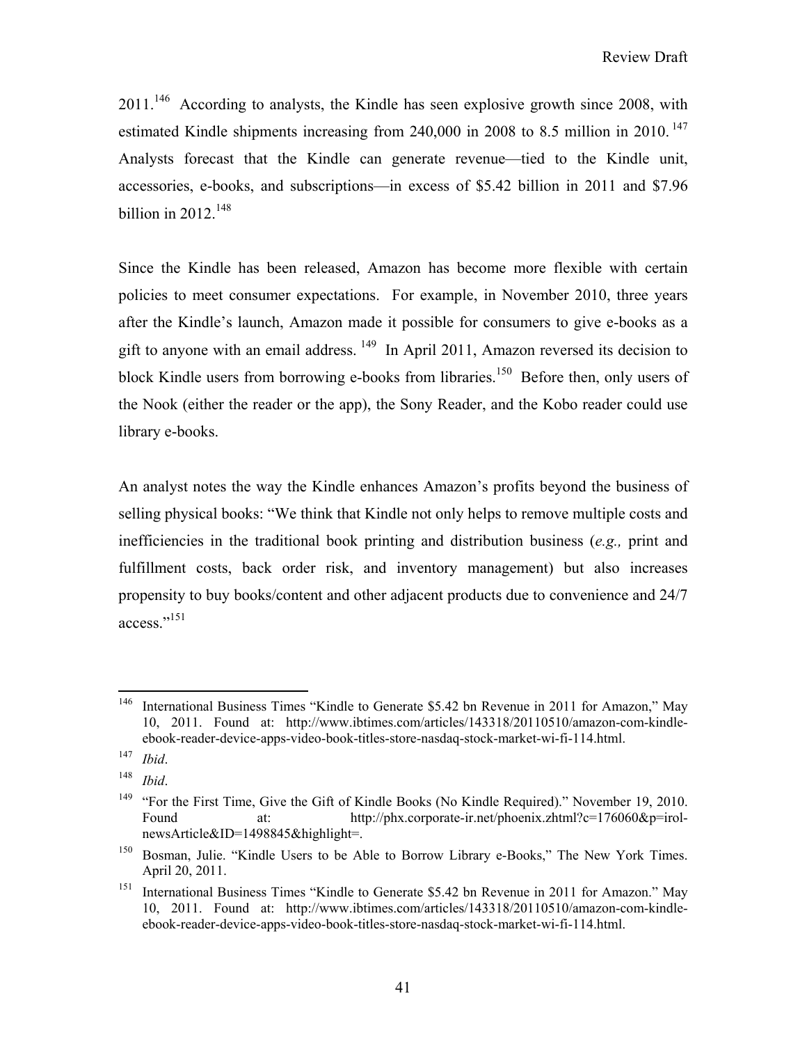2011.[146] According to analysts, the Kindle has seen explosive growth since 2008, with estimated Kindle shipments increasing from 240,000 in 2008 to 8.5 million in 2010.[147] Analysts forecast that the Kindle can generate revenue—tied to the Kindle unit, accessories, e-books, and subscriptions—in excess of $5.42 billion in 2011 and $7.96 billion in 2012.[148]

Since the Kindle has been released, Amazon has become more flexible with certain policies to meet consumer expectations. For example, in November 2010, three years after the Kindle's launch, Amazon made it possible for consumers to give e-books as a gift to anyone with an email address.[149] In April 2011, Amazon reversed its decision to block Kindle users from borrowing e-books from libraries.[150] Before then, only users of the Nook (either the reader or the app), the Sony Reader, and the Kobo reader could use library e-books.

An analyst notes the way the Kindle enhances Amazon's profits beyond the business of selling physical books: "We think that Kindle not only helps to remove multiple costs and inefficiencies in the traditional book printing and distribution business (*e.g.,* print and fulfillment costs, back order risk, and inventory management) but also increases propensity to buy books/content and other adjacent products due to convenience and 24/7 access."[151]

---

[146] International Business Times "Kindle to Generate $5.42 bn Revenue in 2011 for Amazon," May 10, 2011. Found at: http://www.ibtimes.com/articles/143318/20110510/amazon-com-kindle-ebook-reader-device-apps-video-book-titles-store-nasdaq-stock-market-wi-fi-114.html.

[147] *Ibid*.

[148] *Ibid*.

[149] "For the First Time, Give the Gift of Kindle Books (No Kindle Required)." November 19, 2010. Found at: http://phx.corporate-ir.net/phoenix.zhtml?c=176060&p=irol-newsArticle&ID=1498845&highlight=.

[150] Bosman, Julie. "Kindle Users to be Able to Borrow Library e-Books," The New York Times. April 20, 2011.

[151] International Business Times "Kindle to Generate $5.42 bn Revenue in 2011 for Amazon." May 10, 2011. Found at: http://www.ibtimes.com/articles/143318/20110510/amazon-com-kindle-ebook-reader-device-apps-video-book-titles-store-nasdaq-stock-market-wi-fi-114.html.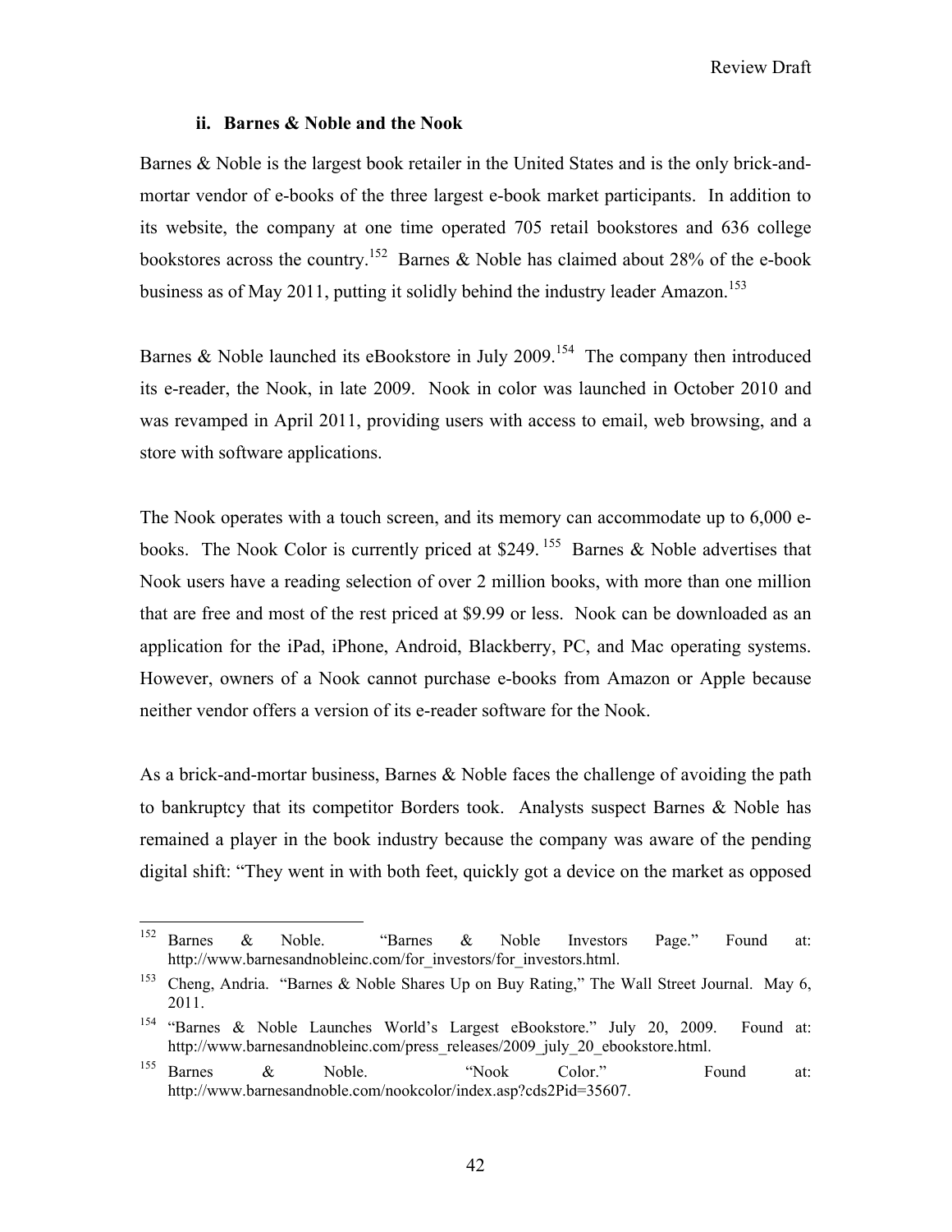### ii. Barnes & Noble and the Nook

Barnes & Noble is the largest book retailer in the United States and is the only brick-and-mortar vendor of e-books of the three largest e-book market participants. In addition to its website, the company at one time operated 705 retail bookstores and 636 college bookstores across the country.[152] Barnes & Noble has claimed about 28% of the e-book business as of May 2011, putting it solidly behind the industry leader Amazon.[153]

Barnes & Noble launched its eBookstore in July 2009.[154] The company then introduced its e-reader, the Nook, in late 2009. Nook in color was launched in October 2010 and was revamped in April 2011, providing users with access to email, web browsing, and a store with software applications.

The Nook operates with a touch screen, and its memory can accommodate up to 6,000 e-books. The Nook Color is currently priced at $249.[155] Barnes & Noble advertises that Nook users have a reading selection of over 2 million books, with more than one million that are free and most of the rest priced at $9.99 or less. Nook can be downloaded as an application for the iPad, iPhone, Android, Blackberry, PC, and Mac operating systems. However, owners of a Nook cannot purchase e-books from Amazon or Apple because neither vendor offers a version of its e-reader software for the Nook.

As a brick-and-mortar business, Barnes & Noble faces the challenge of avoiding the path to bankruptcy that its competitor Borders took. Analysts suspect Barnes & Noble has remained a player in the book industry because the company was aware of the pending digital shift: "They went in with both feet, quickly got a device on the market as opposed

---

[152] Barnes & Noble. "Barnes & Noble Investors Page." Found at: http://www.barnesandnobleinc.com/for_investors/for_investors.html.

[153] Cheng, Andria. "Barnes & Noble Shares Up on Buy Rating," The Wall Street Journal. May 6, 2011.

[154] "Barnes & Noble Launches World's Largest eBookstore." July 20, 2009. Found at: http://www.barnesandnobleinc.com/press_releases/2009_july_20_ebookstore.html.

[155] Barnes & Noble. "Nook Color." Found at: http://www.barnesandnoble.com/nookcolor/index.asp?cds2Pid=35607.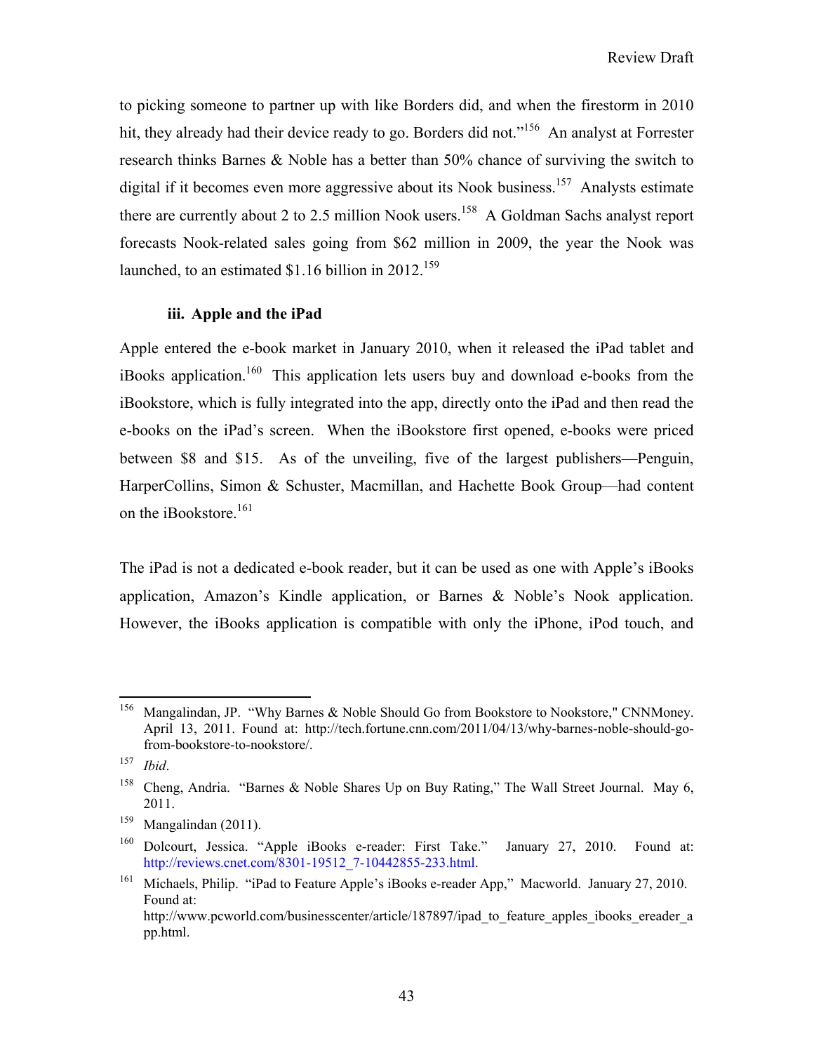to picking someone to partner up with like Borders did, and when the firestorm in 2010 hit, they already had their device ready to go. Borders did not."[156] An analyst at Forrester research thinks Barnes & Noble has a better than 50% chance of surviving the switch to digital if it becomes even more aggressive about its Nook business.[157] Analysts estimate there are currently about 2 to 2.5 million Nook users.[158] A Goldman Sachs analyst report forecasts Nook-related sales going from $62 million in 2009, the year the Nook was launched, to an estimated $1.16 billion in 2012.[159]

### iii. Apple and the iPad

Apple entered the e-book market in January 2010, when it released the iPad tablet and iBooks application.[160] This application lets users buy and download e-books from the iBookstore, which is fully integrated into the app, directly onto the iPad and then read the e-books on the iPad's screen. When the iBookstore first opened, e-books were priced between $8 and $15. As of the unveiling, five of the largest publishers—Penguin, HarperCollins, Simon & Schuster, Macmillan, and Hachette Book Group—had content on the iBookstore.[161]

The iPad is not a dedicated e-book reader, but it can be used as one with Apple's iBooks application, Amazon's Kindle application, or Barnes & Noble's Nook application. However, the iBooks application is compatible with only the iPhone, iPod touch, and

---

[156] Mangalindan, JP. "Why Barnes & Noble Should Go from Bookstore to Nookstore," CNNMoney. April 13, 2011. Found at: http://tech.fortune.cnn.com/2011/04/13/why-barnes-noble-should-go-from-bookstore-to-nookstore/.

[157] *Ibid*.

[158] Cheng, Andria. "Barnes & Noble Shares Up on Buy Rating," The Wall Street Journal. May 6, 2011.

[159] Mangalindan (2011).

[160] Dolcourt, Jessica. "Apple iBooks e-reader: First Take." January 27, 2010. Found at: http://reviews.cnet.com/8301-19512_7-10442855-233.html.

[161] Michaels, Philip. "iPad to Feature Apple's iBooks e-reader App," Macworld. January 27, 2010. Found at: http://www.pcworld.com/businesscenter/article/187897/ipad_to_feature_apples_ibooks_ereader_app.html.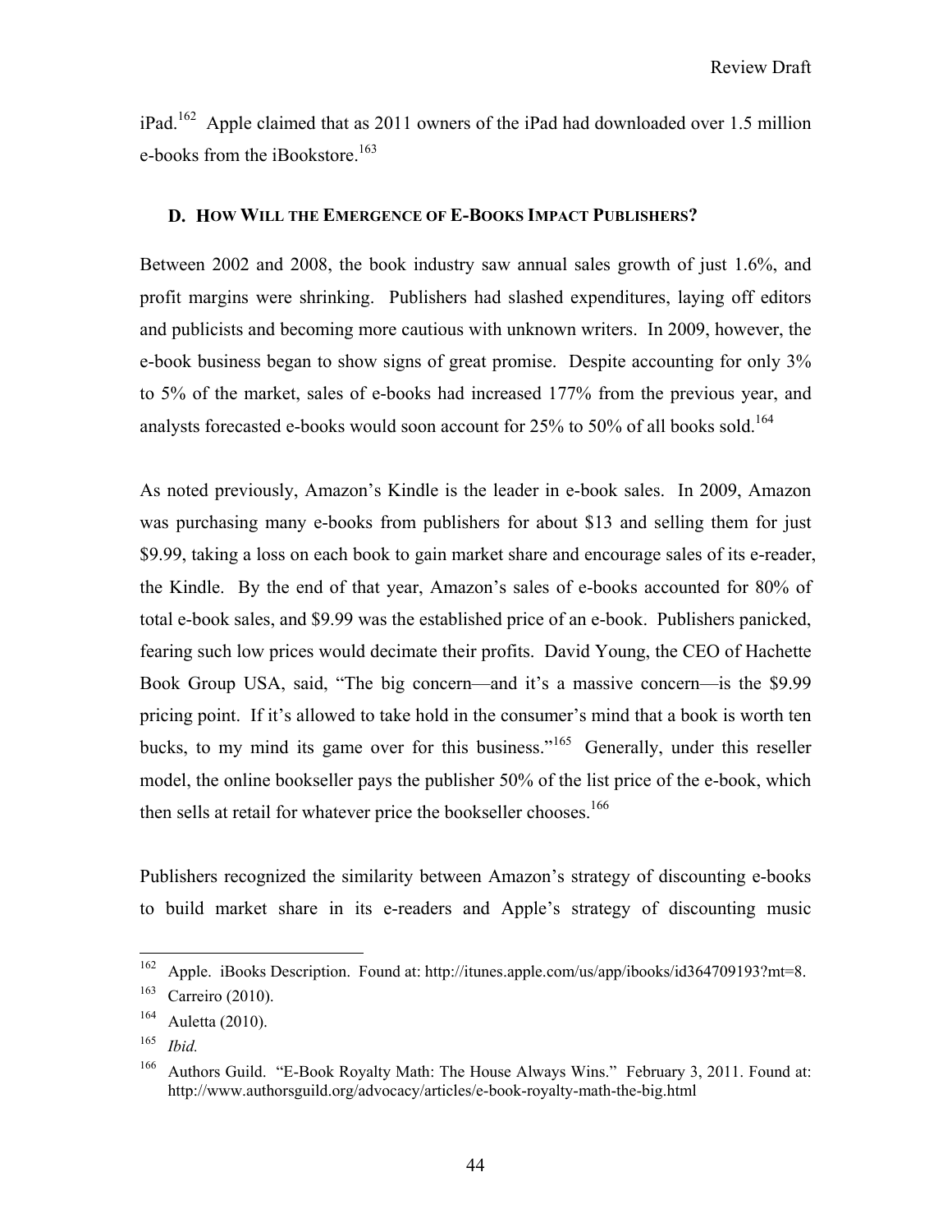iPad.[162] Apple claimed that as 2011 owners of the iPad had downloaded over 1.5 million e-books from the iBookstore.[163]

### D. HOW WILL THE EMERGENCE OF E-BOOKS IMPACT PUBLISHERS?

Between 2002 and 2008, the book industry saw annual sales growth of just 1.6%, and profit margins were shrinking. Publishers had slashed expenditures, laying off editors and publicists and becoming more cautious with unknown writers. In 2009, however, the e-book business began to show signs of great promise. Despite accounting for only 3% to 5% of the market, sales of e-books had increased 177% from the previous year, and analysts forecasted e-books would soon account for 25% to 50% of all books sold.[164]

As noted previously, Amazon's Kindle is the leader in e-book sales. In 2009, Amazon was purchasing many e-books from publishers for about $13 and selling them for just $9.99, taking a loss on each book to gain market share and encourage sales of its e-reader, the Kindle. By the end of that year, Amazon's sales of e-books accounted for 80% of total e-book sales, and $9.99 was the established price of an e-book. Publishers panicked, fearing such low prices would decimate their profits. David Young, the CEO of Hachette Book Group USA, said, "The big concern—and it's a massive concern—is the $9.99 pricing point. If it's allowed to take hold in the consumer's mind that a book is worth ten bucks, to my mind its game over for this business."[165] Generally, under this reseller model, the online bookseller pays the publisher 50% of the list price of the e-book, which then sells at retail for whatever price the bookseller chooses.[166]

Publishers recognized the similarity between Amazon's strategy of discounting e-books to build market share in its e-readers and Apple's strategy of discounting music

---

[162] Apple. iBooks Description. Found at: http://itunes.apple.com/us/app/ibooks/id364709193?mt=8.

[163] Carreiro (2010).

[164] Auletta (2010).

[165] *Ibid.*

[166] Authors Guild. "E-Book Royalty Math: The House Always Wins." February 3, 2011. Found at: http://www.authorsguild.org/advocacy/articles/e-book-royalty-math-the-big.html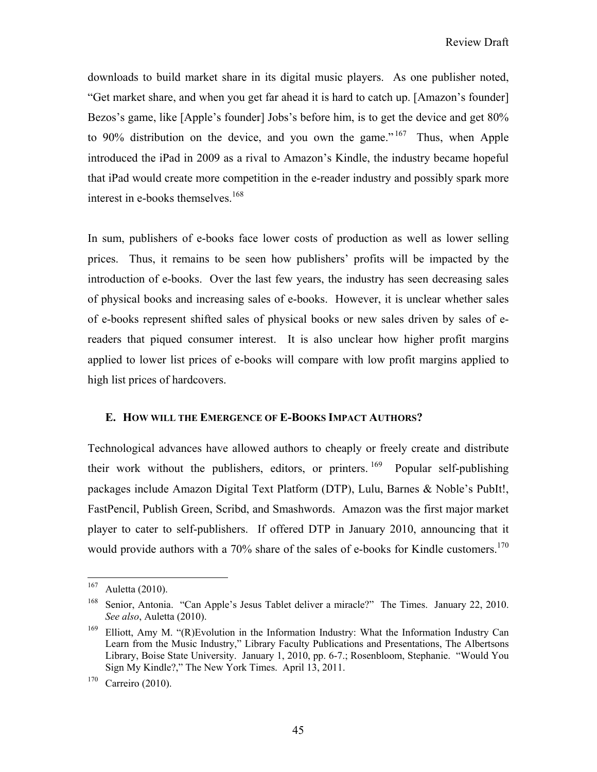downloads to build market share in its digital music players. As one publisher noted, "Get market share, and when you get far ahead it is hard to catch up. [Amazon's founder] Bezos's game, like [Apple's founder] Jobs's before him, is to get the device and get 80% to 90% distribution on the device, and you own the game."[167] Thus, when Apple introduced the iPad in 2009 as a rival to Amazon's Kindle, the industry became hopeful that iPad would create more competition in the e-reader industry and possibly spark more interest in e-books themselves.[168]

In sum, publishers of e-books face lower costs of production as well as lower selling prices. Thus, it remains to be seen how publishers' profits will be impacted by the introduction of e-books. Over the last few years, the industry has seen decreasing sales of physical books and increasing sales of e-books. However, it is unclear whether sales of e-books represent shifted sales of physical books or new sales driven by sales of e-readers that piqued consumer interest. It is also unclear how higher profit margins applied to lower list prices of e-books will compare with low profit margins applied to high list prices of hardcovers.

### E. How will the Emergence of E-Books Impact Authors?

Technological advances have allowed authors to cheaply or freely create and distribute their work without the publishers, editors, or printers.[169] Popular self-publishing packages include Amazon Digital Text Platform (DTP), Lulu, Barnes & Noble's PubIt!, FastPencil, Publish Green, Scribd, and Smashwords. Amazon was the first major market player to cater to self-publishers. If offered DTP in January 2010, announcing that it would provide authors with a 70% share of the sales of e-books for Kindle customers.[170]

---

[167] Auletta (2010).

[168] Senior, Antonia. "Can Apple's Jesus Tablet deliver a miracle?" The Times. January 22, 2010. *See also*, Auletta (2010).

[169] Elliott, Amy M. "(R)Evolution in the Information Industry: What the Information Industry Can Learn from the Music Industry," Library Faculty Publications and Presentations, The Albertsons Library, Boise State University. January 1, 2010, pp. 6-7.; Rosenbloom, Stephanie. "Would You Sign My Kindle?," The New York Times. April 13, 2011.

[170] Carreiro (2010).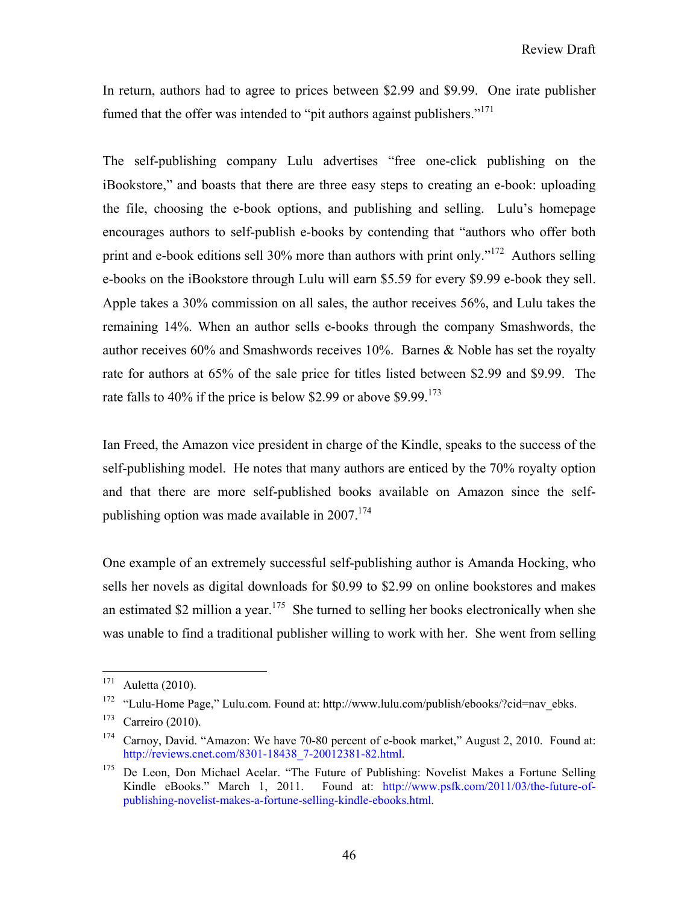In return, authors had to agree to prices between $2.99 and $9.99. One irate publisher fumed that the offer was intended to "pit authors against publishers."[171]

The self-publishing company Lulu advertises "free one-click publishing on the iBookstore," and boasts that there are three easy steps to creating an e-book: uploading the file, choosing the e-book options, and publishing and selling. Lulu's homepage encourages authors to self-publish e-books by contending that "authors who offer both print and e-book editions sell 30% more than authors with print only."[172] Authors selling e-books on the iBookstore through Lulu will earn $5.59 for every $9.99 e-book they sell. Apple takes a 30% commission on all sales, the author receives 56%, and Lulu takes the remaining 14%. When an author sells e-books through the company Smashwords, the author receives 60% and Smashwords receives 10%. Barnes & Noble has set the royalty rate for authors at 65% of the sale price for titles listed between $2.99 and $9.99. The rate falls to 40% if the price is below $2.99 or above $9.99.[173]

Ian Freed, the Amazon vice president in charge of the Kindle, speaks to the success of the self-publishing model. He notes that many authors are enticed by the 70% royalty option and that there are more self-published books available on Amazon since the self-publishing option was made available in 2007.[174]

One example of an extremely successful self-publishing author is Amanda Hocking, who sells her novels as digital downloads for $0.99 to $2.99 on online bookstores and makes an estimated $2 million a year.[175] She turned to selling her books electronically when she was unable to find a traditional publisher willing to work with her. She went from selling

---

[171] Auletta (2010).

[172] "Lulu-Home Page," Lulu.com. Found at: http://www.lulu.com/publish/ebooks/?cid=nav_ebks.

[173] Carreiro (2010).

[174] Carnoy, David. "Amazon: We have 70-80 percent of e-book market," August 2, 2010. Found at: http://reviews.cnet.com/8301-18438_7-20012381-82.html.

[175] De Leon, Don Michael Acelar. "The Future of Publishing: Novelist Makes a Fortune Selling Kindle eBooks." March 1, 2011. Found at: http://www.psfk.com/2011/03/the-future-of-publishing-novelist-makes-a-fortune-selling-kindle-ebooks.html.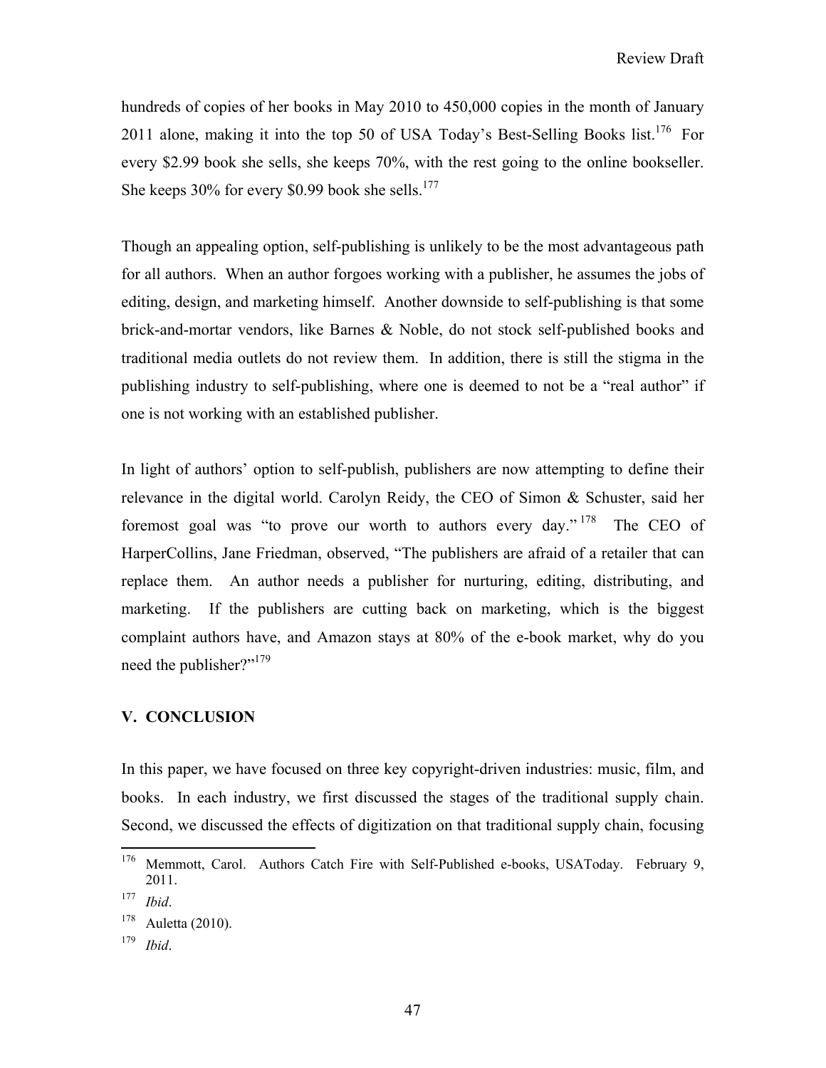hundreds of copies of her books in May 2010 to 450,000 copies in the month of January 2011 alone, making it into the top 50 of USA Today's Best-Selling Books list.[176] For every $2.99 book she sells, she keeps 70%, with the rest going to the online bookseller. She keeps 30% for every $0.99 book she sells.[177]

Though an appealing option, self-publishing is unlikely to be the most advantageous path for all authors. When an author forgoes working with a publisher, he assumes the jobs of editing, design, and marketing himself. Another downside to self-publishing is that some brick-and-mortar vendors, like Barnes & Noble, do not stock self-published books and traditional media outlets do not review them. In addition, there is still the stigma in the publishing industry to self-publishing, where one is deemed to not be a "real author" if one is not working with an established publisher.

In light of authors' option to self-publish, publishers are now attempting to define their relevance in the digital world. Carolyn Reidy, the CEO of Simon & Schuster, said her foremost goal was "to prove our worth to authors every day."[178] The CEO of HarperCollins, Jane Friedman, observed, "The publishers are afraid of a retailer that can replace them. An author needs a publisher for nurturing, editing, distributing, and marketing. If the publishers are cutting back on marketing, which is the biggest complaint authors have, and Amazon stays at 80% of the e-book market, why do you need the publisher?"[179]

## V. CONCLUSION

In this paper, we have focused on three key copyright-driven industries: music, film, and books. In each industry, we first discussed the stages of the traditional supply chain. Second, we discussed the effects of digitization on that traditional supply chain, focusing

---

[176] Memmott, Carol. Authors Catch Fire with Self-Published e-books, USAToday. February 9, 2011.

[177] *Ibid*.

[178] Auletta (2010).

[179] *Ibid*.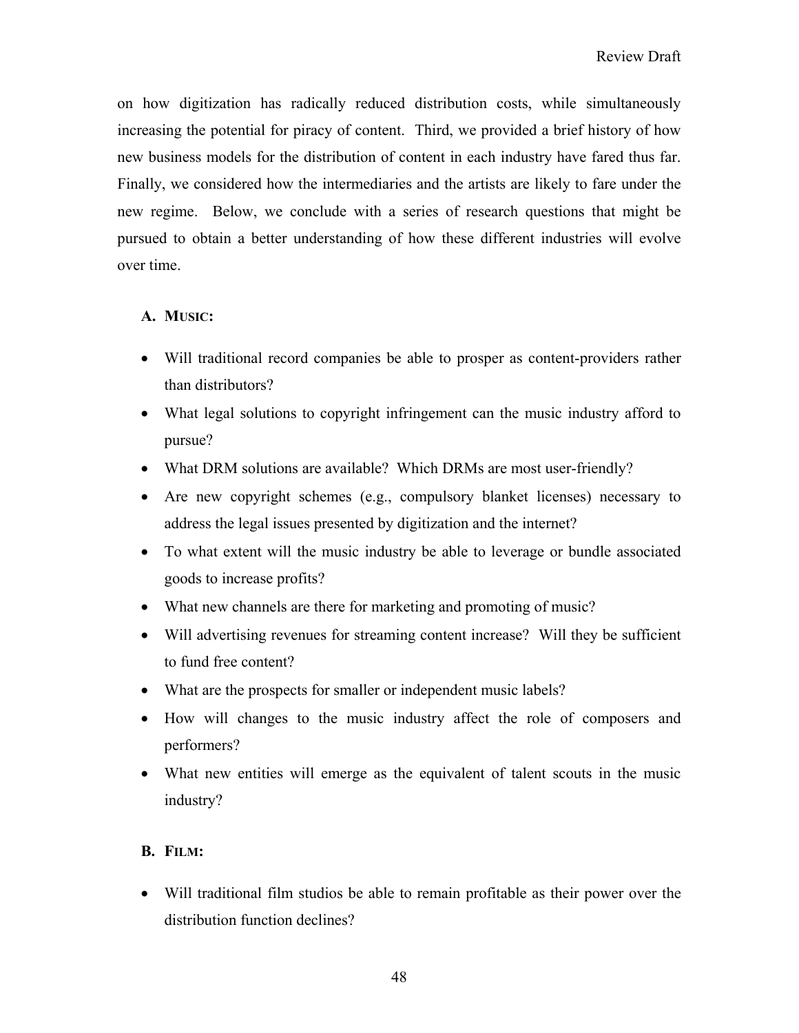on how digitization has radically reduced distribution costs, while simultaneously increasing the potential for piracy of content. Third, we provided a brief history of how new business models for the distribution of content in each industry have fared thus far. Finally, we considered how the intermediaries and the artists are likely to fare under the new regime. Below, we conclude with a series of research questions that might be pursued to obtain a better understanding of how these different industries will evolve over time.

### A. MUSIC:

- Will traditional record companies be able to prosper as content-providers rather than distributors?
- What legal solutions to copyright infringement can the music industry afford to pursue?
- What DRM solutions are available? Which DRMs are most user-friendly?
- Are new copyright schemes (e.g., compulsory blanket licenses) necessary to address the legal issues presented by digitization and the internet?
- To what extent will the music industry be able to leverage or bundle associated goods to increase profits?
- What new channels are there for marketing and promoting of music?
- Will advertising revenues for streaming content increase? Will they be sufficient to fund free content?
- What are the prospects for smaller or independent music labels?
- How will changes to the music industry affect the role of composers and performers?
- What new entities will emerge as the equivalent of talent scouts in the music industry?

### B. FILM:

- Will traditional film studios be able to remain profitable as their power over the distribution function declines?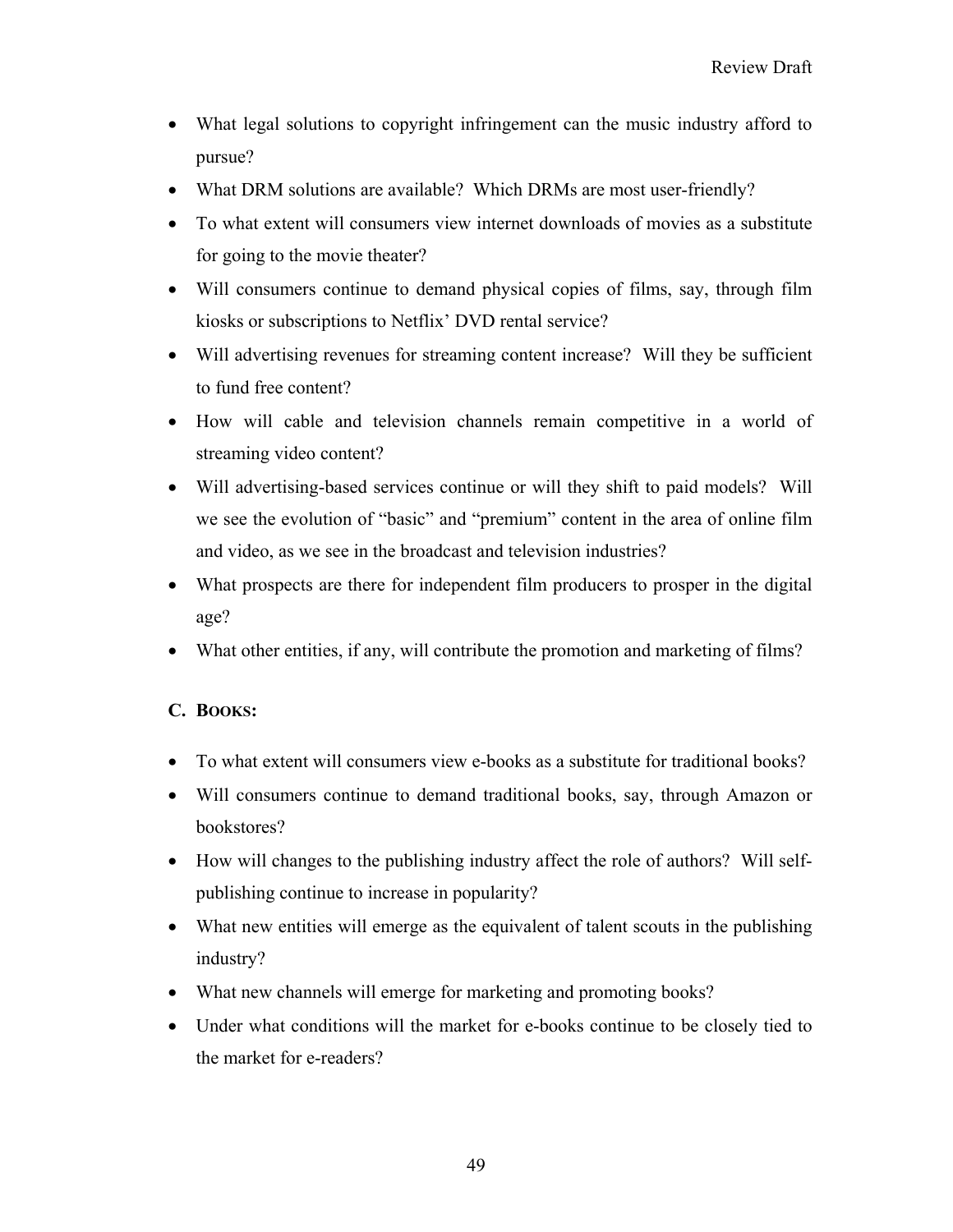- What legal solutions to copyright infringement can the music industry afford to pursue?
- What DRM solutions are available? Which DRMs are most user-friendly?
- To what extent will consumers view internet downloads of movies as a substitute for going to the movie theater?
- Will consumers continue to demand physical copies of films, say, through film kiosks or subscriptions to Netflix' DVD rental service?
- Will advertising revenues for streaming content increase? Will they be sufficient to fund free content?
- How will cable and television channels remain competitive in a world of streaming video content?
- Will advertising-based services continue or will they shift to paid models? Will we see the evolution of "basic" and "premium" content in the area of online film and video, as we see in the broadcast and television industries?
- What prospects are there for independent film producers to prosper in the digital age?
- What other entities, if any, will contribute the promotion and marketing of films?

### C. BOOKS:

- To what extent will consumers view e-books as a substitute for traditional books?
- Will consumers continue to demand traditional books, say, through Amazon or bookstores?
- How will changes to the publishing industry affect the role of authors? Will self-publishing continue to increase in popularity?
- What new entities will emerge as the equivalent of talent scouts in the publishing industry?
- What new channels will emerge for marketing and promoting books?
- Under what conditions will the market for e-books continue to be closely tied to the market for e-readers?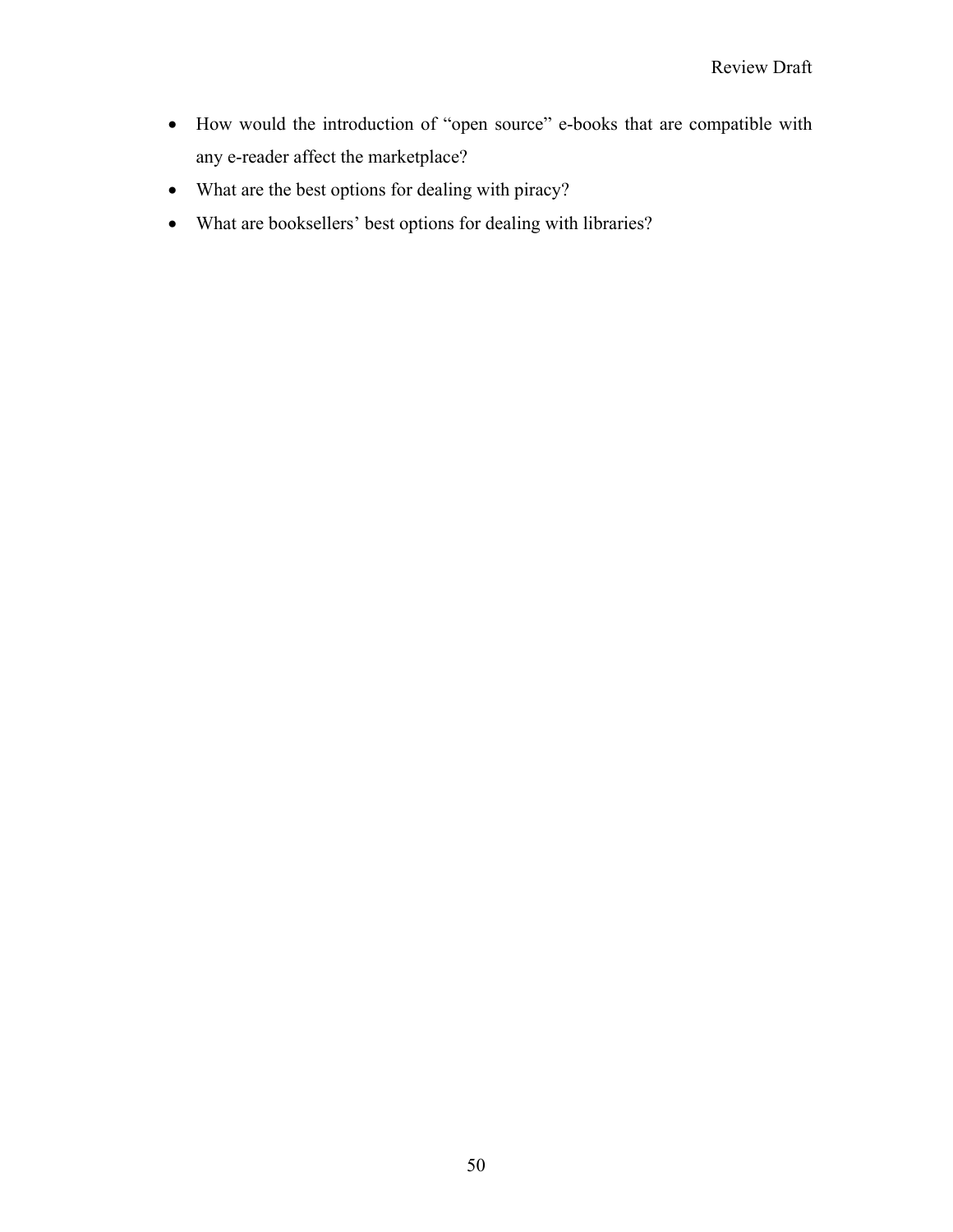- How would the introduction of “open source” e-books that are compatible with any e-reader affect the marketplace?
- What are the best options for dealing with piracy?
- What are booksellers’ best options for dealing with libraries?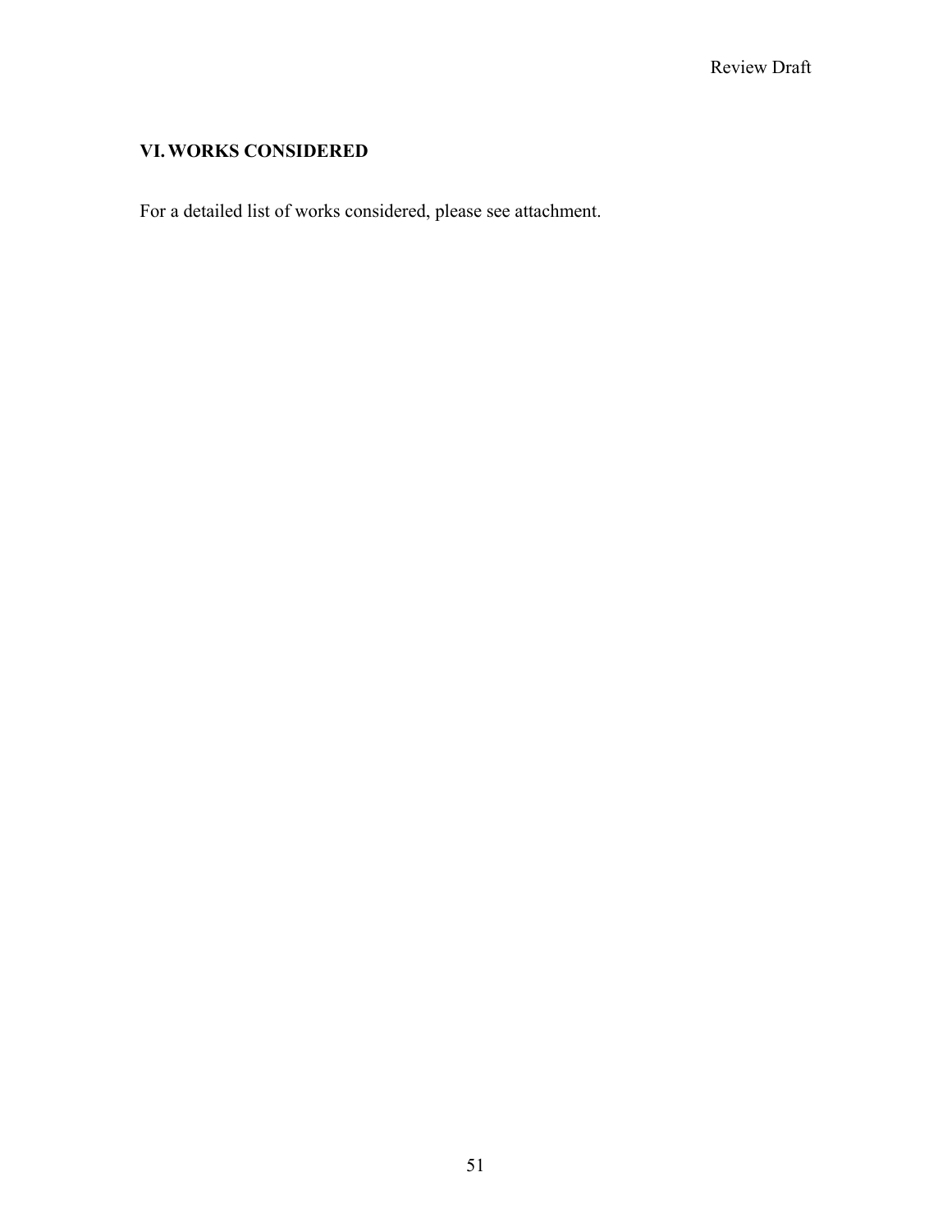## VI. WORKS CONSIDERED

For a detailed list of works considered, please see attachment.